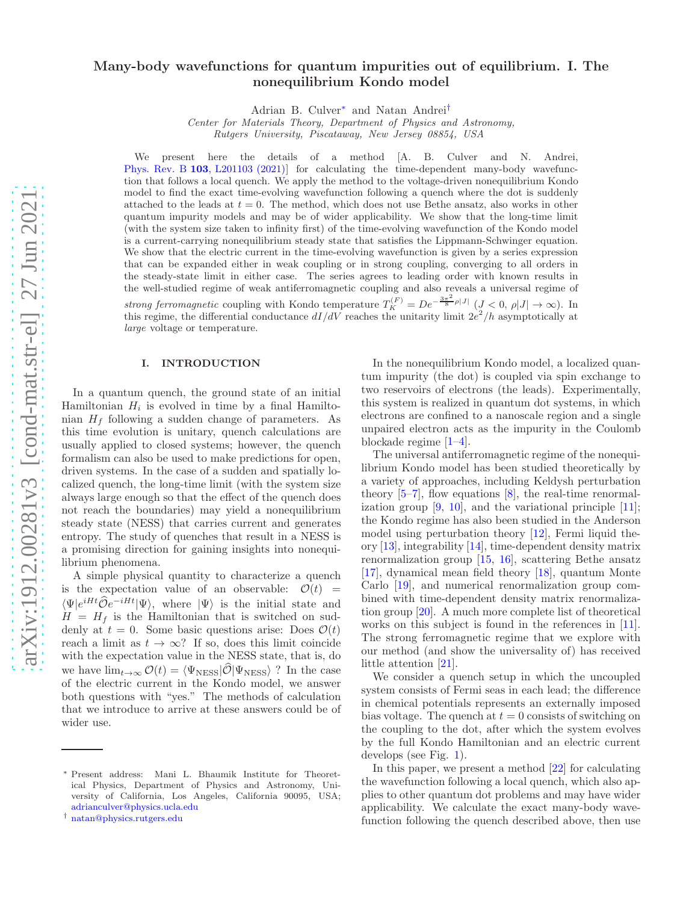# Many-body wavefunctions for quantum impurities out of equilibrium. I. The nonequilibrium Kondo model

Adrian B. Culver[*] and Natan Andrei[†]

*Center for Materials Theory, Department of Physics and Astronomy, Rutgers University, Piscataway, New Jersey 08854, USA*

We present here the details of a method [A. B. Culver and N. Andrei, Phys. Rev. B **103**, L201103 (2021)] for calculating the time-dependent many-body wavefunction that follows a local quench. We apply the method to the voltage-driven nonequilibrium Kondo model to find the exact time-evolving wavefunction following a quench where the dot is suddenly attached to the leads at $t = 0$. The method, which does not use Bethe ansatz, also works in other quantum impurity models and may be of wider applicability. We show that the long-time limit (with the system size taken to infinity first) of the time-evolving wavefunction of the Kondo model is a current-carrying nonequilibrium steady state that satisfies the Lippmann-Schwinger equation. We show that the electric current in the time-evolving wavefunction is given by a series expression that can be expanded either in weak coupling or in strong coupling, converging to all orders in the steady-state limit in either case. The series agrees to leading order with known results in the well-studied regime of weak antiferromagnetic coupling and also reveals a universal regime of *strong ferromagnetic* coupling with Kondo temperature $T_K^{(F)} = De^{-\frac{3\pi^2}{8}\rho|J|}$ ($J < 0$, $\rho|J| \to \infty$). In this regime, the differential conductance $dI/dV$ reaches the unitarity limit $2e^2/h$ asymptotically at *large* voltage or temperature.

## I. INTRODUCTION

In a quantum quench, the ground state of an initial Hamiltonian $H_i$ is evolved in time by a final Hamiltonian $H_f$ following a sudden change of parameters. As this time evolution is unitary, quench calculations are usually applied to closed systems; however, the quench formalism can also be used to make predictions for open, driven systems. In the case of a sudden and spatially localized quench, the long-time limit (with the system size always large enough so that the effect of the quench does not reach the boundaries) may yield a nonequilibrium steady state (NESS) that carries current and generates entropy. The study of quenches that result in a NESS is a promising direction for gaining insights into nonequilibrium phenomena.

A simple physical quantity to characterize a quench is the expectation value of an observable: $\mathcal{O}(t) = \langle\Psi|e^{iHt}\widehat{\mathcal{O}}e^{-iHt}|\Psi\rangle$, where $|\Psi\rangle$ is the initial state and $H = H_f$ is the Hamiltonian that is switched on suddenly at $t = 0$. Some basic questions arise: Does $\mathcal{O}(t)$ reach a limit as $t \to \infty$? If so, does this limit coincide with the expectation value in the NESS state, that is, do we have $\lim_{t\to\infty}\mathcal{O}(t) = \langle\Psi_{\mathrm{NESS}}|\widehat{\mathcal{O}}|\Psi_{\mathrm{NESS}}\rangle$ ? In the case of the electric current in the Kondo model, we answer both questions with "yes." The methods of calculation that we introduce to arrive at these answers could be of wider use.

In the nonequilibrium Kondo model, a localized quantum impurity (the dot) is coupled via spin exchange to two reservoirs of electrons (the leads). Experimentally, this system is realized in quantum dot systems, in which electrons are confined to a nanoscale region and a single unpaired electron acts as the impurity in the Coulomb blockade regime [1–4].

The universal antiferromagnetic regime of the nonequilibrium Kondo model has been studied theoretically by a variety of approaches, including Keldysh perturbation theory [5–7], flow equations [8], the real-time renormalization group [9, 10], and the variational principle [11]; the Kondo regime has also been studied in the Anderson model using perturbation theory [12], Fermi liquid theory [13], integrability [14], time-dependent density matrix renormalization group [15, 16], scattering Bethe ansatz [17], dynamical mean field theory [18], quantum Monte Carlo [19], and numerical renormalization group combined with time-dependent density matrix renormalization group [20]. A much more complete list of theoretical works on this subject is found in the references in [11]. The strong ferromagnetic regime that we explore with our method (and show the universality of) has received little attention [21].

We consider a quench setup in which the uncoupled system consists of Fermi seas in each lead; the difference in chemical potentials represents an externally imposed bias voltage. The quench at $t = 0$ consists of switching on the coupling to the dot, after which the system evolves by the full Kondo Hamiltonian and an electric current develops (see Fig. 1).

In this paper, we present a method [22] for calculating the wavefunction following a local quench, which also applies to other quantum dot problems and may have wider applicability. We calculate the exact many-body wavefunction following the quench described above, then use

---

[*] Present address: Mani L. Bhaumik Institute for Theoretical Physics, Department of Physics and Astronomy, University of California, Los Angeles, California 90095, USA; adrianculver@physics.ucla.edu

[†] natan@physics.rutgers.edu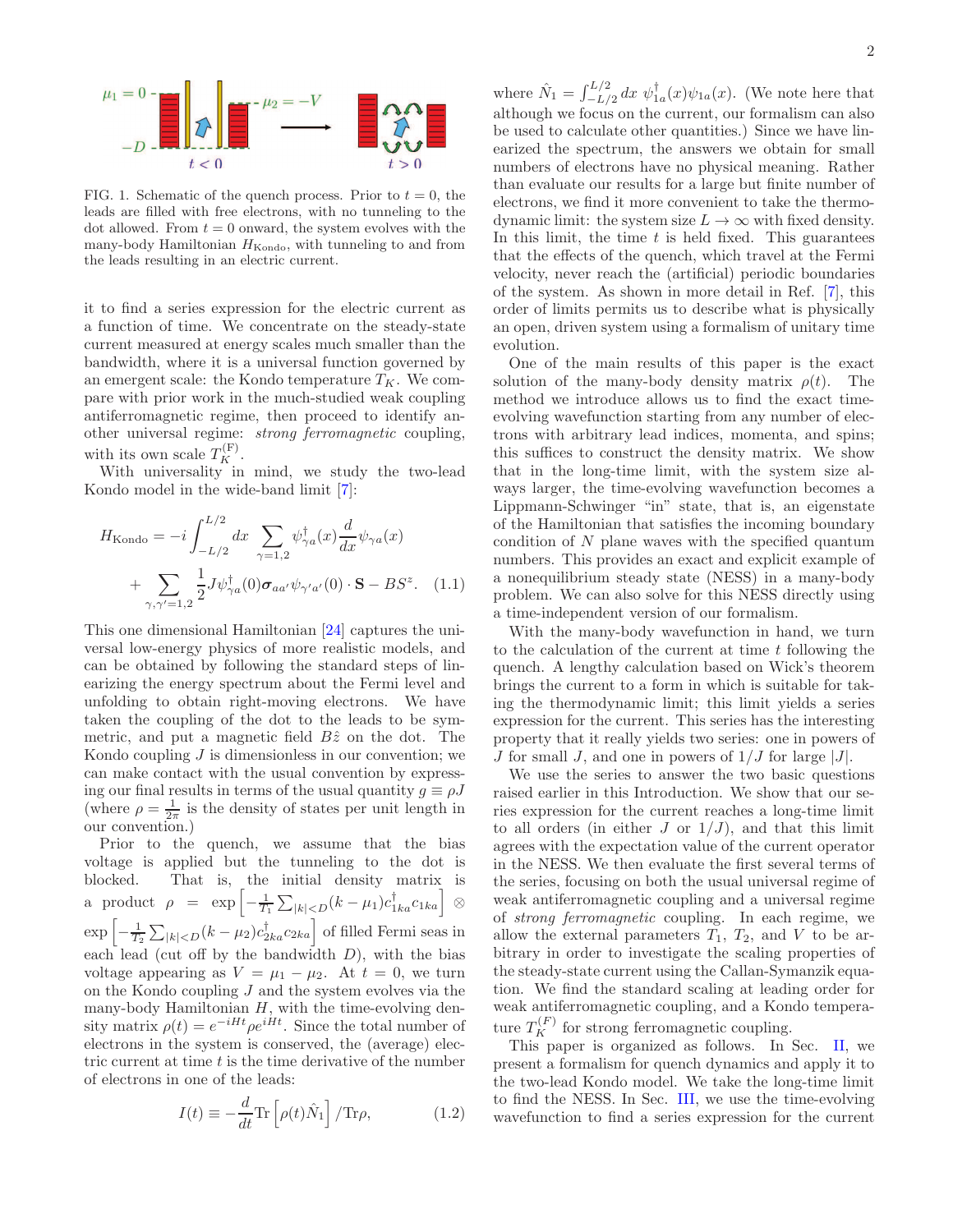FIG. 1. Schematic of the quench process. Prior to $t = 0$, the leads are filled with free electrons, with no tunneling to the dot allowed. From $t = 0$ onward, the system evolves with the many-body Hamiltonian $H_{\text{Kondo}}$, with tunneling to and from the leads resulting in an electric current.

it to find a series expression for the electric current as a function of time. We concentrate on the steady-state current measured at energy scales much smaller than the bandwidth, where it is a universal function governed by an emergent scale: the Kondo temperature $T_K$. We compare with prior work in the much-studied weak coupling antiferromagnetic regime, then proceed to identify another universal regime: *strong ferromagnetic* coupling, with its own scale $T_K^{(\text{F})}$.

With universality in mind, we study the two-lead Kondo model in the wide-band limit [7]:

$$H_{\text{Kondo}} = -i\int_{-L/2}^{L/2} dx \sum_{\gamma=1,2} \psi^\dagger_{\gamma a}(x)\frac{d}{dx}\psi_{\gamma a}(x) + \sum_{\gamma,\gamma'=1,2} \frac{1}{2} J \psi^\dagger_{\gamma a}(0)\boldsymbol{\sigma}_{aa'}\psi_{\gamma' a'}(0)\cdot \mathbf{S} - BS^z. \quad (1.1)$$

This one dimensional Hamiltonian [24] captures the universal low-energy physics of more realistic models, and can be obtained by following the standard steps of linearizing the energy spectrum about the Fermi level and unfolding to obtain right-moving electrons. We have taken the coupling of the dot to the leads to be symmetric, and put a magnetic field $B\hat{z}$ on the dot. The Kondo coupling $J$ is dimensionless in our convention; we can make contact with the usual convention by expressing our final results in terms of the usual quantity $g \equiv \rho J$ (where $\rho = \frac{1}{2\pi}$ is the density of states per unit length in our convention.)

Prior to the quench, we assume that the bias voltage is applied but the tunneling to the dot is blocked. That is, the initial density matrix is a product $\rho = \exp\left[-\frac{1}{T_1}\sum_{|k|<D}(k-\mu_1)c^\dagger_{1ka}c_{1ka}\right] \otimes \exp\left[-\frac{1}{T_2}\sum_{|k|<D}(k-\mu_2)c^\dagger_{2ka}c_{2ka}\right]$ of filled Fermi seas in each lead (cut off by the bandwidth $D$), with the bias voltage appearing as $V = \mu_1 - \mu_2$. At $t = 0$, we turn on the Kondo coupling $J$ and the system evolves via the many-body Hamiltonian $H$, with the time-evolving density matrix $\rho(t) = e^{-iHt}\rho e^{iHt}$. Since the total number of electrons in the system is conserved, the (average) electric current at time $t$ is the time derivative of the number of electrons in one of the leads:

$$I(t) \equiv -\frac{d}{dt}\text{Tr}\left[\rho(t)\hat{N}_1\right]/\text{Tr}\rho, \quad (1.2)$$

where $\hat{N}_1 = \int_{-L/2}^{L/2} dx\, \psi^\dagger_{1a}(x)\psi_{1a}(x)$. (We note here that although we focus on the current, our formalism can also be used to calculate other quantities.) Since we have linearized the spectrum, the answers we obtain for small numbers of electrons have no physical meaning. Rather than evaluate our results for a large but finite number of electrons, we find it more convenient to take the thermodynamic limit: the system size $L \to \infty$ with fixed density. In this limit, the time $t$ is held fixed. This guarantees that the effects of the quench, which travel at the Fermi velocity, never reach the (artificial) periodic boundaries of the system. As shown in more detail in Ref. [7], this order of limits permits us to describe what is physically an open, driven system using a formalism of unitary time evolution.

One of the main results of this paper is the exact solution of the many-body density matrix $\rho(t)$. The method we introduce allows us to find the exact time-evolving wavefunction starting from any number of electrons with arbitrary lead indices, momenta, and spins; this suffices to construct the density matrix. We show that in the long-time limit, with the system size always larger, the time-evolving wavefunction becomes a Lippmann-Schwinger "in" state, that is, an eigenstate of the Hamiltonian that satisfies the incoming boundary condition of $N$ plane waves with the specified quantum numbers. This provides an exact and explicit example of a nonequilibrium steady state (NESS) in a many-body problem. We can also solve for this NESS directly using a time-independent version of our formalism.

With the many-body wavefunction in hand, we turn to the calculation of the current at time $t$ following the quench. A lengthy calculation based on Wick's theorem brings the current to a form in which is suitable for taking the thermodynamic limit; this limit yields a series expression for the current. This series has the interesting property that it really yields two series: one in powers of $J$ for small $J$, and one in powers of $1/J$ for large $|J|$.

We use the series to answer the two basic questions raised earlier in this Introduction. We show that our series expression for the current reaches a long-time limit to all orders (in either $J$ or $1/J$), and that this limit agrees with the expectation value of the current operator in the NESS. We then evaluate the first several terms of the series, focusing on both the usual universal regime of weak antiferromagnetic coupling and a universal regime of *strong ferromagnetic* coupling. In each regime, we allow the external parameters $T_1$, $T_2$, and $V$ to be arbitrary in order to investigate the scaling properties of the steady-state current using the Callan-Symanzik equation. We find the standard scaling at leading order for weak antiferromagnetic coupling, and a Kondo temperature $T_K^{(F)}$ for strong ferromagnetic coupling.

This paper is organized as follows. In Sec. II, we present a formalism for quench dynamics and apply it to the two-lead Kondo model. We take the long-time limit to find the NESS. In Sec. III, we use the time-evolving wavefunction to find a series expression for the current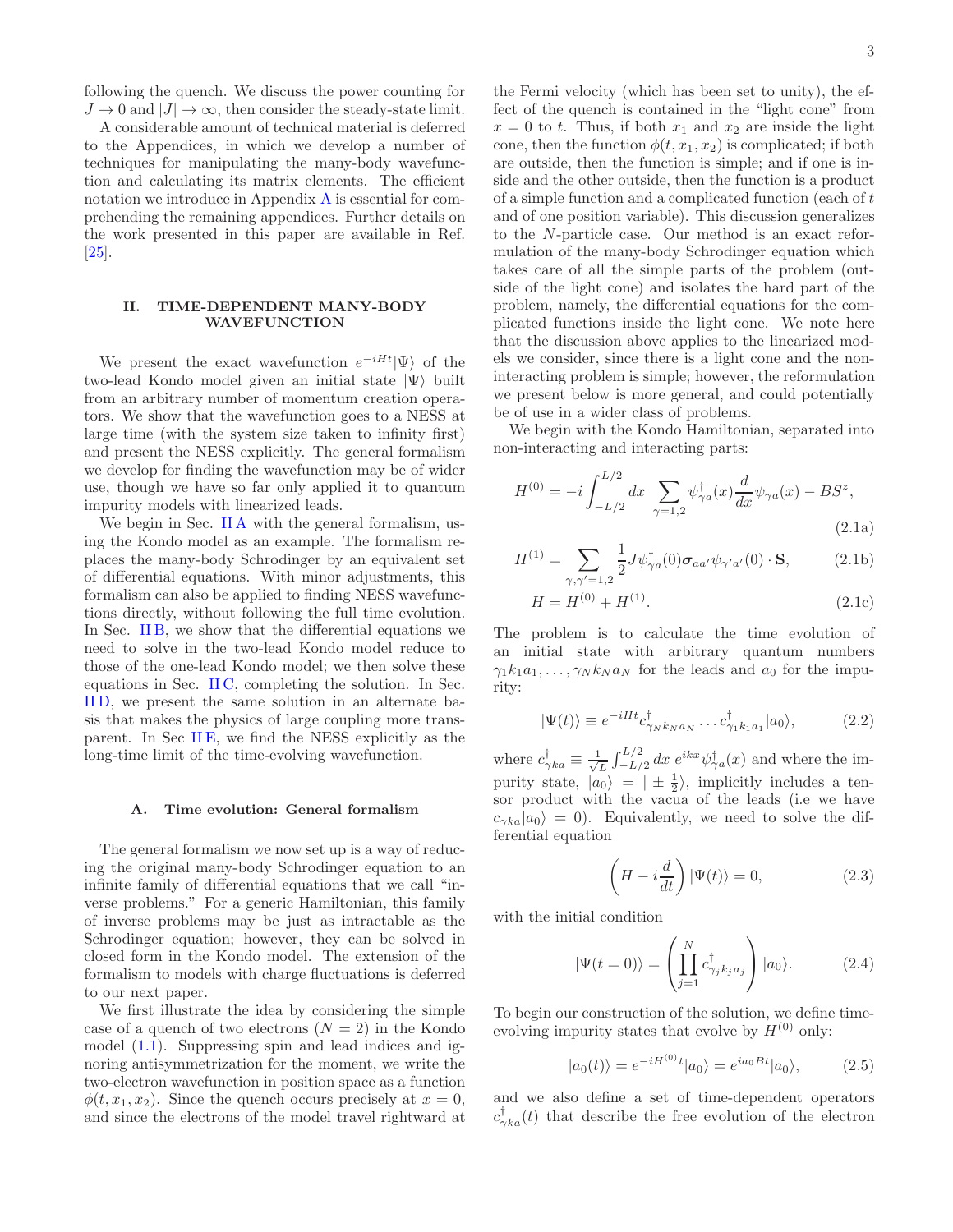following the quench. We discuss the power counting for $J \to 0$ and $|J| \to \infty$, then consider the steady-state limit.

A considerable amount of technical material is deferred to the Appendices, in which we develop a number of techniques for manipulating the many-body wavefunction and calculating its matrix elements. The efficient notation we introduce in Appendix A is essential for comprehending the remaining appendices. Further details on the work presented in this paper are available in Ref. [25].

## II. TIME-DEPENDENT MANY-BODY WAVEFUNCTION

We present the exact wavefunction $e^{-iHt}|\Psi\rangle$ of the two-lead Kondo model given an initial state $|\Psi\rangle$ built from an arbitrary number of momentum creation operators. We show that the wavefunction goes to a NESS at large time (with the system size taken to infinity first) and present the NESS explicitly. The general formalism we develop for finding the wavefunction may be of wider use, though we have so far only applied it to quantum impurity models with linearized leads.

We begin in Sec. II A with the general formalism, using the Kondo model as an example. The formalism replaces the many-body Schrodinger by an equivalent set of differential equations. With minor adjustments, this formalism can also be applied to finding NESS wavefunctions directly, without following the full time evolution. In Sec. II B, we show that the differential equations we need to solve in the two-lead Kondo model reduce to those of the one-lead Kondo model; we then solve these equations in Sec. II C, completing the solution. In Sec. II D, we present the same solution in an alternate basis that makes the physics of large coupling more transparent. In Sec II E, we find the NESS explicitly as the long-time limit of the time-evolving wavefunction.

### A. Time evolution: General formalism

The general formalism we now set up is a way of reducing the original many-body Schrodinger equation to an infinite family of differential equations that we call "inverse problems." For a generic Hamiltonian, this family of inverse problems may be just as intractable as the Schrodinger equation; however, they can be solved in closed form in the Kondo model. The extension of the formalism to models with charge fluctuations is deferred to our next paper.

We first illustrate the idea by considering the simple case of a quench of two electrons ($N = 2$) in the Kondo model (1.1). Suppressing spin and lead indices and ignoring antisymmetrization for the moment, we write the two-electron wavefunction in position space as a function $\phi(t, x_1, x_2)$. Since the quench occurs precisely at $x = 0$, and since the electrons of the model travel rightward at the Fermi velocity (which has been set to unity), the effect of the quench is contained in the "light cone" from $x = 0$ to $t$. Thus, if both $x_1$ and $x_2$ are inside the light cone, then the function $\phi(t, x_1, x_2)$ is complicated; if both are outside, then the function is simple; and if one is inside and the other outside, then the function is a product of a simple function and a complicated function (each of $t$ and of one position variable). This discussion generalizes to the $N$-particle case. Our method is an exact reformulation of the many-body Schrodinger equation which takes care of all the simple parts of the problem (outside of the light cone) and isolates the hard part of the problem, namely, the differential equations for the complicated functions inside the light cone. We note here that the discussion above applies to the linearized models we consider, since there is a light cone and the non-interacting problem is simple; however, the reformulation we present below is more general, and could potentially be of use in a wider class of problems.

We begin with the Kondo Hamiltonian, separated into non-interacting and interacting parts:

$$H^{(0)} = -i \int_{-L/2}^{L/2} dx \sum_{\gamma=1,2} \psi^\dagger_{\gamma a}(x) \frac{d}{dx} \psi_{\gamma a}(x) - BS^z, \tag{2.1a}$$

$$H^{(1)} = \sum_{\gamma,\gamma'=1,2} \frac{1}{2} J \psi^\dagger_{\gamma a}(0) \boldsymbol{\sigma}_{aa'} \psi_{\gamma' a'}(0) \cdot \mathbf{S}, \tag{2.1b}$$

$$H = H^{(0)} + H^{(1)}. \tag{2.1c}$$

The problem is to calculate the time evolution of an initial state with arbitrary quantum numbers $\gamma_1 k_1 a_1, \dots, \gamma_N k_N a_N$ for the leads and $a_0$ for the impurity:

$$|\Psi(t)\rangle \equiv e^{-iHt} c^\dagger_{\gamma_N k_N a_N} \dots c^\dagger_{\gamma_1 k_1 a_1} |a_0\rangle, \tag{2.2}$$

where $c^\dagger_{\gamma k a} \equiv \frac{1}{\sqrt{L}} \int_{-L/2}^{L/2} dx\, e^{ikx} \psi^\dagger_{\gamma a}(x)$ and where the impurity state, $|a_0\rangle = |\pm \frac{1}{2}\rangle$, implicitly includes a tensor product with the vacua of the leads (i.e we have $c_{\gamma k a}|a_0\rangle = 0$). Equivalently, we need to solve the differential equation

$$\left( H - i\frac{d}{dt} \right) |\Psi(t)\rangle = 0, \tag{2.3}$$

with the initial condition

$$|\Psi(t = 0)\rangle = \left( \prod_{j=1}^{N} c^\dagger_{\gamma_j k_j a_j} \right) |a_0\rangle. \tag{2.4}$$

To begin our construction of the solution, we define time-evolving impurity states that evolve by $H^{(0)}$ only:

$$|a_0(t)\rangle = e^{-iH^{(0)}t} |a_0\rangle = e^{ia_0 Bt} |a_0\rangle, \tag{2.5}$$

and we also define a set of time-dependent operators $c^\dagger_{\gamma k a}(t)$ that describe the free evolution of the electron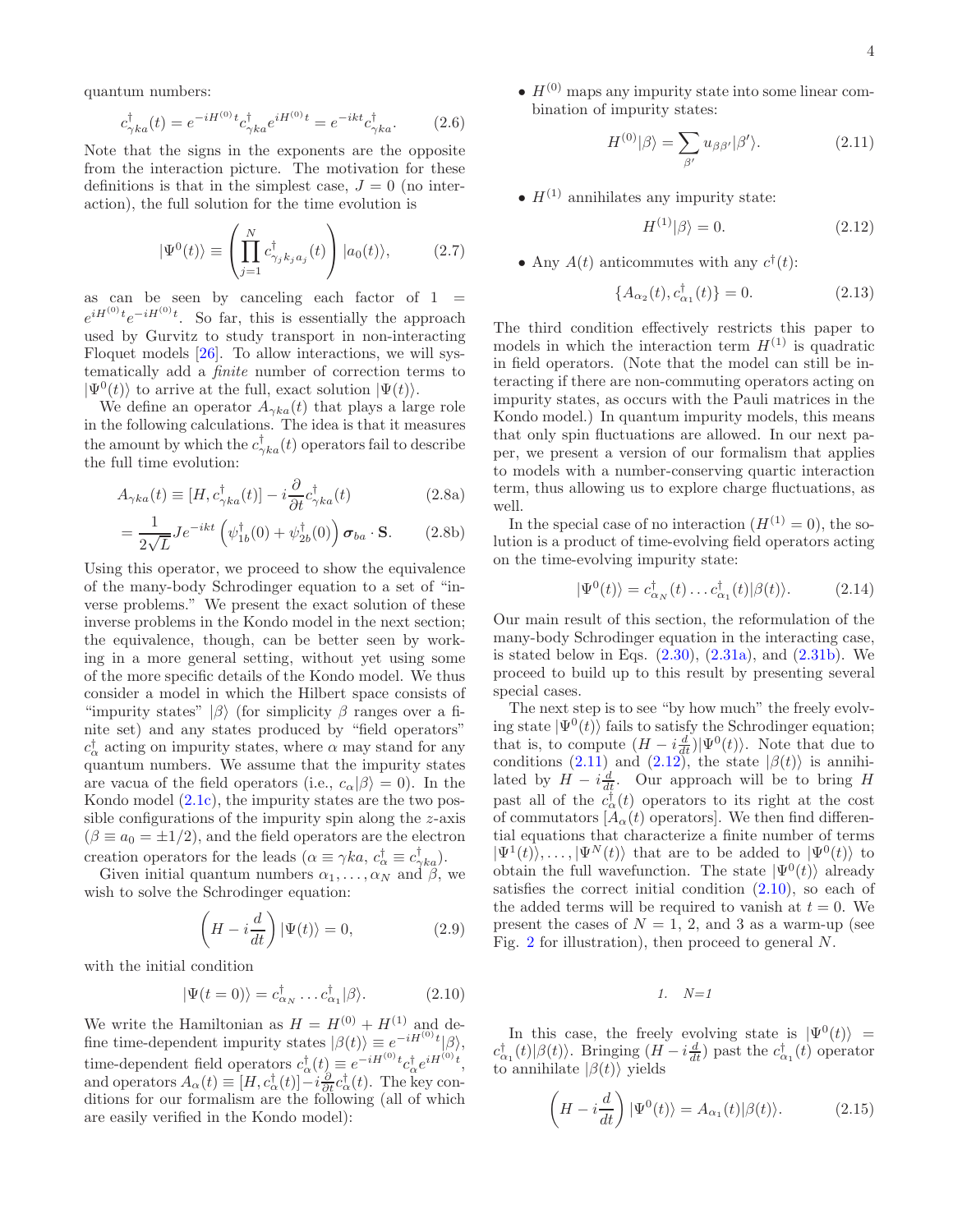quantum numbers:

$$c^\dagger_{\gamma ka}(t) = e^{-iH^{(0)}t} c^\dagger_{\gamma ka} e^{iH^{(0)}t} = e^{-ikt} c^\dagger_{\gamma ka}. \tag{2.6}$$

Note that the signs in the exponents are the opposite from the interaction picture. The motivation for these definitions is that in the simplest case, $J = 0$ (no interaction), the full solution for the time evolution is

$$|\Psi^0(t)\rangle \equiv \left( \prod_{j=1}^{N} c^\dagger_{\gamma_j k_j a_j}(t) \right) |a_0(t)\rangle, \tag{2.7}$$

as can be seen by canceling each factor of $1 = e^{iH^{(0)}t} e^{-iH^{(0)}t}$. So far, this is essentially the approach used by Gurvitz to study transport in non-interacting Floquet models [26]. To allow interactions, we will systematically add a *finite* number of correction terms to $|\Psi^0(t)\rangle$ to arrive at the full, exact solution $|\Psi(t)\rangle$.

We define an operator $A_{\gamma ka}(t)$ that plays a large role in the following calculations. The idea is that it measures the amount by which the $c^\dagger_{\gamma ka}(t)$ operators fail to describe the full time evolution:

$$A_{\gamma ka}(t) \equiv [H, c^\dagger_{\gamma ka}(t)] - i \frac{\partial}{\partial t} c^\dagger_{\gamma ka}(t) \tag{2.8a}$$

$$= \frac{1}{2\sqrt{L}} J e^{-ikt} \left( \psi^\dagger_{1b}(0) + \psi^\dagger_{2b}(0) \right) \boldsymbol{\sigma}_{ba} \cdot \mathbf{S}. \tag{2.8b}$$

Using this operator, we proceed to show the equivalence of the many-body Schrodinger equation to a set of "inverse problems." We present the exact solution of these inverse problems in the Kondo model in the next section; the equivalence, though, can be better seen by working in a more general setting, without yet using some of the more specific details of the Kondo model. We thus consider a model in which the Hilbert space consists of "impurity states" $|\beta\rangle$ (for simplicity $\beta$ ranges over a finite set) and any states produced by "field operators" $c^\dagger_\alpha$ acting on impurity states, where $\alpha$ may stand for any quantum numbers. We assume that the impurity states are vacua of the field operators (i.e., $c_\alpha|\beta\rangle = 0$). In the Kondo model (2.1c), the impurity states are the two possible configurations of the impurity spin along the $z$-axis ($\beta \equiv a_0 = \pm 1/2$), and the field operators are the electron creation operators for the leads ($\alpha \equiv \gamma ka$, $c^\dagger_\alpha \equiv c^\dagger_{\gamma ka}$).

Given initial quantum numbers $\alpha_1, \ldots, \alpha_N$ and $\beta$, we wish to solve the Schrodinger equation:

$$\left( H - i\frac{d}{dt} \right) |\Psi(t)\rangle = 0, \tag{2.9}$$

with the initial condition

$$|\Psi(t=0)\rangle = c^\dagger_{\alpha_N} \ldots c^\dagger_{\alpha_1} |\beta\rangle. \tag{2.10}$$

We write the Hamiltonian as $H = H^{(0)} + H^{(1)}$ and define time-dependent impurity states $|\beta(t)\rangle \equiv e^{-iH^{(0)}t}|\beta\rangle$, time-dependent field operators $c^\dagger_\alpha(t) \equiv e^{-iH^{(0)}t} c^\dagger_\alpha e^{iH^{(0)}t}$, and operators $A_\alpha(t) \equiv [H, c^\dagger_\alpha(t)] - i\frac{\partial}{\partial t} c^\dagger_\alpha(t)$. The key conditions for our formalism are the following (all of which are easily verified in the Kondo model):

- $H^{(0)}$ maps any impurity state into some linear combination of impurity states:

$$H^{(0)}|\beta\rangle = \sum_{\beta'} u_{\beta\beta'} |\beta'\rangle. \tag{2.11}$$

- $H^{(1)}$ annihilates any impurity state:

$$H^{(1)}|\beta\rangle = 0. \tag{2.12}$$

- Any $A(t)$ anticommutes with any $c^\dagger(t)$:

$$\{A_{\alpha_2}(t), c^\dagger_{\alpha_1}(t)\} = 0. \tag{2.13}$$

The third condition effectively restricts this paper to models in which the interaction term $H^{(1)}$ is quadratic in field operators. (Note that the model can still be interacting if there are non-commuting operators acting on impurity states, as occurs with the Pauli matrices in the Kondo model.) In quantum impurity models, this means that only spin fluctuations are allowed. In our next paper, we present a version of our formalism that applies to models with a number-conserving quartic interaction term, thus allowing us to explore charge fluctuations, as well.

In the special case of no interaction ($H^{(1)} = 0$), the solution is a product of time-evolving field operators acting on the time-evolving impurity state:

$$|\Psi^0(t)\rangle = c^\dagger_{\alpha_N}(t) \ldots c^\dagger_{\alpha_1}(t) |\beta(t)\rangle. \tag{2.14}$$

Our main result of this section, the reformulation of the many-body Schrodinger equation in the interacting case, is stated below in Eqs. (2.30), (2.31a), and (2.31b). We proceed to build up to this result by presenting several special cases.

The next step is to see "by how much" the freely evolving state $|\Psi^0(t)\rangle$ fails to satisfy the Schrodinger equation; that is, to compute $(H - i\frac{d}{dt})|\Psi^0(t)\rangle$. Note that due to conditions (2.11) and (2.12), the state $|\beta(t)\rangle$ is annihilated by $H - i\frac{d}{dt}$. Our approach will be to bring $H$ past all of the $c^\dagger_\alpha(t)$ operators to its right at the cost of commutators [$A_\alpha(t)$ operators]. We then find differential equations that characterize a finite number of terms $|\Psi^1(t)\rangle, \ldots, |\Psi^N(t)\rangle$ that are to be added to $|\Psi^0(t)\rangle$ to obtain the full wavefunction. The state $|\Psi^0(t)\rangle$ already satisfies the correct initial condition (2.10), so each of the added terms will be required to vanish at $t = 0$. We present the cases of $N = 1$, 2, and 3 as a warm-up (see Fig. 2 for illustration), then proceed to general $N$.

### 1. N=1

In this case, the freely evolving state is $|\Psi^0(t)\rangle = c^\dagger_{\alpha_1}(t)|\beta(t)\rangle$. Bringing $(H - i\frac{d}{dt})$ past the $c^\dagger_{\alpha_1}(t)$ operator to annihilate $|\beta(t)\rangle$ yields

$$\left( H - i\frac{d}{dt} \right) |\Psi^0(t)\rangle = A_{\alpha_1}(t) |\beta(t)\rangle. \tag{2.15}$$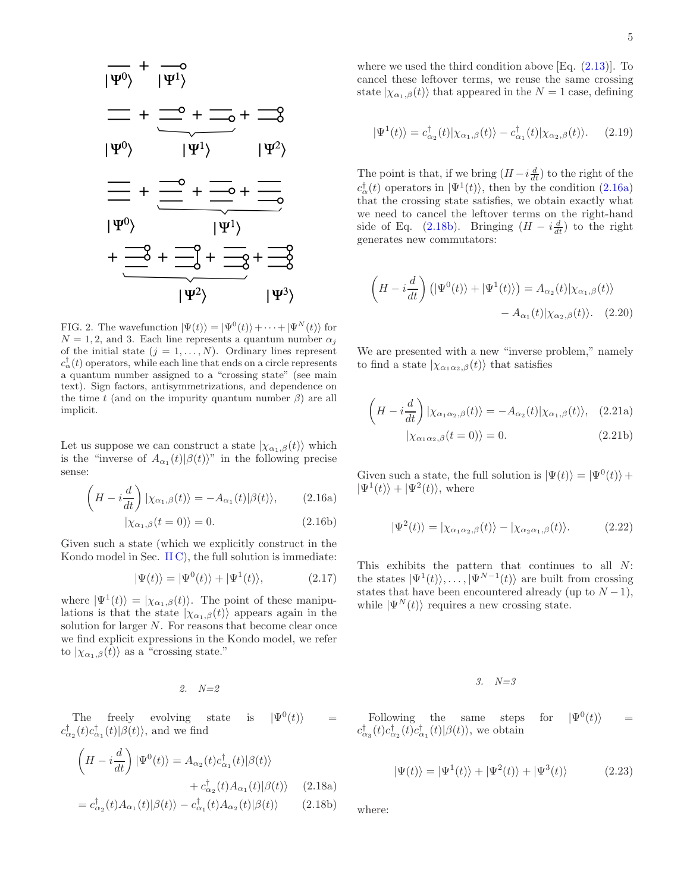FIG. 2. The wavefunction $|\Psi(t)\rangle = |\Psi^0(t)\rangle + \cdots + |\Psi^N(t)\rangle$ for $N = 1, 2$, and 3. Each line represents a quantum number $\alpha_j$ of the initial state ($j = 1, \ldots, N$). Ordinary lines represent $c_\alpha^\dagger(t)$ operators, while each line that ends on a circle represents a quantum number assigned to a "crossing state" (see main text). Sign factors, antisymmetrizations, and dependence on the time $t$ (and on the impurity quantum number $\beta$) are all implicit.

Let us suppose we can construct a state $|\chi_{\alpha_1,\beta}(t)\rangle$ which is the "inverse of $A_{\alpha_1}(t)|\beta(t)\rangle$" in the following precise sense:

$$\left(H - i\frac{d}{dt}\right)|\chi_{\alpha_1,\beta}(t)\rangle = -A_{\alpha_1}(t)|\beta(t)\rangle, \tag{2.16a}$$

$$|\chi_{\alpha_1,\beta}(t=0)\rangle = 0. \tag{2.16b}$$

Given such a state (which we explicitly construct in the Kondo model in Sec. II C), the full solution is immediate:

$$|\Psi(t)\rangle = |\Psi^0(t)\rangle + |\Psi^1(t)\rangle, \tag{2.17}$$

where $|\Psi^1(t)\rangle = |\chi_{\alpha_1,\beta}(t)\rangle$. The point of these manipulations is that the state $|\chi_{\alpha_1,\beta}(t)\rangle$ appears again in the solution for larger $N$. For reasons that become clear once we find explicit expressions in the Kondo model, we refer to $|\chi_{\alpha_1,\beta}(t)\rangle$ as a "crossing state."

### 2. N=2

The freely evolving state is $|\Psi^0(t)\rangle = c_{\alpha_2}^\dagger(t)c_{\alpha_1}^\dagger(t)|\beta(t)\rangle$, and we find

$$\left(H - i\frac{d}{dt}\right)|\Psi^0(t)\rangle = A_{\alpha_2}(t)c_{\alpha_1}^\dagger(t)|\beta(t)\rangle + c_{\alpha_2}^\dagger(t)A_{\alpha_1}(t)|\beta(t)\rangle \tag{2.18a}$$

$$= c_{\alpha_2}^\dagger(t)A_{\alpha_1}(t)|\beta(t)\rangle - c_{\alpha_1}^\dagger(t)A_{\alpha_2}(t)|\beta(t)\rangle \tag{2.18b}$$

where we used the third condition above [Eq. (2.13)]. To cancel these leftover terms, we reuse the same crossing state $|\chi_{\alpha_1,\beta}(t)\rangle$ that appeared in the $N = 1$ case, defining

$$|\Psi^1(t)\rangle = c_{\alpha_2}^\dagger(t)|\chi_{\alpha_1,\beta}(t)\rangle - c_{\alpha_1}^\dagger(t)|\chi_{\alpha_2,\beta}(t)\rangle. \tag{2.19}$$

The point is that, if we bring $(H - i\frac{d}{dt})$ to the right of the $c_\alpha^\dagger(t)$ operators in $|\Psi^1(t)\rangle$, then by the condition (2.16a) that the crossing state satisfies, we obtain exactly what we need to cancel the leftover terms on the right-hand side of Eq. (2.18b). Bringing $(H - i\frac{d}{dt})$ to the right generates new commutators:

$$\left(H - i\frac{d}{dt}\right)\left(|\Psi^0(t)\rangle + |\Psi^1(t)\rangle\right) = A_{\alpha_2}(t)|\chi_{\alpha_1,\beta}(t)\rangle - A_{\alpha_1}(t)|\chi_{\alpha_2,\beta}(t)\rangle. \tag{2.20}$$

We are presented with a new "inverse problem," namely to find a state $|\chi_{\alpha_1\alpha_2,\beta}(t)\rangle$ that satisfies

$$\left(H - i\frac{d}{dt}\right)|\chi_{\alpha_1\alpha_2,\beta}(t)\rangle = -A_{\alpha_2}(t)|\chi_{\alpha_1,\beta}(t)\rangle, \tag{2.21a}$$

$$|\chi_{\alpha_1\alpha_2,\beta}(t=0)\rangle = 0. \tag{2.21b}$$

Given such a state, the full solution is $|\Psi(t)\rangle = |\Psi^0(t)\rangle + |\Psi^1(t)\rangle + |\Psi^2(t)\rangle$, where

$$|\Psi^2(t)\rangle = |\chi_{\alpha_1\alpha_2,\beta}(t)\rangle - |\chi_{\alpha_2\alpha_1,\beta}(t)\rangle. \tag{2.22}$$

This exhibits the pattern that continues to all $N$: the states $|\Psi^1(t)\rangle, \ldots, |\Psi^{N-1}(t)\rangle$ are built from crossing states that have been encountered already (up to $N-1$), while $|\Psi^N(t)\rangle$ requires a new crossing state.

### 3. N=3

Following the same steps for $|\Psi^0(t)\rangle = c_{\alpha_3}^\dagger(t)c_{\alpha_2}^\dagger(t)c_{\alpha_1}^\dagger(t)|\beta(t)\rangle$, we obtain

$$|\Psi(t)\rangle = |\Psi^1(t)\rangle + |\Psi^2(t)\rangle + |\Psi^3(t)\rangle \tag{2.23}$$

where: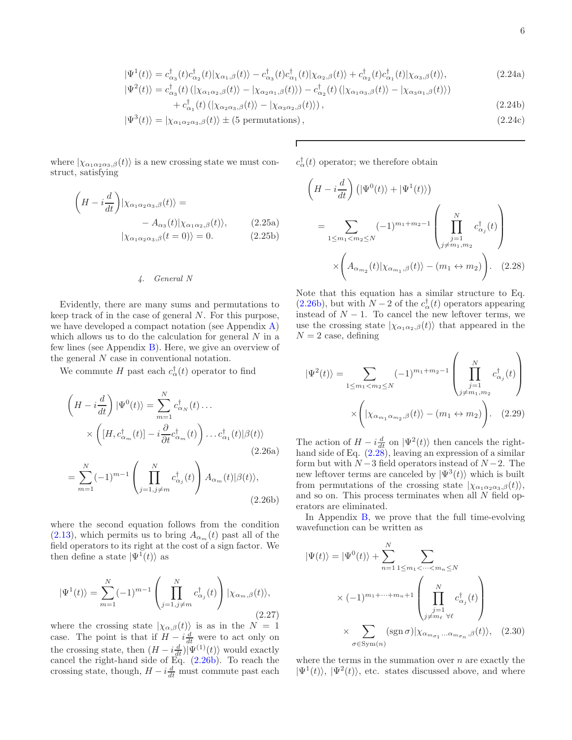$$|\Psi^1(t)\rangle = c^\dagger_{\alpha_3}(t)c^\dagger_{\alpha_2}(t)|\chi_{\alpha_1,\beta}(t)\rangle - c^\dagger_{\alpha_3}(t)c^\dagger_{\alpha_1}(t)|\chi_{\alpha_2,\beta}(t)\rangle + c^\dagger_{\alpha_2}(t)c^\dagger_{\alpha_1}(t)|\chi_{\alpha_3,\beta}(t)\rangle, \tag{2.24a}$$

$$|\Psi^2(t)\rangle = c^\dagger_{\alpha_3}(t)\left(|\chi_{\alpha_1\alpha_2,\beta}(t)\rangle - |\chi_{\alpha_2\alpha_1,\beta}(t)\rangle\right) - c^\dagger_{\alpha_2}(t)\left(|\chi_{\alpha_1\alpha_3,\beta}(t)\rangle - |\chi_{\alpha_3\alpha_1,\beta}(t)\rangle\right)$$
$$+ c^\dagger_{\alpha_1}(t)\left(|\chi_{\alpha_2\alpha_3,\beta}(t)\rangle - |\chi_{\alpha_3\alpha_2,\beta}(t)\rangle\right), \tag{2.24b}$$

$$|\Psi^3(t)\rangle = |\chi_{\alpha_1\alpha_2\alpha_3,\beta}(t)\rangle \pm (5 \text{ permutations}), \tag{2.24c}$$

where $|\chi_{\alpha_1\alpha_2\alpha_3,\beta}(t)\rangle$ is a new crossing state we must construct, satisfying

$$\left(H - i\frac{d}{dt}\right)|\chi_{\alpha_1\alpha_2\alpha_3,\beta}(t)\rangle = - A_{\alpha_3}(t)|\chi_{\alpha_1\alpha_2,\beta}(t)\rangle, \tag{2.25a}$$

$$|\chi_{\alpha_1\alpha_2\alpha_3,\beta}(t=0)\rangle = 0. \tag{2.25b}$$

#### 4. General N

Evidently, there are many sums and permutations to keep track of in the case of general $N$. For this purpose, we have developed a compact notation (see Appendix A) which allows us to do the calculation for general $N$ in a few lines (see Appendix B). Here, we give an overview of the general $N$ case in conventional notation.

We commute $H$ past each $c^\dagger_\alpha(t)$ operator to find

$$\left(H - i\frac{d}{dt}\right)|\Psi^0(t)\rangle = \sum_{m=1}^{N} c^\dagger_{\alpha_N}(t)\ldots \times \left([H, c^\dagger_{\alpha_m}(t)] - i\frac{\partial}{\partial t}c^\dagger_{\alpha_m}(t)\right)\ldots c^\dagger_{\alpha_1}(t)|\beta(t)\rangle \tag{2.26a}$$

$$= \sum_{m=1}^{N}(-1)^{m-1}\left(\prod_{j=1,j\neq m}^{N} c^\dagger_{\alpha_j}(t)\right)A_{\alpha_m}(t)|\beta(t)\rangle, \tag{2.26b}$$

where the second equation follows from the condition (2.13), which permits us to bring $A_{\alpha_m}(t)$ past all of the field operators to its right at the cost of a sign factor. We then define a state $|\Psi^1(t)\rangle$ as

$$|\Psi^1(t)\rangle = \sum_{m=1}^{N}(-1)^{m-1}\left(\prod_{j=1,j\neq m}^{N} c^\dagger_{\alpha_j}(t)\right)|\chi_{\alpha_m,\beta}(t)\rangle, \tag{2.27}$$

where the crossing state $|\chi_{\alpha,\beta}(t)\rangle$ is as in the $N = 1$ case. The point is that if $H - i\frac{d}{dt}$ were to act only on the crossing state, then $(H - i\frac{d}{dt})|\Psi^{(1)}(t)\rangle$ would exactly cancel the right-hand side of Eq. (2.26b). To reach the crossing state, though, $H - i\frac{d}{dt}$ must commute past each $c^\dagger_\alpha(t)$ operator; we therefore obtain

$$\left(H - i\frac{d}{dt}\right)\left(|\Psi^0(t)\rangle + |\Psi^1(t)\rangle\right) = \sum_{1\leq m_1<m_2\leq N}(-1)^{m_1+m_2-1}\left(\prod_{\substack{j=1\\ j\neq m_1,m_2}}^{N} c^\dagger_{\alpha_j}(t)\right) \times\left(A_{\alpha_{m_2}}(t)|\chi_{\alpha_{m_1},\beta}(t)\rangle - (m_1\leftrightarrow m_2)\right). \tag{2.28}$$

Note that this equation has a similar structure to Eq. (2.26b), but with $N-2$ of the $c^\dagger_\alpha(t)$ operators appearing instead of $N-1$. To cancel the new leftover terms, we use the crossing state $|\chi_{\alpha_1\alpha_2,\beta}(t)\rangle$ that appeared in the $N = 2$ case, defining

$$|\Psi^2(t)\rangle = \sum_{1\leq m_1<m_2\leq N}(-1)^{m_1+m_2-1}\left(\prod_{\substack{j=1\\ j\neq m_1,m_2}}^{N} c^\dagger_{\alpha_j}(t)\right) \times\left(|\chi_{\alpha_{m_1}\alpha_{m_2},\beta}(t)\rangle - (m_1\leftrightarrow m_2)\right). \tag{2.29}$$

The action of $H - i\frac{d}{dt}$ on $|\Psi^2(t)\rangle$ then cancels the right-hand side of Eq. (2.28), leaving an expression of a similar form but with $N-3$ field operators instead of $N-2$. The new leftover terms are canceled by $|\Psi^3(t)\rangle$ which is built from permutations of the crossing state $|\chi_{\alpha_1\alpha_2\alpha_3,\beta}(t)\rangle$, and so on. This process terminates when all $N$ field operators are eliminated.

In Appendix B, we prove that the full time-evolving wavefunction can be written as

$$|\Psi(t)\rangle = |\Psi^0(t)\rangle + \sum_{n=1}^{N}\sum_{1\leq m_1<\cdots<m_n\leq N} \times(-1)^{m_1+\cdots+m_n+1}\left(\prod_{\substack{j=1\\ j\neq m_\ell\ \forall \ell}}^{N} c^\dagger_{\alpha_j}(t)\right) \times\sum_{\sigma\in\mathrm{Sym}(n)}(\mathrm{sgn}\,\sigma)|\chi_{\alpha_{m_{\sigma_1}}\ldots\alpha_{m_{\sigma_n}},\beta}(t)\rangle, \tag{2.30}$$

where the terms in the summation over $n$ are exactly the $|\Psi^1(t)\rangle$, $|\Psi^2(t)\rangle$, etc. states discussed above, and where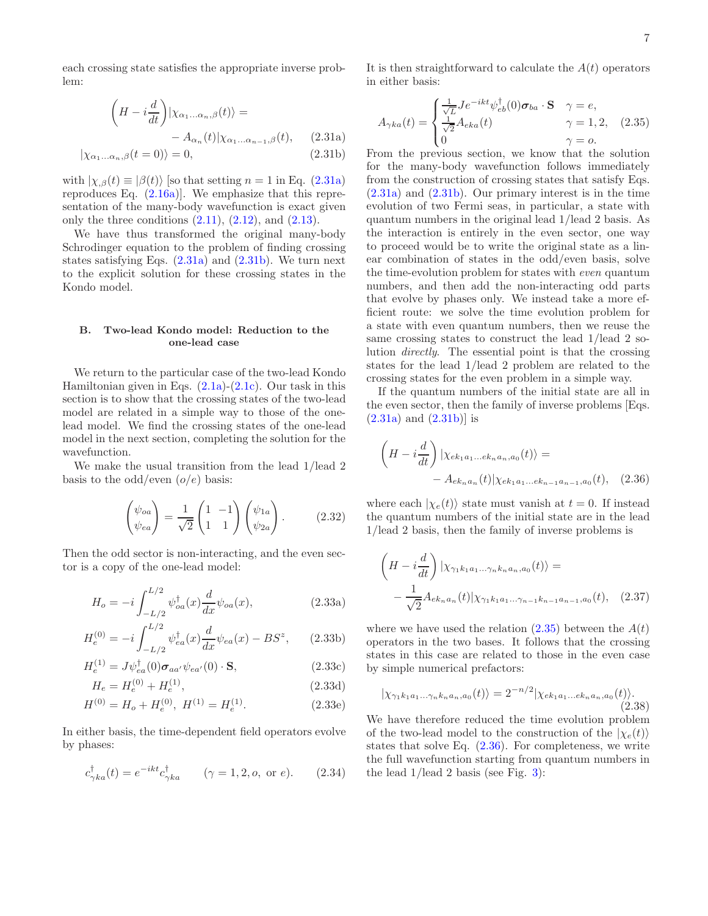each crossing state satisfies the appropriate inverse problem:

$$\left(H - i\frac{d}{dt}\right)|\chi_{\alpha_1\ldots\alpha_n,\beta}(t)\rangle = - A_{\alpha_n}(t)|\chi_{\alpha_1\ldots\alpha_{n-1},\beta}(t), \tag{2.31a}$$

$$|\chi_{\alpha_1\ldots\alpha_n,\beta}(t=0)\rangle = 0, \tag{2.31b}$$

with $|\chi_{,\beta}(t) \equiv |\beta(t)\rangle$ [so that setting $n=1$ in Eq. (2.31a) reproduces Eq. (2.16a)]. We emphasize that this representation of the many-body wavefunction is exact given only the three conditions (2.11), (2.12), and (2.13).

We have thus transformed the original many-body Schrodinger equation to the problem of finding crossing states satisfying Eqs. (2.31a) and (2.31b). We turn next to the explicit solution for these crossing states in the Kondo model.

### B. Two-lead Kondo model: Reduction to the one-lead case

We return to the particular case of the two-lead Kondo Hamiltonian given in Eqs. (2.1a)-(2.1c). Our task in this section is to show that the crossing states of the two-lead model are related in a simple way to those of the one-lead model. We find the crossing states of the one-lead model in the next section, completing the solution for the wavefunction.

We make the usual transition from the lead 1/lead 2 basis to the odd/even ($o/e$) basis:

$$\begin{pmatrix}\psi_{oa}\\ \psi_{ea}\end{pmatrix} = \frac{1}{\sqrt{2}}\begin{pmatrix}1 & -1\\ 1 & 1\end{pmatrix}\begin{pmatrix}\psi_{1a}\\ \psi_{2a}\end{pmatrix}. \tag{2.32}$$

Then the odd sector is non-interacting, and the even sector is a copy of the one-lead model:

$$H_o = -i\int_{-L/2}^{L/2}\psi^\dagger_{oa}(x)\frac{d}{dx}\psi_{oa}(x), \tag{2.33a}$$

$$H_e^{(0)} = -i\int_{-L/2}^{L/2}\psi^\dagger_{ea}(x)\frac{d}{dx}\psi_{ea}(x) - BS^z, \tag{2.33b}$$

$$H_e^{(1)} = J\psi^\dagger_{ea}(0)\boldsymbol{\sigma}_{aa'}\psi_{ea'}(0)\cdot\mathbf{S}, \tag{2.33c}$$

$$H_e = H_e^{(0)} + H_e^{(1)}, \tag{2.33d}$$

$$H^{(0)} = H_o + H_e^{(0)},\ H^{(1)} = H_e^{(1)}. \tag{2.33e}$$

In either basis, the time-dependent field operators evolve by phases:

$$c^\dagger_{\gamma ka}(t) = e^{-ikt}c^\dagger_{\gamma ka} \qquad (\gamma = 1, 2, o, \text{ or } e). \tag{2.34}$$

It is then straightforward to calculate the $A(t)$ operators in either basis:

$$A_{\gamma ka}(t) = \begin{cases}\frac{1}{\sqrt{L}}Je^{-ikt}\psi^\dagger_{eb}(0)\boldsymbol{\sigma}_{ba}\cdot\mathbf{S} & \gamma = e,\\ \frac{1}{\sqrt{2}}A_{eka}(t) & \gamma = 1,2,\\ 0 & \gamma = o.\end{cases} \tag{2.35}$$

From the previous section, we know that the solution for the many-body wavefunction follows immediately from the construction of crossing states that satisfy Eqs. (2.31a) and (2.31b). Our primary interest is in the time evolution of two Fermi seas, in particular, a state with quantum numbers in the original lead 1/lead 2 basis. As the interaction is entirely in the even sector, one way to proceed would be to write the original state as a linear combination of states in the odd/even basis, solve the time-evolution problem for states with *even* quantum numbers, and then add the non-interacting odd parts that evolve by phases only. We instead take a more efficient route: we solve the time evolution problem for a state with even quantum numbers, then we reuse the same crossing states to construct the lead 1/lead 2 solution *directly*. The essential point is that the crossing states for the lead 1/lead 2 problem are related to the crossing states for the even problem in a simple way.

If the quantum numbers of the initial state are all in the even sector, then the family of inverse problems [Eqs. (2.31a) and (2.31b)] is

$$\left(H - i\frac{d}{dt}\right)|\chi_{ek_1a_1\ldots ek_na_n,a_0}(t)\rangle = - A_{ek_na_n}(t)|\chi_{ek_1a_1\ldots ek_{n-1}a_{n-1},a_0}(t), \tag{2.36}$$

where each $|\chi_e(t)\rangle$ state must vanish at $t=0$. If instead the quantum numbers of the initial state are in the lead 1/lead 2 basis, then the family of inverse problems is

$$\left(H - i\frac{d}{dt}\right)|\chi_{\gamma_1k_1a_1\ldots\gamma_nk_na_n,a_0}(t)\rangle = - \frac{1}{\sqrt{2}}A_{ek_na_n}(t)|\chi_{\gamma_1k_1a_1\ldots\gamma_{n-1}k_{n-1}a_{n-1},a_0}(t), \tag{2.37}$$

where we have used the relation (2.35) between the $A(t)$ operators in the two bases. It follows that the crossing states in this case are related to those in the even case by simple numerical prefactors:

$$|\chi_{\gamma_1k_1a_1\ldots\gamma_nk_na_n,a_0}(t)\rangle = 2^{-n/2}|\chi_{ek_1a_1\ldots ek_na_n,a_0}(t)\rangle. \tag{2.38}$$

We have therefore reduced the time evolution problem of the two-lead model to the construction of the $|\chi_e(t)\rangle$ states that solve Eq. (2.36). For completeness, we write the full wavefunction starting from quantum numbers in the lead 1/lead 2 basis (see Fig. 3):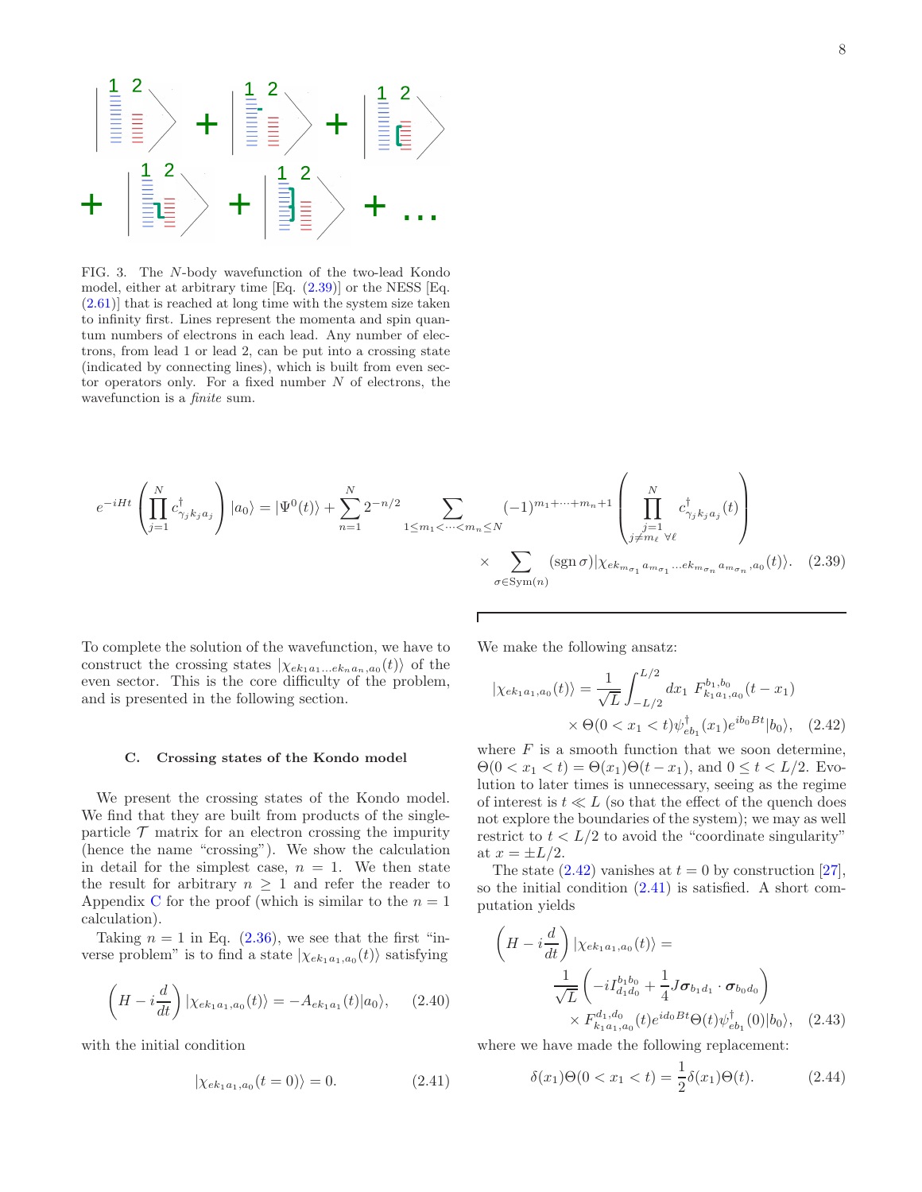FIG. 3. The $N$-body wavefunction of the two-lead Kondo model, either at arbitrary time [Eq. (2.39)] or the NESS [Eq. (2.61)] that is reached at long time with the system size taken to infinity first. Lines represent the momenta and spin quantum numbers of electrons in each lead. Any number of electrons, from lead 1 or lead 2, can be put into a crossing state (indicated by connecting lines), which is built from even sector operators only. For a fixed number $N$ of electrons, the wavefunction is a *finite* sum.

$$
e^{-iHt}\left(\prod_{j=1}^{N} c^\dagger_{\gamma_j k_j a_j}\right)|a_0\rangle = |\Psi^0(t)\rangle + \sum_{n=1}^{N} 2^{-n/2} \sum_{1\le m_1<\cdots<m_n\le N} (-1)^{m_1+\cdots+m_n+1}\left(\prod_{\substack{j=1\\ j\neq m_\ell\ \forall \ell}}^{N} c^\dagger_{\gamma_j k_j a_j}(t)\right) \times \sum_{\sigma\in \mathrm{Sym}(n)} (\operatorname{sgn}\sigma)|\chi_{ek_{m_{\sigma_1}}a_{m_{\sigma_1}}\ldots ek_{m_{\sigma_n}}a_{m_{\sigma_n}},a_0}(t)\rangle. \quad (2.39)
$$

To complete the solution of the wavefunction, we have to construct the crossing states $|\chi_{ek_1a_1\ldots ek_na_n,a_0}(t)\rangle$ of the even sector. This is the core difficulty of the problem, and is presented in the following section.

### C. Crossing states of the Kondo model

We present the crossing states of the Kondo model. We find that they are built from products of the single-particle $\mathcal{T}$ matrix for an electron crossing the impurity (hence the name "crossing"). We show the calculation in detail for the simplest case, $n=1$. We then state the result for arbitrary $n\ge 1$ and refer the reader to Appendix C for the proof (which is similar to the $n=1$ calculation).

Taking $n=1$ in Eq. (2.36), we see that the first "inverse problem" is to find a state $|\chi_{ek_1a_1,a_0}(t)\rangle$ satisfying

$$
\left(H - i\frac{d}{dt}\right)|\chi_{ek_1a_1,a_0}(t)\rangle = -A_{ek_1a_1}(t)|a_0\rangle, \quad (2.40)
$$

with the initial condition

$$
|\chi_{ek_1a_1,a_0}(t=0)\rangle = 0. \quad (2.41)
$$

We make the following ansatz:

$$
|\chi_{ek_1a_1,a_0}(t)\rangle = \frac{1}{\sqrt{L}}\int_{-L/2}^{L/2} dx_1\, F^{b_1,b_0}_{k_1a_1,a_0}(t-x_1) \times \Theta(0<x_1<t)\psi^\dagger_{eb_1}(x_1)e^{ib_0Bt}|b_0\rangle, \quad (2.42)
$$

where $F$ is a smooth function that we soon determine, $\Theta(0<x_1<t)=\Theta(x_1)\Theta(t-x_1)$, and $0\le t<L/2$. Evolution to later times is unnecessary, seeing as the regime of interest is $t\ll L$ (so that the effect of the quench does not explore the boundaries of the system); we may as well restrict to $t<L/2$ to avoid the "coordinate singularity" at $x=\pm L/2$.

The state (2.42) vanishes at $t=0$ by construction [27], so the initial condition (2.41) is satisfied. A short computation yields

$$
\left(H - i\frac{d}{dt}\right)|\chi_{ek_1a_1,a_0}(t)\rangle = \frac{1}{\sqrt{L}}\left(-iI^{b_1b_0}_{d_1d_0} + \frac{1}{4}J\boldsymbol{\sigma}_{b_1d_1}\cdot\boldsymbol{\sigma}_{b_0d_0}\right) \times F^{d_1,d_0}_{k_1a_1,a_0}(t)e^{id_0Bt}\Theta(t)\psi^\dagger_{eb_1}(0)|b_0\rangle, \quad (2.43)
$$

where we have made the following replacement:

$$
\delta(x_1)\Theta(0<x_1<t) = \frac{1}{2}\delta(x_1)\Theta(t). \quad (2.44)
$$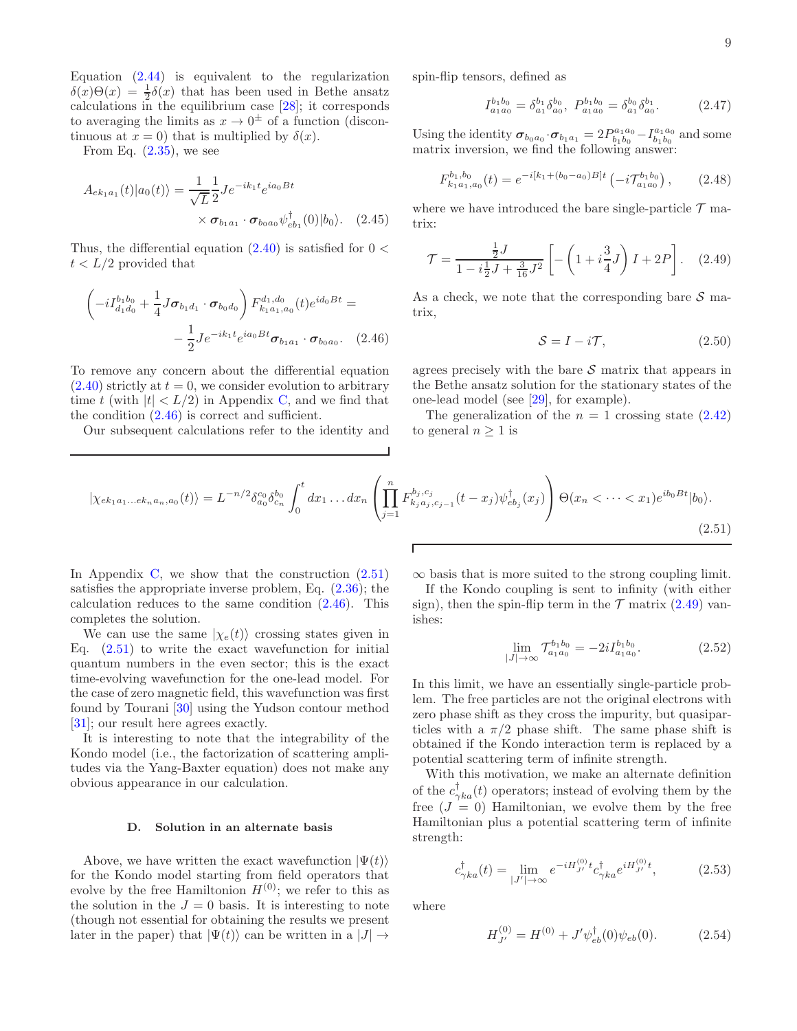Equation (2.44) is equivalent to the regularization $\delta(x)\Theta(x) = \frac{1}{2}\delta(x)$ that has been used in Bethe ansatz calculations in the equilibrium case [28]; it corresponds to averaging the limits as $x \to 0^{\pm}$ of a function (discontinuous at $x = 0$) that is multiplied by $\delta(x)$.

From Eq. (2.35), we see

$$A_{ek_1a_1}(t)|a_0(t)\rangle = \frac{1}{\sqrt{L}}\frac{1}{2}Je^{-ik_1t}e^{ia_0Bt} \times \boldsymbol{\sigma}_{b_1a_1}\cdot\boldsymbol{\sigma}_{b_0a_0}\psi^{\dagger}_{eb_1}(0)|b_0\rangle. \quad (2.45)$$

Thus, the differential equation (2.40) is satisfied for $0 < t < L/2$ provided that

$$\left(-iI^{b_1b_0}_{d_1d_0} + \frac{1}{4}J\boldsymbol{\sigma}_{b_1d_1}\cdot\boldsymbol{\sigma}_{b_0d_0}\right)F^{d_1,d_0}_{k_1a_1,a_0}(t)e^{id_0Bt} = -\frac{1}{2}Je^{-ik_1t}e^{ia_0Bt}\boldsymbol{\sigma}_{b_1a_1}\cdot\boldsymbol{\sigma}_{b_0a_0}. \quad (2.46)$$

To remove any concern about the differential equation (2.40) strictly at $t = 0$, we consider evolution to arbitrary time $t$ (with $|t| < L/2$) in Appendix C, and we find that the condition (2.46) is correct and sufficient.

Our subsequent calculations refer to the identity and spin-flip tensors, defined as

$$I^{b_1b_0}_{a_1a_0} = \delta^{b_1}_{a_1}\delta^{b_0}_{a_0},\ \ P^{b_1b_0}_{a_1a_0} = \delta^{b_0}_{a_1}\delta^{b_1}_{a_0}. \quad (2.47)$$

Using the identity $\boldsymbol{\sigma}_{b_0a_0}\cdot\boldsymbol{\sigma}_{b_1a_1} = 2P^{a_1a_0}_{b_1b_0} - I^{a_1a_0}_{b_1b_0}$ and some matrix inversion, we find the following answer:

$$F^{b_1,b_0}_{k_1a_1,a_0}(t) = e^{-i[k_1+(b_0-a_0)B]t}\left(-i\mathcal{T}^{b_1b_0}_{a_1a_0}\right), \quad (2.48)$$

where we have introduced the bare single-particle $\mathcal{T}$ matrix:

$$\mathcal{T} = \frac{\frac{1}{2}J}{1 - i\frac{1}{2}J + \frac{3}{16}J^2}\left[-\left(1 + i\frac{3}{4}J\right)I + 2P\right]. \quad (2.49)$$

As a check, we note that the corresponding bare $\mathcal{S}$ matrix,

$$\mathcal{S} = I - i\mathcal{T}, \quad (2.50)$$

agrees precisely with the bare $\mathcal{S}$ matrix that appears in the Bethe ansatz solution for the stationary states of the one-lead model (see [29], for example).

The generalization of the $n = 1$ crossing state (2.42) to general $n \geq 1$ is

$$|\chi_{ek_1a_1\ldots ek_na_n,a_0}(t)\rangle = L^{-n/2}\delta^{c_0}_{a_0}\delta^{b_0}_{c_n}\int_0^t dx_1\ldots dx_n\left(\prod_{j=1}^{n}F^{b_j,c_j}_{k_ja_j,c_{j-1}}(t-x_j)\psi^{\dagger}_{eb_j}(x_j)\right)\Theta(x_n < \cdots < x_1)e^{ib_0Bt}|b_0\rangle. \quad (2.51)$$

In Appendix C, we show that the construction (2.51) satisfies the appropriate inverse problem, Eq. (2.36); the calculation reduces to the same condition (2.46). This completes the solution.

We can use the same $|\chi_e(t)\rangle$ crossing states given in Eq. (2.51) to write the exact wavefunction for initial quantum numbers in the even sector; this is the exact time-evolving wavefunction for the one-lead model. For the case of zero magnetic field, this wavefunction was first found by Tourani [30] using the Yudson contour method [31]; our result here agrees exactly.

It is interesting to note that the integrability of the Kondo model (i.e., the factorization of scattering amplitudes via the Yang-Baxter equation) does not make any obvious appearance in our calculation.

### D. Solution in an alternate basis

Above, we have written the exact wavefunction $|\Psi(t)\rangle$ for the Kondo model starting from field operators that evolve by the free Hamiltonian $H^{(0)}$; we refer to this as the solution in the $J = 0$ basis. It is interesting to note (though not essential for obtaining the results we present later in the paper) that $|\Psi(t)\rangle$ can be written in a $|J| \to \infty$ basis that is more suited to the strong coupling limit.

If the Kondo coupling is sent to infinity (with either sign), then the spin-flip term in the $\mathcal{T}$ matrix (2.49) vanishes:

$$\lim_{|J|\to\infty}\mathcal{T}^{b_1b_0}_{a_1a_0} = -2iI^{b_1b_0}_{a_1a_0}. \quad (2.52)$$

In this limit, we have an essentially single-particle problem. The free particles are not the original electrons with zero phase shift as they cross the impurity, but quasiparticles with a $\pi/2$ phase shift. The same phase shift is obtained if the Kondo interaction term is replaced by a potential scattering term of infinite strength.

With this motivation, we make an alternate definition of the $c^{\dagger}_{\gamma ka}(t)$ operators; instead of evolving them by the free ($J = 0$) Hamiltonian, we evolve them by the free Hamiltonian plus a potential scattering term of infinite strength:

$$c^{\dagger}_{\gamma ka}(t) = \lim_{|J'|\to\infty}e^{-iH^{(0)}_{J'}t}c^{\dagger}_{\gamma ka}e^{iH^{(0)}_{J'}t}, \quad (2.53)$$

where

$$H^{(0)}_{J'} = H^{(0)} + J'\psi^{\dagger}_{eb}(0)\psi_{eb}(0). \quad (2.54)$$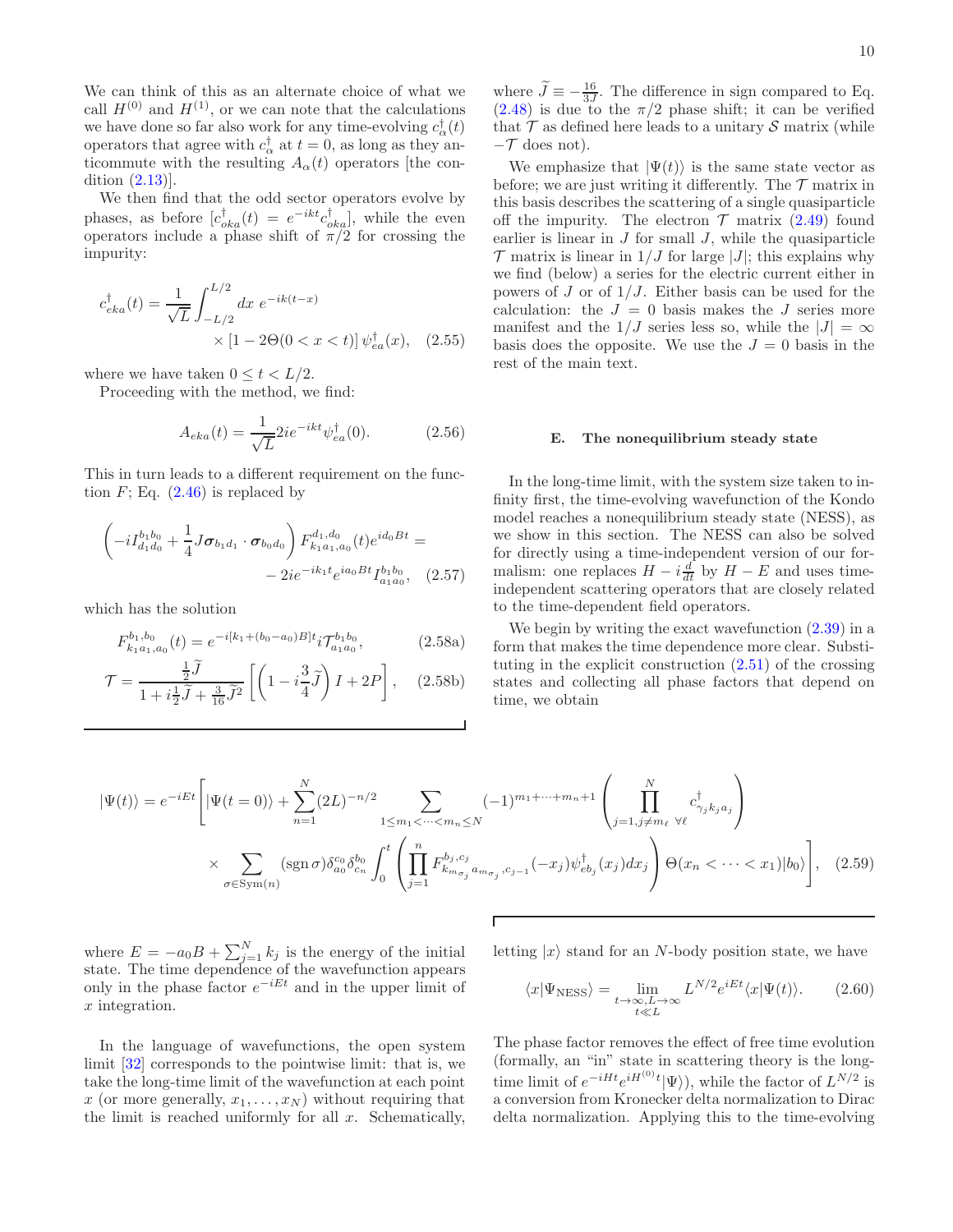We can think of this as an alternate choice of what we call $H^{(0)}$ and $H^{(1)}$, or we can note that the calculations we have done so far also work for any time-evolving $c^\dagger_\alpha(t)$ operators that agree with $c^\dagger_\alpha$ at $t=0$, as long as they anticommute with the resulting $A_\alpha(t)$ operators [the condition (2.13)].

We then find that the odd sector operators evolve by phases, as before [$c^\dagger_{oka}(t) = e^{-ikt} c^\dagger_{oka}$], while the even operators include a phase shift of $\pi/2$ for crossing the impurity:

$$c^\dagger_{eka}(t) = \frac{1}{\sqrt{L}} \int_{-L/2}^{L/2} dx\; e^{-ik(t-x)} \times \left[1 - 2\Theta(0<x<t)\right] \psi^\dagger_{ea}(x), \quad (2.55)$$

where we have taken $0 \le t < L/2$.

Proceeding with the method, we find:

$$A_{eka}(t) = \frac{1}{\sqrt{L}} 2i e^{-ikt} \psi^\dagger_{ea}(0). \quad (2.56)$$

This in turn leads to a different requirement on the function $F$; Eq. (2.46) is replaced by

$$\left(-i I^{b_1 b_0}_{d_1 d_0} + \frac{1}{4} J \boldsymbol{\sigma}_{b_1 d_1} \cdot \boldsymbol{\sigma}_{b_0 d_0}\right) F^{d_1, d_0}_{k_1 a_1, a_0}(t) e^{i d_0 B t} = -2i e^{-ik_1 t} e^{i a_0 B t} I^{b_1 b_0}_{a_1 a_0}, \quad (2.57)$$

which has the solution

$$F^{b_1, b_0}_{k_1 a_1, a_0}(t) = e^{-i[k_1 + (b_0 - a_0)B]t} i \mathcal{T}^{b_1 b_0}_{a_1 a_0}, \quad (2.58a)$$

$$\mathcal{T} = \frac{\frac{1}{2}\widetilde{J}}{1 + i\frac{1}{2}\widetilde{J} + \frac{3}{16}\widetilde{J}^2} \left[\left(1 - i\frac{3}{4}\widetilde{J}\right) I + 2P\right], \quad (2.58b)$$

where $\widetilde{J} \equiv -\frac{16}{3J}$. The difference in sign compared to Eq. (2.48) is due to the $\pi/2$ phase shift; it can be verified that $\mathcal{T}$ as defined here leads to a unitary $\mathcal{S}$ matrix (while $-\mathcal{T}$ does not).

We emphasize that $|\Psi(t)\rangle$ is the same state vector as before; we are just writing it differently. The $\mathcal{T}$ matrix in this basis describes the scattering of a single quasiparticle off the impurity. The electron $\mathcal{T}$ matrix (2.49) found earlier is linear in $J$ for small $J$, while the quasiparticle $\mathcal{T}$ matrix is linear in $1/J$ for large $|J|$; this explains why we find (below) a series for the electric current either in powers of $J$ or of $1/J$. Either basis can be used for the calculation: the $J=0$ basis makes the $J$ series more manifest and the $1/J$ series less so, while the $|J| = \infty$ basis does the opposite. We use the $J=0$ basis in the rest of the main text.

### E. The nonequilibrium steady state

In the long-time limit, with the system size taken to infinity first, the time-evolving wavefunction of the Kondo model reaches a nonequilibrium steady state (NESS), as we show in this section. The NESS can also be solved for directly using a time-independent version of our formalism: one replaces $H - i\frac{d}{dt}$ by $H - E$ and uses time-independent scattering operators that are closely related to the time-dependent field operators.

We begin by writing the exact wavefunction (2.39) in a form that makes the time dependence more clear. Substituting in the explicit construction (2.51) of the crossing states and collecting all phase factors that depend on time, we obtain

$$|\Psi(t)\rangle = e^{-iEt}\Bigg[|\Psi(t=0)\rangle + \sum_{n=1}^{N} (2L)^{-n/2} \sum_{1 \le m_1 < \cdots < m_n \le N} (-1)^{m_1 + \cdots + m_n + 1} \left(\prod_{j=1, j\neq m_\ell\ \forall \ell}^{N} c^\dagger_{\gamma_j k_j a_j}\right) \times \sum_{\sigma \in \mathrm{Sym}(n)} (\operatorname{sgn} \sigma) \delta^{c_0}_{a_0} \delta^{b_0}_{c_n} \int_0^t \left(\prod_{j=1}^{n} F^{b_j, c_j}_{k_{m_{\sigma_j}} a_{m_{\sigma_j}}, c_{j-1}}(-x_j) \psi^\dagger_{e b_j}(x_j) dx_j\right) \Theta(x_n < \cdots < x_1)|b_0\rangle\Bigg], \quad (2.59)$$

where $E = -a_0 B + \sum_{j=1}^N k_j$ is the energy of the initial state. The time dependence of the wavefunction appears only in the phase factor $e^{-iEt}$ and in the upper limit of $x$ integration.

In the language of wavefunctions, the open system limit [32] corresponds to the pointwise limit: that is, we take the long-time limit of the wavefunction at each point $x$ (or more generally, $x_1, \ldots, x_N$) without requiring that the limit is reached uniformly for all $x$. Schematically, letting $|x\rangle$ stand for an $N$-body position state, we have

$$\langle x|\Psi_{\mathrm{NESS}}\rangle = \lim_{\substack{t\to\infty, L\to\infty \\ t \ll L}} L^{N/2} e^{iEt} \langle x|\Psi(t)\rangle. \quad (2.60)$$

The phase factor removes the effect of free time evolution (formally, an "in" state in scattering theory is the long-time limit of $e^{-iHt} e^{iH^{(0)}t}|\Psi\rangle$), while the factor of $L^{N/2}$ is a conversion from Kronecker delta normalization to Dirac delta normalization. Applying this to the time-evolving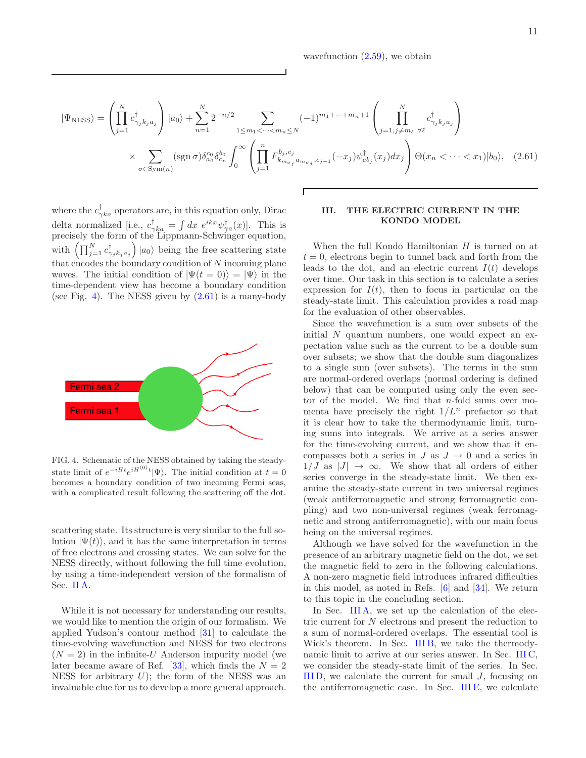wavefunction (2.59), we obtain

$$
|\Psi_{\rm NESS}\rangle = \left(\prod_{j=1}^{N} c^\dagger_{\gamma_j k_j a_j}\right)|a_0\rangle + \sum_{n=1}^{N} 2^{-n/2} \sum_{1\le m_1<\cdots<m_n\le N} (-1)^{m_1+\cdots+m_n+1} \left(\prod_{j=1, j\neq m_\ell\ \forall \ell}^{N} c^\dagger_{\gamma_j k_j a_j}\right)
$$

$$
\times \sum_{\sigma\in {\rm Sym}(n)} ({\rm sgn}\,\sigma)\delta^{c_0}_{a_0}\delta^{b_0}_{c_n} \int_0^\infty \left(\prod_{j=1}^{n} F^{b_j,c_j}_{k_{m_{\sigma_j}} a_{m_{\sigma_j}},c_{j-1}}(-x_j)\psi^\dagger_{e b_j}(x_j)dx_j\right)\Theta(x_n<\cdots<x_1)|b_0\rangle, \quad (2.61)
$$

where the $c^\dagger_{\gamma k a}$ operators are, in this equation only, Dirac delta normalized [i.e., $c^\dagger_{\gamma k a} = \int dx\ e^{ikx}\psi^\dagger_{\gamma a}(x)$]. This is precisely the form of the Lippmann-Schwinger equation, with $\left(\prod_{j=1}^N c^\dagger_{\gamma_j k_j a_j}\right)|a_0\rangle$ being the free scattering state that encodes the boundary condition of $N$ incoming plane waves. The initial condition of $|\Psi(t=0)\rangle = |\Psi\rangle$ in the time-dependent view has become a boundary condition (see Fig. 4). The NESS given by (2.61) is a many-body scattering state. Its structure is very similar to the full solution $|\Psi(t)\rangle$, and it has the same interpretation in terms of free electrons and crossing states. We can solve for the NESS directly, without following the full time evolution, by using a time-independent version of the formalism of Sec. II A.

FIG. 4. Schematic of the NESS obtained by taking the steady-state limit of $e^{-iHt}e^{iH^{(0)}t}|\Psi\rangle$. The initial condition at $t=0$ becomes a boundary condition of two incoming Fermi seas, with a complicated result following the scattering off the dot.

While it is not necessary for understanding our results, we would like to mention the origin of our formalism. We applied Yudson's contour method [31] to calculate the time-evolving wavefunction and NESS for two electrons ($N=2$) in the infinite-$U$ Anderson impurity model (we later became aware of Ref. [33], which finds the $N=2$ NESS for arbitrary $U$); the form of the NESS was an invaluable clue for us to develop a more general approach.

## III. THE ELECTRIC CURRENT IN THE KONDO MODEL

When the full Kondo Hamiltonian $H$ is turned on at $t=0$, electrons begin to tunnel back and forth from the leads to the dot, and an electric current $I(t)$ develops over time. Our task in this section is to calculate a series expression for $I(t)$, then to focus in particular on the steady-state limit. This calculation provides a road map for the evaluation of other observables.

Since the wavefunction is a sum over subsets of the initial $N$ quantum numbers, one would expect an expectation value such as the current to be a double sum over subsets; we show that the double sum diagonalizes to a single sum (over subsets). The terms in the sum are normal-ordered overlaps (normal ordering is defined below) that can be computed using only the even sector of the model. We find that $n$-fold sums over momenta have precisely the right $1/L^n$ prefactor so that it is clear how to take the thermodynamic limit, turning sums into integrals. We arrive at a series answer for the time-evolving current, and we show that it encompasses both a series in $J$ as $J\to 0$ and a series in $1/J$ as $|J|\to\infty$. We show that all orders of either series converge in the steady-state limit. We then examine the steady-state current in two universal regimes (weak antiferromagnetic and strong ferromagnetic coupling) and two non-universal regimes (weak ferromagnetic and strong antiferromagnetic), with our main focus being on the universal regimes.

Although we have solved for the wavefunction in the presence of an arbitrary magnetic field on the dot, we set the magnetic field to zero in the following calculations. A non-zero magnetic field introduces infrared difficulties in this model, as noted in Refs. [6] and [34]. We return to this topic in the concluding section.

In Sec. III A, we set up the calculation of the electric current for $N$ electrons and present the reduction to a sum of normal-ordered overlaps. The essential tool is Wick's theorem. In Sec. III B, we take the thermodynamic limit to arrive at our series answer. In Sec. III C, we consider the steady-state limit of the series. In Sec. III D, we calculate the current for small $J$, focusing on the antiferromagnetic case. In Sec. III E, we calculate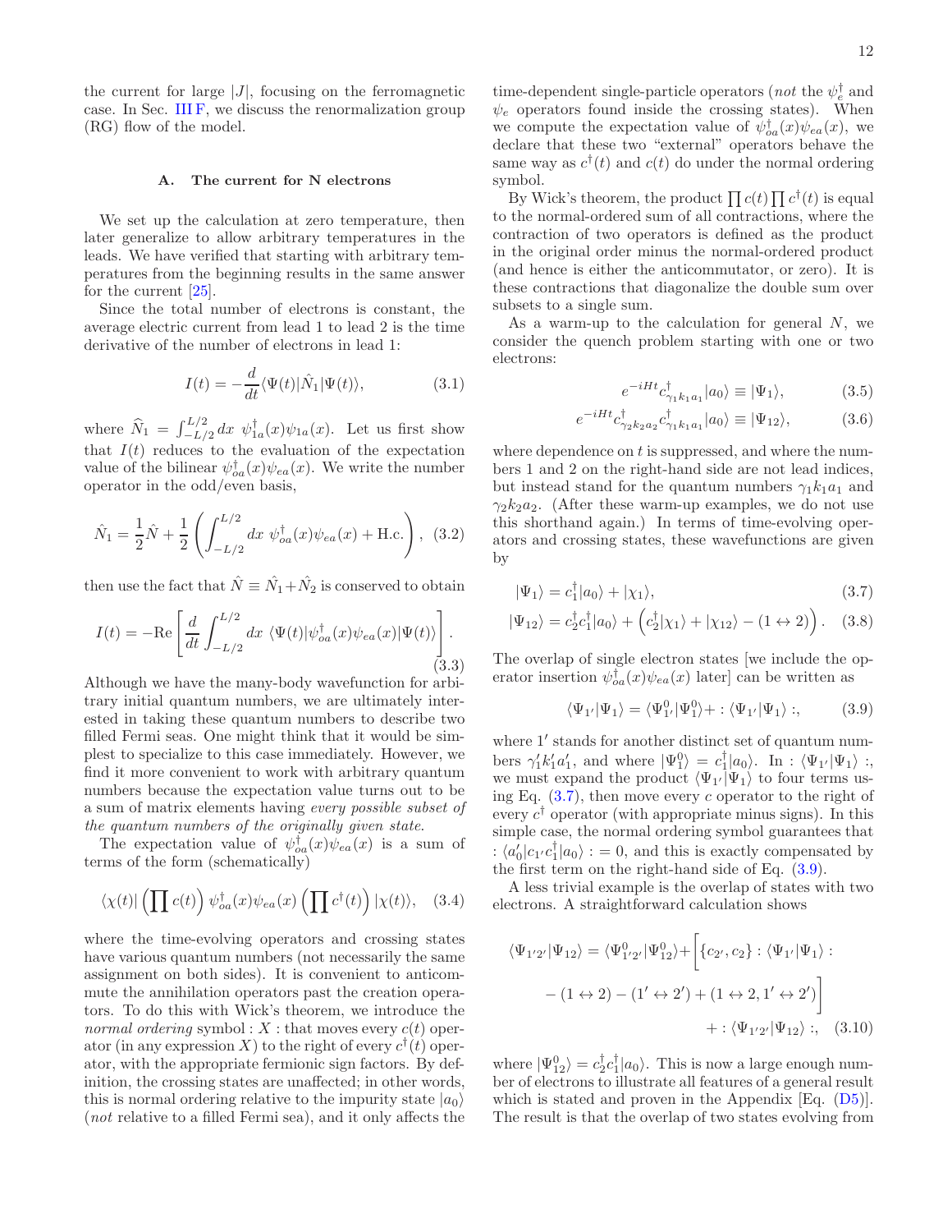the current for large $|J|$, focusing on the ferromagnetic case. In Sec. III F, we discuss the renormalization group (RG) flow of the model.

### A. The current for N electrons

We set up the calculation at zero temperature, then later generalize to allow arbitrary temperatures in the leads. We have verified that starting with arbitrary temperatures from the beginning results in the same answer for the current [25].

Since the total number of electrons is constant, the average electric current from lead 1 to lead 2 is the time derivative of the number of electrons in lead 1:

$$I(t) = -\frac{d}{dt}\langle\Psi(t)|\hat{N}_1|\Psi(t)\rangle, \tag{3.1}$$

where $\widehat{N}_1 = \int_{-L/2}^{L/2} dx\ \psi_{1a}^\dagger(x)\psi_{1a}(x)$. Let us first show that $I(t)$ reduces to the evaluation of the expectation value of the bilinear $\psi_{oa}^\dagger(x)\psi_{ea}(x)$. We write the number operator in the odd/even basis,

$$\hat{N}_1 = \frac{1}{2}\hat{N} + \frac{1}{2}\left(\int_{-L/2}^{L/2} dx\ \psi_{oa}^\dagger(x)\psi_{ea}(x) + \text{H.c.}\right), \tag{3.2}$$

then use the fact that $\hat{N} \equiv \hat{N}_1+\hat{N}_2$ is conserved to obtain

$$I(t) = -\text{Re}\left[\frac{d}{dt}\int_{-L/2}^{L/2} dx\ \langle\Psi(t)|\psi_{oa}^\dagger(x)\psi_{ea}(x)|\Psi(t)\rangle\right]. \tag{3.3}$$

Although we have the many-body wavefunction for arbitrary initial quantum numbers, we are ultimately interested in taking these quantum numbers to describe two filled Fermi seas. One might think that it would be simplest to specialize to this case immediately. However, we find it more convenient to work with arbitrary quantum numbers because the expectation value turns out to be a sum of matrix elements having *every possible subset of the quantum numbers of the originally given state.*

The expectation value of $\psi_{oa}^\dagger(x)\psi_{ea}(x)$ is a sum of terms of the form (schematically)

$$\langle\chi(t)|\left(\prod c(t)\right)\psi_{oa}^\dagger(x)\psi_{ea}(x)\left(\prod c^\dagger(t)\right)|\chi(t)\rangle, \tag{3.4}$$

where the time-evolving operators and crossing states have various quantum numbers (not necessarily the same assignment on both sides). It is convenient to anticommute the annihilation operators past the creation operators. To do this with Wick's theorem, we introduce the *normal ordering* symbol $:X:$ that moves every $c(t)$ operator (in any expression $X$) to the right of every $c^\dagger(t)$ operator, with the appropriate fermionic sign factors. By definition, the crossing states are unaffected; in other words, this is normal ordering relative to the impurity state $|a_0\rangle$ (*not* relative to a filled Fermi sea), and it only affects the time-dependent single-particle operators (*not* the $\psi_e^\dagger$ and $\psi_e$ operators found inside the crossing states). When we compute the expectation value of $\psi_{oa}^\dagger(x)\psi_{ea}(x)$, we declare that these two "external" operators behave the same way as $c^\dagger(t)$ and $c(t)$ do under the normal ordering symbol.

By Wick's theorem, the product $\prod c(t)\prod c^\dagger(t)$ is equal to the normal-ordered sum of all contractions, where the contraction of two operators is defined as the product in the original order minus the normal-ordered product (and hence is either the anticommutator, or zero). It is these contractions that diagonalize the double sum over subsets to a single sum.

As a warm-up to the calculation for general $N$, we consider the quench problem starting with one or two electrons:

$$e^{-iHt}c_{\gamma_1k_1a_1}^\dagger|a_0\rangle \equiv |\Psi_1\rangle, \tag{3.5}$$

$$e^{-iHt}c_{\gamma_2k_2a_2}^\dagger c_{\gamma_1k_1a_1}^\dagger|a_0\rangle \equiv |\Psi_{12}\rangle, \tag{3.6}$$

where dependence on $t$ is suppressed, and where the numbers 1 and 2 on the right-hand side are not lead indices, but instead stand for the quantum numbers $\gamma_1k_1a_1$ and $\gamma_2k_2a_2$. (After these warm-up examples, we do not use this shorthand again.) In terms of time-evolving operators and crossing states, these wavefunctions are given by

$$|\Psi_1\rangle = c_1^\dagger|a_0\rangle + |\chi_1\rangle, \tag{3.7}$$

$$|\Psi_{12}\rangle = c_2^\dagger c_1^\dagger|a_0\rangle + \left(c_2^\dagger|\chi_1\rangle + |\chi_{12}\rangle - (1\leftrightarrow 2)\right). \tag{3.8}$$

The overlap of single electron states [we include the operator insertion $\psi_{oa}^\dagger(x)\psi_{ea}(x)$ later] can be written as

$$\langle\Psi_{1'}|\Psi_1\rangle = \langle\Psi_{1'}^0|\Psi_1^0\rangle + :\langle\Psi_{1'}|\Psi_1\rangle:, \tag{3.9}$$

where $1'$ stands for another distinct set of quantum numbers $\gamma_1'k_1'a_1'$, and where $|\Psi_1^0\rangle = c_1^\dagger|a_0\rangle$. In $:\langle\Psi_{1'}|\Psi_1\rangle:$, we must expand the product $\langle\Psi_{1'}|\Psi_1\rangle$ to four terms using Eq. (3.7), then move every $c$ operator to the right of every $c^\dagger$ operator (with appropriate minus signs). In this simple case, the normal ordering symbol guarantees that $:\langle a_0'|c_{1'}c_1^\dagger|a_0\rangle:=0$, and this is exactly compensated by the first term on the right-hand side of Eq. (3.9).

A less trivial example is the overlap of states with two electrons. A straightforward calculation shows

$$\begin{aligned}\langle\Psi_{1'2'}|\Psi_{12}\rangle = \langle\Psi_{1'2'}^0|\Psi_{12}^0\rangle + \Big[\{c_{2'},c_2\}:\langle\Psi_{1'}|\Psi_1\rangle: \\ -(1\leftrightarrow 2)-(1'\leftrightarrow 2')+(1\leftrightarrow 2,1'\leftrightarrow 2')\Big] \\ +:\langle\Psi_{1'2'}|\Psi_{12}\rangle:,\end{aligned} \tag{3.10}$$

where $|\Psi_{12}^0\rangle = c_2^\dagger c_1^\dagger|a_0\rangle$. This is now a large enough number of electrons to illustrate all features of a general result which is stated and proven in the Appendix [Eq. (D5)]. The result is that the overlap of two states evolving from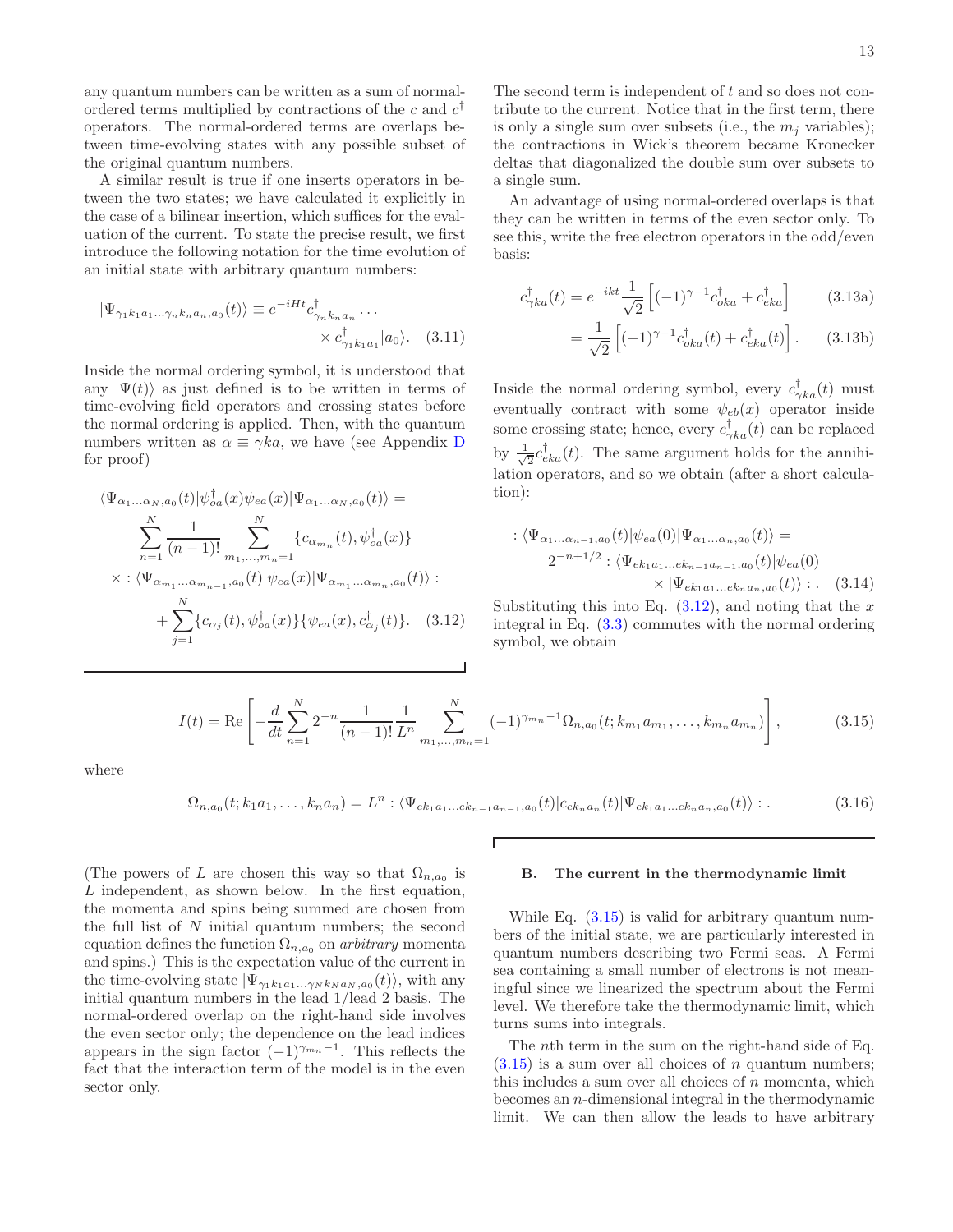any quantum numbers can be written as a sum of normal-ordered terms multiplied by contractions of the $c$ and $c^\dagger$ operators. The normal-ordered terms are overlaps between time-evolving states with any possible subset of the original quantum numbers.

A similar result is true if one inserts operators in between the two states; we have calculated it explicitly in the case of a bilinear insertion, which suffices for the evaluation of the current. To state the precise result, we first introduce the following notation for the time evolution of an initial state with arbitrary quantum numbers:

$$|\Psi_{\gamma_1 k_1 a_1 \ldots \gamma_n k_n a_n, a_0}(t)\rangle \equiv e^{-iHt} c^\dagger_{\gamma_n k_n a_n} \cdots \times c^\dagger_{\gamma_1 k_1 a_1} |a_0\rangle. \quad (3.11)$$

Inside the normal ordering symbol, it is understood that any $|\Psi(t)\rangle$ as just defined is to be written in terms of time-evolving field operators and crossing states before the normal ordering is applied. Then, with the quantum numbers written as $\alpha \equiv \gamma k a$, we have (see Appendix D for proof)

$$\begin{aligned}
\langle \Psi_{\alpha_1 \ldots \alpha_N, a_0}(t) | \psi^\dagger_{oa}(x) \psi_{ea}(x) | \Psi_{\alpha_1 \ldots \alpha_N, a_0}(t) \rangle = \\
\sum_{n=1}^{N} \frac{1}{(n-1)!} \sum_{m_1, \ldots, m_n = 1}^{N} \{ c_{\alpha_{m_n}}(t), \psi^\dagger_{oa}(x) \} \\
\times : \langle \Psi_{\alpha_{m_1} \ldots \alpha_{m_{n-1}}, a_0}(t) | \psi_{ea}(x) | \Psi_{\alpha_{m_1} \ldots \alpha_{m_n}, a_0}(t) \rangle : \\
+ \sum_{j=1}^{N} \{ c_{\alpha_j}(t), \psi^\dagger_{oa}(x) \} \{ \psi_{ea}(x), c^\dagger_{\alpha_j}(t) \}. \quad (3.12)
\end{aligned}$$

The second term is independent of $t$ and so does not contribute to the current. Notice that in the first term, there is only a single sum over subsets (i.e., the $m_j$ variables); the contractions in Wick's theorem became Kronecker deltas that diagonalized the double sum over subsets to a single sum.

An advantage of using normal-ordered overlaps is that they can be written in terms of the even sector only. To see this, write the free electron operators in the odd/even basis:

$$c^\dagger_{\gamma k a}(t) = e^{-ikt} \frac{1}{\sqrt{2}} \left[ (-1)^{\gamma - 1} c^\dagger_{oka} + c^\dagger_{eka} \right] \quad (3.13a)$$

$$= \frac{1}{\sqrt{2}} \left[ (-1)^{\gamma - 1} c^\dagger_{oka}(t) + c^\dagger_{eka}(t) \right]. \quad (3.13b)$$

Inside the normal ordering symbol, every $c^\dagger_{\gamma k a}(t)$ must eventually contract with some $\psi_{eb}(x)$ operator inside some crossing state; hence, every $c^\dagger_{\gamma k a}(t)$ can be replaced by $\frac{1}{\sqrt{2}} c^\dagger_{eka}(t)$. The same argument holds for the annihilation operators, and so we obtain (after a short calculation):

$$\begin{aligned}
: \langle \Psi_{\alpha_1 \ldots \alpha_{n-1}, a_0}(t) | \psi_{ea}(0) | \Psi_{\alpha_1 \ldots \alpha_n, a_0}(t) \rangle = \\
2^{-n+1/2} : \langle \Psi_{ek_1 a_1 \ldots ek_{n-1} a_{n-1}, a_0}(t) | \psi_{ea}(0) \\
\times | \Psi_{ek_1 a_1 \ldots ek_n a_n, a_0}(t) \rangle : . \quad (3.14)
\end{aligned}$$

Substituting this into Eq. (3.12), and noting that the $x$ integral in Eq. (3.3) commutes with the normal ordering symbol, we obtain

$$I(t) = \mathrm{Re} \left[ -\frac{d}{dt} \sum_{n=1}^{N} 2^{-n} \frac{1}{(n-1)!} \frac{1}{L^n} \sum_{m_1, \ldots, m_n = 1}^{N} (-1)^{\gamma_{m_n} - 1} \Omega_{n, a_0}(t; k_{m_1} a_{m_1}, \ldots, k_{m_n} a_{m_n}) \right], \quad (3.15)$$

where

$$\Omega_{n, a_0}(t; k_1 a_1, \ldots, k_n a_n) = L^n : \langle \Psi_{ek_1 a_1 \ldots ek_{n-1} a_{n-1}, a_0}(t) | c_{ek_n a_n}(t) | \Psi_{ek_1 a_1 \ldots ek_n a_n, a_0}(t) \rangle : . \quad (3.16)$$

(The powers of $L$ are chosen this way so that $\Omega_{n,a_0}$ is $L$ independent, as shown below. In the first equation, the momenta and spins being summed are chosen from the full list of $N$ initial quantum numbers; the second equation defines the function $\Omega_{n,a_0}$ on *arbitrary* momenta and spins.) This is the expectation value of the current in the time-evolving state $|\Psi_{\gamma_1 k_1 a_1 \ldots \gamma_N k_N a_N, a_0}(t)\rangle$, with any initial quantum numbers in the lead 1/lead 2 basis. The normal-ordered overlap on the right-hand side involves the even sector only; the dependence on the lead indices appears in the sign factor $(-1)^{\gamma_{m_n} - 1}$. This reflects the fact that the interaction term of the model is in the even sector only.

### B. The current in the thermodynamic limit

While Eq. (3.15) is valid for arbitrary quantum numbers of the initial state, we are particularly interested in quantum numbers describing two Fermi seas. A Fermi sea containing a small number of electrons is not meaningful since we linearized the spectrum about the Fermi level. We therefore take the thermodynamic limit, which turns sums into integrals.

The $n$th term in the sum on the right-hand side of Eq. (3.15) is a sum over all choices of $n$ quantum numbers; this includes a sum over all choices of $n$ momenta, which becomes an $n$-dimensional integral in the thermodynamic limit. We can then allow the leads to have arbitrary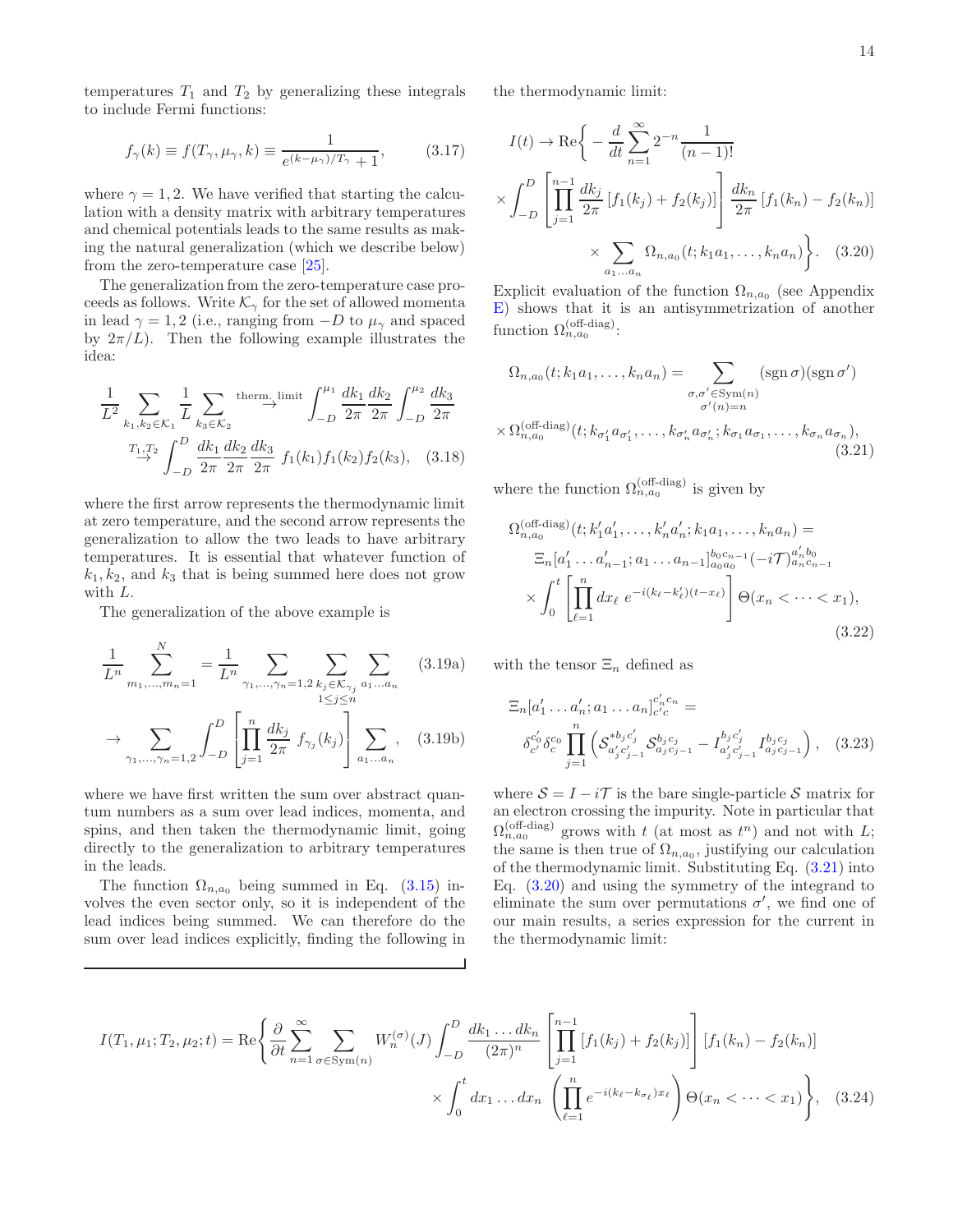temperatures $T_1$ and $T_2$ by generalizing these integrals to include Fermi functions:

$$f_\gamma(k) \equiv f(T_\gamma, \mu_\gamma, k) \equiv \frac{1}{e^{(k-\mu_\gamma)/T_\gamma}+1}, \tag{3.17}$$

where $\gamma = 1, 2$. We have verified that starting the calculation with a density matrix with arbitrary temperatures and chemical potentials leads to the same results as making the natural generalization (which we describe below) from the zero-temperature case [25].

The generalization from the zero-temperature case proceeds as follows. Write $\mathcal{K}_\gamma$ for the set of allowed momenta in lead $\gamma = 1, 2$ (i.e., ranging from $-D$ to $\mu_\gamma$ and spaced by $2\pi/L$). Then the following example illustrates the idea:

$$\begin{aligned}\frac{1}{L^2}\sum_{k_1,k_2\in\mathcal{K}_1}\frac{1}{L}\sum_{k_3\in\mathcal{K}_2} &\overset{\text{therm. limit}}{\rightarrow} \int_{-D}^{\mu_1}\frac{dk_1}{2\pi}\frac{dk_2}{2\pi}\int_{-D}^{\mu_2}\frac{dk_3}{2\pi} \\ &\overset{T_1,T_2}{\rightarrow}\int_{-D}^{D}\frac{dk_1}{2\pi}\frac{dk_2}{2\pi}\frac{dk_3}{2\pi}\; f_1(k_1)f_1(k_2)f_2(k_3),\end{aligned} \tag{3.18}$$

where the first arrow represents the thermodynamic limit at zero temperature, and the second arrow represents the generalization to allow the two leads to have arbitrary temperatures. It is essential that whatever function of $k_1, k_2$, and $k_3$ that is being summed here does not grow with $L$.

The generalization of the above example is

$$\frac{1}{L^n}\sum_{m_1,\ldots,m_n=1}^{N} = \frac{1}{L^n}\sum_{\gamma_1,\ldots,\gamma_n=1,2}\;\sum_{\substack{k_j\in\mathcal{K}_{\gamma_j}\\ 1\le j\le n}}\;\sum_{a_1\ldots a_n} \tag{3.19a}$$

$$\rightarrow \sum_{\gamma_1,\ldots,\gamma_n=1,2}\int_{-D}^{D}\left[\prod_{j=1}^{n}\frac{dk_j}{2\pi}\,f_{\gamma_j}(k_j)\right]\sum_{a_1\ldots a_n}, \tag{3.19b}$$

where we have first written the sum over abstract quantum numbers as a sum over lead indices, momenta, and spins, and then taken the thermodynamic limit, going directly to the generalization to arbitrary temperatures in the leads.

The function $\Omega_{n,a_0}$ being summed in Eq. (3.15) involves the even sector only, so it is independent of the lead indices being summed. We can therefore do the sum over lead indices explicitly, finding the following in the thermodynamic limit:

$$\begin{aligned}I(t) \rightarrow \mathrm{Re}\Bigg\{&-\frac{d}{dt}\sum_{n=1}^{\infty}2^{-n}\frac{1}{(n-1)!} \\ &\times\int_{-D}^{D}\left[\prod_{j=1}^{n-1}\frac{dk_j}{2\pi}\left[f_1(k_j)+f_2(k_j)\right]\right]\frac{dk_n}{2\pi}\left[f_1(k_n)-f_2(k_n)\right] \\ &\times\sum_{a_1\ldots a_n}\Omega_{n,a_0}(t;k_1a_1,\ldots,k_na_n)\Bigg\}.\end{aligned} \tag{3.20}$$

Explicit evaluation of the function $\Omega_{n,a_0}$ (see Appendix E) shows that it is an antisymmetrization of another function $\Omega_{n,a_0}^{(\text{off-diag})}$:

$$\begin{aligned}\Omega_{n,a_0}(t;k_1a_1,\ldots,k_na_n) &= \sum_{\substack{\sigma,\sigma'\in\mathrm{Sym}(n)\\ \sigma'(n)=n}}(\operatorname{sgn}\sigma)(\operatorname{sgn}\sigma') \\ &\times\Omega_{n,a_0}^{(\text{off-diag})}(t;k_{\sigma'_1}a_{\sigma'_1},\ldots,k_{\sigma'_n}a_{\sigma'_n};k_{\sigma_1}a_{\sigma_1},\ldots,k_{\sigma_n}a_{\sigma_n}),\end{aligned} \tag{3.21}$$

where the function $\Omega_{n,a_0}^{(\text{off-diag})}$ is given by

$$\begin{aligned}&\Omega_{n,a_0}^{(\text{off-diag})}(t;k'_1a'_1,\ldots,k'_na'_n;k_1a_1,\ldots,k_na_n) = \\ &\qquad\Xi_n[a'_1\ldots a'_{n-1};a_1\ldots a_{n-1}]^{b_0c_{n-1}}_{a_0a_0}(-i\mathcal{T})^{a'_nb_0}_{a_nc_{n-1}} \\ &\qquad\times\int_0^t\left[\prod_{\ell=1}^{n}dx_\ell\;e^{-i(k_\ell-k'_\ell)(t-x_\ell)}\right]\Theta(x_n<\cdots<x_1),\end{aligned} \tag{3.22}$$

with the tensor $\Xi_n$ defined as

$$\begin{aligned}&\Xi_n[a'_1\ldots a'_n;a_1\ldots a_n]^{c'_nc_n}_{c'c} = \\ &\qquad\delta^{c'_0}_{c'}\delta^{c_0}_{c}\prod_{j=1}^{n}\left(\mathcal{S}^{*b_jc'_j}_{a'_jc'_{j-1}}\mathcal{S}^{b_jc_j}_{a_jc_{j-1}}-I^{b_jc'_j}_{a'_jc'_{j-1}}I^{b_jc_j}_{a_jc_{j-1}}\right),\end{aligned} \tag{3.23}$$

where $\mathcal{S} = I - i\mathcal{T}$ is the bare single-particle $\mathcal{S}$ matrix for an electron crossing the impurity. Note in particular that $\Omega_{n,a_0}^{(\text{off-diag})}$ grows with $t$ (at most as $t^n$) and not with $L$; the same is then true of $\Omega_{n,a_0}$, justifying our calculation of the thermodynamic limit. Substituting Eq. (3.21) into Eq. (3.20) and using the symmetry of the integrand to eliminate the sum over permutations $\sigma'$, we find one of our main results, a series expression for the current in the thermodynamic limit:

$$\begin{aligned}I(T_1,\mu_1;T_2,\mu_2;t) = \mathrm{Re}\Bigg\{&\frac{\partial}{\partial t}\sum_{n=1}^{\infty}\sum_{\sigma\in\mathrm{Sym}(n)}W_n^{(\sigma)}(J)\int_{-D}^{D}\frac{dk_1\ldots dk_n}{(2\pi)^n}\left[\prod_{j=1}^{n-1}\left[f_1(k_j)+f_2(k_j)\right]\right]\left[f_1(k_n)-f_2(k_n)\right] \\ &\times\int_0^t dx_1\ldots dx_n\left(\prod_{\ell=1}^{n}e^{-i(k_\ell-k_{\sigma_\ell})x_\ell}\right)\Theta(x_n<\cdots<x_1)\Bigg\},\end{aligned} \tag{3.24}$$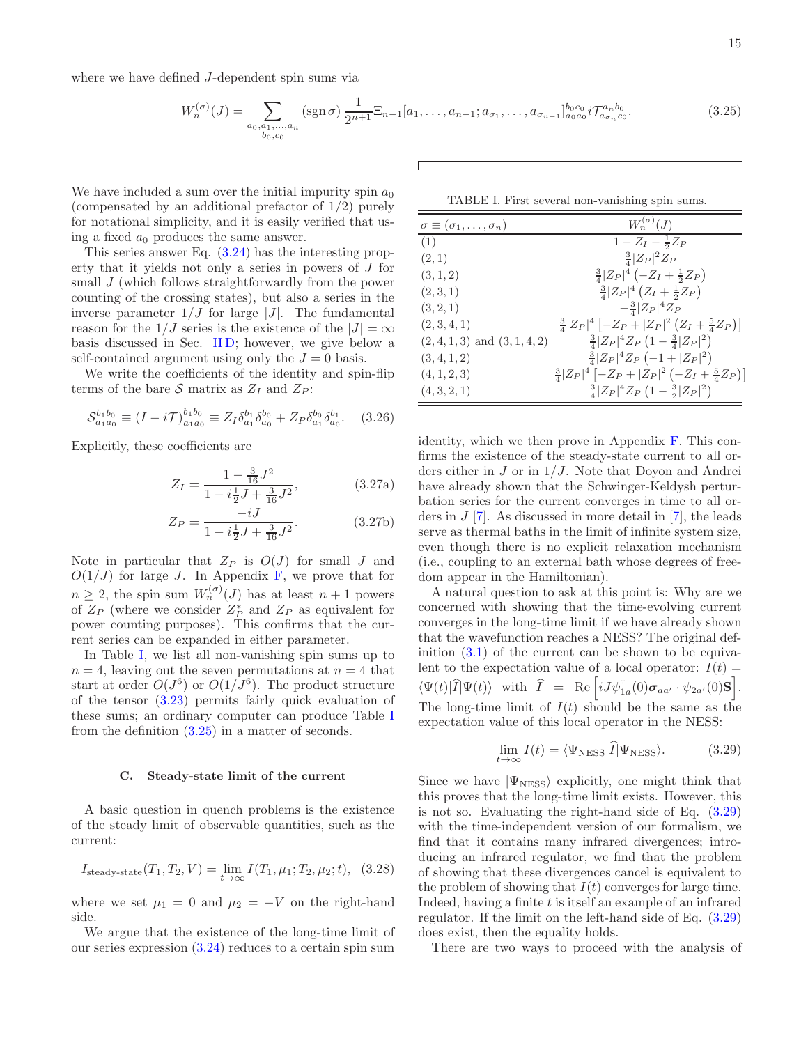where we have defined $J$-dependent spin sums via

$$W_n^{(\sigma)}(J) = \sum_{\substack{a_0, a_1, \ldots, a_n \\ b_0, c_0}} (\operatorname{sgn} \sigma) \frac{1}{2^{n+1}} \Xi_{n-1}[a_1, \ldots, a_{n-1}; a_{\sigma_1}, \ldots, a_{\sigma_{n-1}}]^{b_0 c_0}_{a_0 a_0} i \mathcal{T}^{a_n b_0}_{a_{\sigma_n} c_0}. \tag{3.25}$$

We have included a sum over the initial impurity spin $a_0$ (compensated by an additional prefactor of $1/2$) purely for notational simplicity, and it is easily verified that using a fixed $a_0$ produces the same answer.

This series answer Eq. (3.24) has the interesting property that it yields not only a series in powers of $J$ for small $J$ (which follows straightforwardly from the power counting of the crossing states), but also a series in the inverse parameter $1/J$ for large $|J|$. The fundamental reason for the $1/J$ series is the existence of the $|J| = \infty$ basis discussed in Sec. II D; however, we give below a self-contained argument using only the $J = 0$ basis.

We write the coefficients of the identity and spin-flip terms of the bare $\mathcal{S}$ matrix as $Z_I$ and $Z_P$:

$$\mathcal{S}^{b_1 b_0}_{a_1 a_0} \equiv (I - i\mathcal{T})^{b_1 b_0}_{a_1 a_0} \equiv Z_I \delta^{b_1}_{a_1} \delta^{b_0}_{a_0} + Z_P \delta^{b_0}_{a_1} \delta^{b_1}_{a_0}. \tag{3.26}$$

Explicitly, these coefficients are

$$Z_I = \frac{1 - \frac{3}{16} J^2}{1 - i\frac{1}{2} J + \frac{3}{16} J^2}, \tag{3.27a}$$

$$Z_P = \frac{-iJ}{1 - i\frac{1}{2} J + \frac{3}{16} J^2}. \tag{3.27b}$$

Note in particular that $Z_P$ is $O(J)$ for small $J$ and $O(1/J)$ for large $J$. In Appendix F, we prove that for $n \geq 2$, the spin sum $W_n^{(\sigma)}(J)$ has at least $n+1$ powers of $Z_P$ (where we consider $Z_P^*$ and $Z_P$ as equivalent for power counting purposes). This confirms that the current series can be expanded in either parameter.

In Table I, we list all non-vanishing spin sums up to $n = 4$, leaving out the seven permutations at $n = 4$ that start at order $O(J^6)$ or $O(1/J^6)$. The product structure of the tensor (3.23) permits fairly quick evaluation of these sums; an ordinary computer can produce Table I from the definition (3.25) in a matter of seconds.

TABLE I. First several non-vanishing spin sums.

| $\sigma \equiv (\sigma_1, \ldots, \sigma_n)$ | $W_n^{(\sigma)}(J)$ |
|---|---|
| $(1)$ | $1 - Z_I - \frac{1}{2} Z_P$ |
| $(2, 1)$ | $\frac{3}{4} \lvert Z_P \rvert^2 Z_P$ |
| $(3, 1, 2)$ | $\frac{3}{4} \lvert Z_P \rvert^4 \left(-Z_I + \frac{1}{2} Z_P\right)$ |
| $(2, 3, 1)$ | $\frac{3}{4} \lvert Z_P \rvert^4 \left(Z_I + \frac{1}{2} Z_P\right)$ |
| $(3, 2, 1)$ | $-\frac{3}{4} \lvert Z_P \rvert^4 Z_P$ |
| $(2, 3, 4, 1)$ | $\frac{3}{4} \lvert Z_P \rvert^4 \left[-Z_P + \lvert Z_P \rvert^2 \left(Z_I + \frac{5}{4} Z_P\right)\right]$ |
| $(2, 4, 1, 3)$ and $(3, 1, 4, 2)$ | $\frac{3}{4} \lvert Z_P \rvert^4 Z_P \left(1 - \frac{3}{4} \lvert Z_P \rvert^2\right)$ |
| $(3, 4, 1, 2)$ | $\frac{3}{4} \lvert Z_P \rvert^4 Z_P \left(-1 + \lvert Z_P \rvert^2\right)$ |
| $(4, 1, 2, 3)$ | $\frac{3}{4} \lvert Z_P \rvert^4 \left[-Z_P + \lvert Z_P \rvert^2 \left(-Z_I + \frac{5}{4} Z_P\right)\right]$ |
| $(4, 3, 2, 1)$ | $\frac{3}{4} \lvert Z_P \rvert^4 Z_P \left(1 - \frac{3}{2} \lvert Z_P \rvert^2\right)$ |

### C. Steady-state limit of the current

A basic question in quench problems is the existence of the steady limit of observable quantities, such as the current:

$$I_{\text{steady-state}}(T_1, T_2, V) = \lim_{t \to \infty} I(T_1, \mu_1; T_2, \mu_2; t), \tag{3.28}$$

where we set $\mu_1 = 0$ and $\mu_2 = -V$ on the right-hand side.

We argue that the existence of the long-time limit of our series expression (3.24) reduces to a certain spin sum identity, which we then prove in Appendix F. This confirms the existence of the steady-state current to all orders either in $J$ or in $1/J$. Note that Doyon and Andrei have already shown that the Schwinger-Keldysh perturbation series for the current converges in time to all orders in $J$ [7]. As discussed in more detail in [7], the leads serve as thermal baths in the limit of infinite system size, even though there is no explicit relaxation mechanism (i.e., coupling to an external bath whose degrees of freedom appear in the Hamiltonian).

A natural question to ask at this point is: Why are we concerned with showing that the time-evolving current converges in the long-time limit if we have already shown that the wavefunction reaches a NESS? The original definition (3.1) of the current can be shown to be equivalent to the expectation value of a local operator: $I(t) = \langle \Psi(t) | \widehat{I} | \Psi(t) \rangle$ with $\widehat{I} = \operatorname{Re}\left[ iJ \psi^\dagger_{1a}(0) \boldsymbol{\sigma}_{aa'} \cdot \psi_{2a'}(0) \mathbf{S} \right]$. The long-time limit of $I(t)$ should be the same as the expectation value of this local operator in the NESS:

$$\lim_{t \to \infty} I(t) = \langle \Psi_{\text{NESS}} | \widehat{I} | \Psi_{\text{NESS}} \rangle. \tag{3.29}$$

Since we have $|\Psi_{\text{NESS}}\rangle$ explicitly, one might think that this proves that the long-time limit exists. However, this is not so. Evaluating the right-hand side of Eq. (3.29) with the time-independent version of our formalism, we find that it contains many infrared divergences; introducing an infrared regulator, we find that the problem of showing that these divergences cancel is equivalent to the problem of showing that $I(t)$ converges for large time. Indeed, having a finite $t$ is itself an example of an infrared regulator. If the limit on the left-hand side of Eq. (3.29) does exist, then the equality holds.

There are two ways to proceed with the analysis of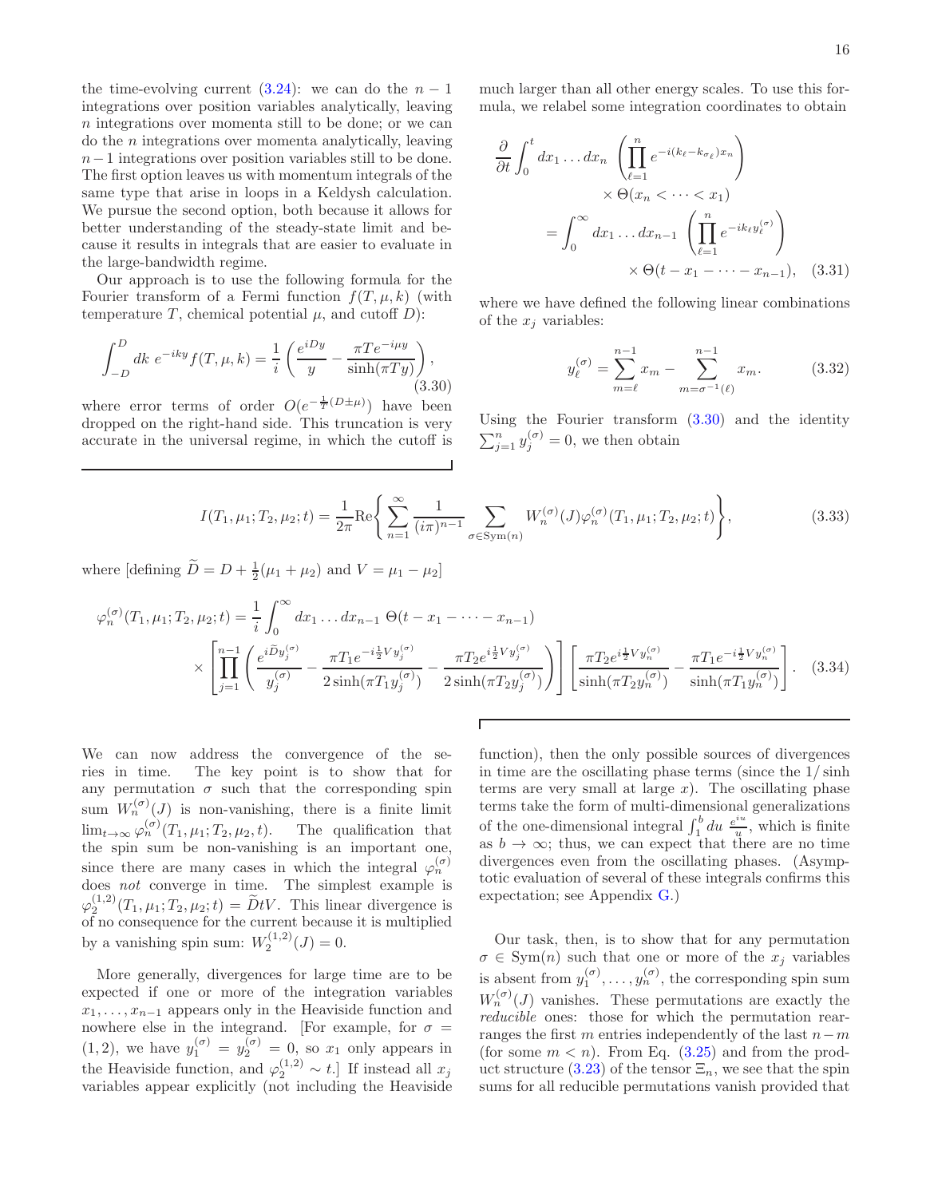the time-evolving current (3.24): we can do the $n-1$ integrations over position variables analytically, leaving $n$ integrations over momenta still to be done; or we can do the $n$ integrations over momenta analytically, leaving $n-1$ integrations over position variables still to be done. The first option leaves us with momentum integrals of the same type that arise in loops in a Keldysh calculation. We pursue the second option, both because it allows for better understanding of the steady-state limit and because it results in integrals that are easier to evaluate in the large-bandwidth regime.

Our approach is to use the following formula for the Fourier transform of a Fermi function $f(T,\mu,k)$ (with temperature $T$, chemical potential $\mu$, and cutoff $D$):

$$\int_{-D}^{D} dk\; e^{-iky} f(T,\mu,k) = \frac{1}{i}\left(\frac{e^{iDy}}{y} - \frac{\pi T e^{-i\mu y}}{\sinh(\pi T y)}\right), \tag{3.30}$$

where error terms of order $O(e^{-\frac{1}{T}(D\pm\mu)})$ have been dropped on the right-hand side. This truncation is very accurate in the universal regime, in which the cutoff is much larger than all other energy scales. To use this formula, we relabel some integration coordinates to obtain

$$\begin{aligned}
\frac{\partial}{\partial t}\int_0^t dx_1\ldots dx_n\, &\left(\prod_{\ell=1}^{n} e^{-i(k_\ell - k_{\sigma_\ell})x_n}\right) \\
&\times \Theta(x_n < \cdots < x_1) \\
= \int_0^\infty dx_1\ldots dx_{n-1}\, &\left(\prod_{\ell=1}^{n} e^{-ik_\ell y_\ell^{(\sigma)}}\right) \\
&\times \Theta(t - x_1 - \cdots - x_{n-1}),
\end{aligned} \tag{3.31}$$

where we have defined the following linear combinations of the $x_j$ variables:

$$y_\ell^{(\sigma)} = \sum_{m=\ell}^{n-1} x_m - \sum_{m=\sigma^{-1}(\ell)}^{n-1} x_m. \tag{3.32}$$

Using the Fourier transform (3.30) and the identity $\sum_{j=1}^{n} y_j^{(\sigma)} = 0$, we then obtain

$$I(T_1,\mu_1;T_2,\mu_2;t) = \frac{1}{2\pi}\mathrm{Re}\left\{\sum_{n=1}^{\infty}\frac{1}{(i\pi)^{n-1}}\sum_{\sigma\in\mathrm{Sym}(n)} W_n^{(\sigma)}(J)\,\varphi_n^{(\sigma)}(T_1,\mu_1;T_2,\mu_2;t)\right\}, \tag{3.33}$$

where [defining $\widetilde{D} = D + \frac{1}{2}(\mu_1+\mu_2)$ and $V = \mu_1 - \mu_2$]

$$\begin{aligned}
\varphi_n^{(\sigma)}(T_1,\mu_1;T_2,\mu_2;t) &= \frac{1}{i}\int_0^\infty dx_1\ldots dx_{n-1}\;\Theta(t - x_1 - \cdots - x_{n-1}) \\
&\times\left[\prod_{j=1}^{n-1}\left(\frac{e^{i\widetilde{D}y_j^{(\sigma)}}}{y_j^{(\sigma)}} - \frac{\pi T_1 e^{-i\frac{1}{2}Vy_j^{(\sigma)}}}{2\sinh(\pi T_1 y_j^{(\sigma)})} - \frac{\pi T_2 e^{i\frac{1}{2}Vy_j^{(\sigma)}}}{2\sinh(\pi T_2 y_j^{(\sigma)})}\right)\right]\left[\frac{\pi T_2 e^{i\frac{1}{2}Vy_n^{(\sigma)}}}{\sinh(\pi T_2 y_n^{(\sigma)})} - \frac{\pi T_1 e^{-i\frac{1}{2}Vy_n^{(\sigma)}}}{\sinh(\pi T_1 y_n^{(\sigma)})}\right].
\end{aligned} \tag{3.34}$$

We can now address the convergence of the series in time. The key point is to show that for any permutation $\sigma$ such that the corresponding spin sum $W_n^{(\sigma)}(J)$ is non-vanishing, there is a finite limit $\lim_{t\to\infty}\varphi_n^{(\sigma)}(T_1,\mu_1;T_2,\mu_2,t)$. The qualification that the spin sum be non-vanishing is an important one, since there are many cases in which the integral $\varphi_n^{(\sigma)}$ does *not* converge in time. The simplest example is $\varphi_2^{(1,2)}(T_1,\mu_1;T_2,\mu_2;t) = \widetilde{D}tV$. This linear divergence is of no consequence for the current because it is multiplied by a vanishing spin sum: $W_2^{(1,2)}(J) = 0$.

More generally, divergences for large time are to be expected if one or more of the integration variables $x_1,\ldots,x_{n-1}$ appears only in the Heaviside function and nowhere else in the integrand. [For example, for $\sigma = (1,2)$, we have $y_1^{(\sigma)} = y_2^{(\sigma)} = 0$, so $x_1$ only appears in the Heaviside function, and $\varphi_2^{(1,2)} \sim t$.] If instead all $x_j$ variables appear explicitly (not including the Heaviside function), then the only possible sources of divergences in time are the oscillating phase terms (since the $1/\sinh$ terms are very small at large $x$). The oscillating phase terms take the form of multi-dimensional generalizations of the one-dimensional integral $\int_1^b du\,\frac{e^{iu}}{u}$, which is finite as $b\to\infty$; thus, we can expect that there are no time divergences even from the oscillating phases. (Asymptotic evaluation of several of these integrals confirms this expectation; see Appendix G.)

Our task, then, is to show that for any permutation $\sigma\in\mathrm{Sym}(n)$ such that one or more of the $x_j$ variables is absent from $y_1^{(\sigma)},\ldots,y_n^{(\sigma)}$, the corresponding spin sum $W_n^{(\sigma)}(J)$ vanishes. These permutations are exactly the *reducible* ones: those for which the permutation rearranges the first $m$ entries independently of the last $n-m$ (for some $m<n$). From Eq. (3.25) and from the product structure (3.23) of the tensor $\Xi_n$, we see that the spin sums for all reducible permutations vanish provided that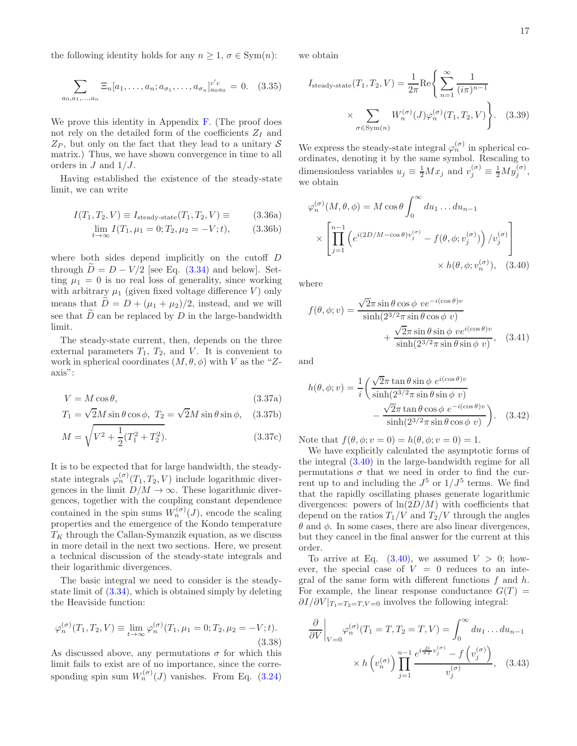the following identity holds for any $n \geq 1$, $\sigma \in \mathrm{Sym}(n)$:

$$\sum_{a_0, a_1, \ldots, a_n} \Xi_n[a_1, \ldots, a_n; a_{\sigma_1}, \ldots, a_{\sigma_n}]^{c'c}_{a_0 a_0} = 0. \quad (3.35)$$

We prove this identity in Appendix F. (The proof does not rely on the detailed form of the coefficients $Z_I$ and $Z_P$, but only on the fact that they lead to a unitary $\mathcal{S}$ matrix.) Thus, we have shown convergence in time to all orders in $J$ and $1/J$.

Having established the existence of the steady-state limit, we can write

$$I(T_1, T_2, V) \equiv I_{\text{steady-state}}(T_1, T_2, V) \equiv \quad (3.36a)$$
$$\lim_{t \to \infty} I(T_1, \mu_1 = 0; T_2, \mu_2 = -V; t), \quad (3.36b)$$

where both sides depend implicitly on the cutoff $D$ through $\widetilde{D} = D - V/2$ [see Eq. (3.34) and below]. Setting $\mu_1 = 0$ is no real loss of generality, since working with arbitrary $\mu_1$ (given fixed voltage difference $V$) only means that $\widetilde{D} = D + (\mu_1 + \mu_2)/2$, instead, and we will see that $\widetilde{D}$ can be replaced by $D$ in the large-bandwidth limit.

The steady-state current, then, depends on the three external parameters $T_1$, $T_2$, and $V$. It is convenient to work in spherical coordinates $(M, \theta, \phi)$ with $V$ as the "$Z$-axis":

$$V = M \cos \theta, \quad (3.37a)$$
$$T_1 = \sqrt{2} M \sin \theta \cos \phi, \; T_2 = \sqrt{2} M \sin \theta \sin \phi, \quad (3.37b)$$
$$M = \sqrt{V^2 + \frac{1}{2}(T_1^2 + T_2^2)}. \quad (3.37c)$$

It is to be expected that for large bandwidth, the steady-state integrals $\varphi_n^{(\sigma)}(T_1, T_2, V)$ include logarithmic divergences in the limit $D/M \to \infty$. These logarithmic divergences, together with the coupling constant dependence contained in the spin sums $W_n^{(\sigma)}(J)$, encode the scaling properties and the emergence of the Kondo temperature $T_K$ through the Callan-Symanzik equation, as we discuss in more detail in the next two sections. Here, we present a technical discussion of the steady-state integrals and their logarithmic divergences.

The basic integral we need to consider is the steady-state limit of (3.34), which is obtained simply by deleting the Heaviside function:

$$\varphi_n^{(\sigma)}(T_1, T_2, V) \equiv \lim_{t \to \infty} \varphi_n^{(\sigma)}(T_1, \mu_1 = 0; T_2, \mu_2 = -V; t). \quad (3.38)$$

As discussed above, any permutations $\sigma$ for which this limit fails to exist are of no importance, since the corresponding spin sum $W_n^{(\sigma)}(J)$ vanishes. From Eq. (3.24) we obtain

$$I_{\text{steady-state}}(T_1, T_2, V) = \frac{1}{2\pi} \mathrm{Re} \Bigg\{ \sum_{n=1}^{\infty} \frac{1}{(i\pi)^{n-1}} \times \sum_{\sigma \in \mathrm{Sym}(n)} W_n^{(\sigma)}(J) \varphi_n^{(\sigma)}(T_1, T_2, V) \Bigg\}. \quad (3.39)$$

We express the steady-state integral $\varphi_n^{(\sigma)}$ in spherical coordinates, denoting it by the same symbol. Rescaling to dimensionless variables $u_j \equiv \frac{1}{2} M x_j$ and $v_j^{(\sigma)} \equiv \frac{1}{2} M y_j^{(\sigma)}$, we obtain

$$\varphi_n^{(\sigma)}(M, \theta, \phi) = M \cos \theta \int_0^{\infty} du_1 \ldots du_{n-1} \times \left[ \prod_{j=1}^{n-1} \left( e^{i(2D/M - \cos\theta) v_j^{(\sigma)}} - f(\theta, \phi; v_j^{(\sigma)}) \right) / v_j^{(\sigma)} \right] \times h(\theta, \phi; v_n^{(\sigma)}), \quad (3.40)$$

where

$$f(\theta, \phi; v) = \frac{\sqrt{2}\pi \sin\theta \cos\phi \; v e^{-i(\cos\theta)v}}{\sinh(2^{3/2}\pi \sin\theta \cos\phi \; v)} + \frac{\sqrt{2}\pi \sin\theta \sin\phi \; v e^{i(\cos\theta)v}}{\sinh(2^{3/2}\pi \sin\theta \sin\phi \; v)}, \quad (3.41)$$

and

$$h(\theta, \phi; v) = \frac{1}{i} \left( \frac{\sqrt{2}\pi \tan\theta \sin\phi \; e^{i(\cos\theta)v}}{\sinh(2^{3/2}\pi \sin\theta \sin\phi \; v)} - \frac{\sqrt{2}\pi \tan\theta \cos\phi \; e^{-i(\cos\theta)v}}{\sinh(2^{3/2}\pi \sin\theta \cos\phi \; v)} \right). \quad (3.42)$$

Note that $f(\theta, \phi; v = 0) = h(\theta, \phi; v = 0) = 1$.

We have explicitly calculated the asymptotic forms of the integral (3.40) in the large-bandwidth regime for all permutations $\sigma$ that we need in order to find the current up to and including the $J^5$ or $1/J^5$ terms. We find that the rapidly oscillating phases generate logarithmic divergences: powers of $\ln(2D/M)$ with coefficients that depend on the ratios $T_1/V$ and $T_2/V$ through the angles $\theta$ and $\phi$. In some cases, there are also linear divergences, but they cancel in the final answer for the current at this order.

To arrive at Eq. (3.40), we assumed $V > 0$; however, the special case of $V = 0$ reduces to an integral of the same form with different functions $f$ and $h$. For example, the linear response conductance $G(T) = \partial I / \partial V|_{T_1 = T_2 = T, V = 0}$ involves the following integral:

$$\left. \frac{\partial}{\partial V} \right|_{V=0} \varphi_n^{(\sigma)}(T_1 = T, T_2 = T, V) = \int_0^{\infty} du_1 \ldots du_{n-1} \times h\left(v_n^{(\sigma)}\right) \prod_{j=1}^{n-1} \frac{e^{i \frac{D}{\pi T} v_j^{(\sigma)}} - f\left(v_j^{(\sigma)}\right)}{v_j^{(\sigma)}}, \quad (3.43)$$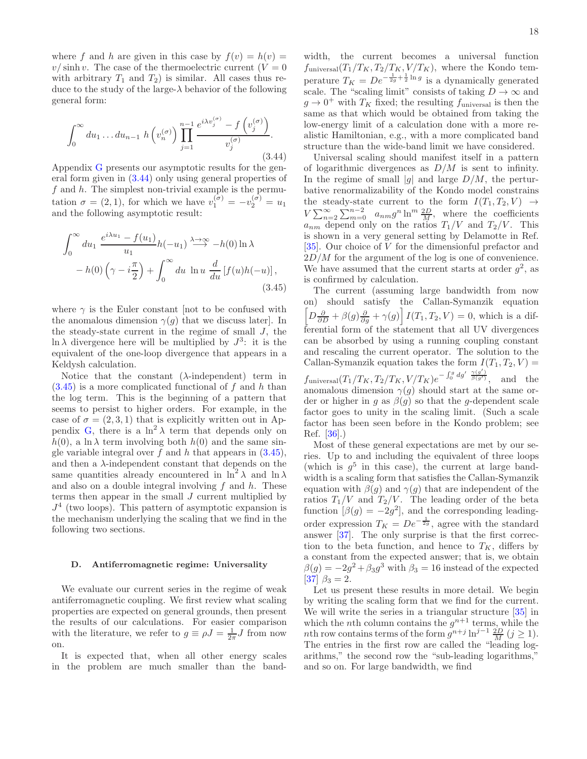where $f$ and $h$ are given in this case by $f(v) = h(v) = v/\sinh v$. The case of the thermoelectric current ($V = 0$ with arbitrary $T_1$ and $T_2$) is similar. All cases thus reduce to the study of the large-$\lambda$ behavior of the following general form:

$$\int_0^\infty du_1 \ldots du_{n-1}\; h\left(v_n^{(\sigma)}\right) \prod_{j=1}^{n-1} \frac{e^{i\lambda v_j^{(\sigma)}} - f\left(v_j^{(\sigma)}\right)}{v_j^{(\sigma)}}. \tag{3.44}$$

Appendix G presents our asymptotic results for the general form given in (3.44) only using general properties of $f$ and $h$. The simplest non-trivial example is the permutation $\sigma = (2, 1)$, for which we have $v_1^{(\sigma)} = -v_2^{(\sigma)} = u_1$ and the following asymptotic result:

$$\begin{aligned}\int_0^\infty du_1\; \frac{e^{i\lambda u_1} - f(u_1)}{u_1} h(-u_1) &\overset{\lambda\to\infty}{\longrightarrow} -h(0)\ln\lambda \\ - h(0)\left(\gamma - i\frac{\pi}{2}\right) &+ \int_0^\infty du\; \ln u\, \frac{d}{du}\left[f(u)h(-u)\right],\end{aligned} \tag{3.45}$$

where $\gamma$ is the Euler constant [not to be confused with the anomalous dimension $\gamma(g)$ that we discuss later]. In the steady-state current in the regime of small $J$, the $\ln\lambda$ divergence here will be multiplied by $J^3$: it is the equivalent of the one-loop divergence that appears in a Keldysh calculation.

Notice that the constant ($\lambda$-independent) term in (3.45) is a more complicated functional of $f$ and $h$ than the log term. This is the beginning of a pattern that seems to persist to higher orders. For example, in the case of $\sigma = (2, 3, 1)$ that is explicitly written out in Appendix G, there is a $\ln^2\lambda$ term that depends only on $h(0)$, a $\ln\lambda$ term involving both $h(0)$ and the same single variable integral over $f$ and $h$ that appears in (3.45), and then a $\lambda$-independent constant that depends on the same quantities already encountered in $\ln^2\lambda$ and $\ln\lambda$ and also on a double integral involving $f$ and $h$. These terms then appear in the small $J$ current multiplied by $J^4$ (two loops). This pattern of asymptotic expansion is the mechanism underlying the scaling that we find in the following two sections.

### D. Antiferromagnetic regime: Universality

We evaluate our current series in the regime of weak antiferromagnetic coupling. We first review what scaling properties are expected on general grounds, then present the results of our calculations. For easier comparison with the literature, we refer to $g \equiv \rho J = \frac{1}{2\pi}J$ from now on.

It is expected that, when all other energy scales in the problem are much smaller than the bandwidth, the current becomes a universal function $f_{\text{universal}}(T_1/T_K, T_2/T_K, V/T_K)$, where the Kondo temperature $T_K = De^{-\frac{1}{2g}+\frac{1}{2}\ln g}$ is a dynamically generated scale. The "scaling limit" consists of taking $D \to \infty$ and $g \to 0^+$ with $T_K$ fixed; the resulting $f_{\text{universal}}$ is then the same as that which would be obtained from taking the low-energy limit of a calculation done with a more realistic Hamiltonian, e.g., with a more complicated band structure than the wide-band limit we have considered.

Universal scaling should manifest itself in a pattern of logarithmic divergences as $D/M$ is sent to infinity. In the regime of small $|g|$ and large $D/M$, the perturbative renormalizability of the Kondo model constrains the steady-state current to the form $I(T_1, T_2, V) \to V\sum_{n=2}^{\infty}\sum_{m=0}^{n-2} a_{nm} g^n \ln^m \frac{2D}{M}$, where the coefficients $a_{nm}$ depend only on the ratios $T_1/V$ and $T_2/V$. This is shown in a very general setting by Delamotte in Ref. [35]. Our choice of $V$ for the dimensionful prefactor and $2D/M$ for the argument of the log is one of convenience. We have assumed that the current starts at order $g^2$, as is confirmed by calculation.

The current (assuming large bandwidth from now on) should satisfy the Callan-Symanzik equation $\left[D\frac{\partial}{\partial D} + \beta(g)\frac{\partial}{\partial g} + \gamma(g)\right] I(T_1, T_2, V) = 0$, which is a differential form of the statement that all UV divergences can be absorbed by using a running coupling constant and rescaling the current operator. The solution to the Callan-Symanzik equation takes the form $I(T_1, T_2, V) = f_{\text{universal}}(T_1/T_K, T_2/T_K, V/T_K) e^{-\int_0^g dg'\, \frac{\gamma(g')}{\beta(g')}}$, and the anomalous dimension $\gamma(g)$ should start at the same order or higher in $g$ as $\beta(g)$ so that the $g$-dependent scale factor goes to unity in the scaling limit. (Such a scale factor has been seen before in the Kondo problem; see Ref. [36].)

Most of these general expectations are met by our series. Up to and including the equivalent of three loops (which is $g^5$ in this case), the current at large bandwidth is a scaling form that satisfies the Callan-Symanzik equation with $\beta(g)$ and $\gamma(g)$ that are independent of the ratios $T_1/V$ and $T_2/V$. The leading order of the beta function [$\beta(g) = -2g^2$], and the corresponding leading-order expression $T_K = De^{-\frac{1}{2g}}$, agree with the standard answer [37]. The only surprise is that the first correction to the beta function, and hence to $T_K$, differs by a constant from the expected answer; that is, we obtain $\beta(g) = -2g^2 + \beta_3 g^3$ with $\beta_3 = 16$ instead of the expected [37] $\beta_3 = 2$.

Let us present these results in more detail. We begin by writing the scaling form that we find for the current. We will write the series in a triangular structure [35] in which the $n$th column contains the $g^{n+1}$ terms, while the $n$th row contains terms of the form $g^{n+j}\ln^{j-1}\frac{2D}{M}$ ($j \geq 1$). The entries in the first row are called the "leading logarithms," the second row the "sub-leading logarithms," and so on. For large bandwidth, we find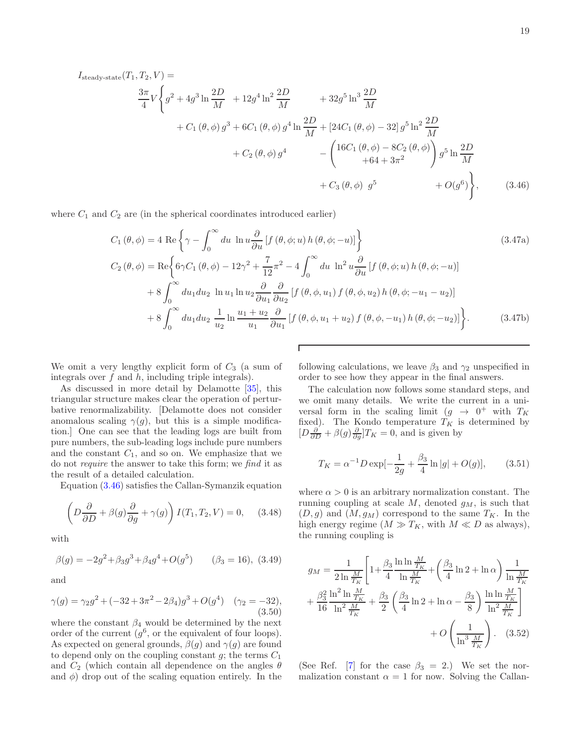$$
I_{\text{steady-state}}(T_1, T_2, V) = \frac{3\pi}{4} V \Bigg\{ g^2 + 4g^3 \ln\frac{2D}{M} + 12 g^4 \ln^2\frac{2D}{M} + 32 g^5 \ln^3\frac{2D}{M}
$$
$$
+ C_1(\theta,\phi)\, g^3 + 6 C_1(\theta,\phi)\, g^4 \ln\frac{2D}{M} + \left[24 C_1(\theta,\phi) - 32\right] g^5 \ln^2\frac{2D}{M}
$$
$$
+ C_2(\theta,\phi)\, g^4 - \begin{pmatrix} 16 C_1(\theta,\phi) - 8 C_2(\theta,\phi) \\ +64 + 3\pi^2 \end{pmatrix} g^5 \ln\frac{2D}{M}
$$
$$
+ C_3(\theta,\phi)\; g^5 + O(g^6) \Bigg\}, \tag{3.46}
$$

where $C_1$ and $C_2$ are (in the spherical coordinates introduced earlier)

$$
C_1(\theta,\phi) = 4\, \mathrm{Re}\left\{ \gamma - \int_0^\infty du\; \ln u \frac{\partial}{\partial u}\left[f(\theta,\phi;u)\, h(\theta,\phi;-u)\right] \right\} \tag{3.47a}
$$

$$
C_2(\theta,\phi) = \mathrm{Re}\Bigg\{ 6\gamma C_1(\theta,\phi) - 12\gamma^2 + \frac{7}{12}\pi^2 - 4\int_0^\infty du\; \ln^2 u \frac{\partial}{\partial u}\left[f(\theta,\phi;u)\, h(\theta,\phi;-u)\right]
$$
$$
+ 8\int_0^\infty du_1 du_2\; \ln u_1 \ln u_2 \frac{\partial}{\partial u_1}\frac{\partial}{\partial u_2}\left[f(\theta,\phi,u_1)\, f(\theta,\phi,u_2)\, h(\theta,\phi;-u_1-u_2)\right]
$$
$$
+ 8\int_0^\infty du_1 du_2\; \frac{1}{u_2}\ln\frac{u_1+u_2}{u_1}\frac{\partial}{\partial u_1}\left[f(\theta,\phi,u_1+u_2)\, f(\theta,\phi,-u_1)\, h(\theta,\phi;-u_2)\right] \Bigg\}. \tag{3.47b}
$$

We omit a very lengthy explicit form of $C_3$ (a sum of integrals over $f$ and $h$, including triple integrals).

As discussed in more detail by Delamotte [35], this triangular structure makes clear the operation of perturbative renormalizability. [Delamotte does not consider anomalous scaling $\gamma(g)$, but this is a simple modification.] One can see that the leading logs are built from pure numbers, the sub-leading logs include pure numbers and the constant $C_1$, and so on. We emphasize that we do not *require* the answer to take this form; we *find* it as the result of a detailed calculation.

Equation (3.46) satisfies the Callan-Symanzik equation

$$
\left(D\frac{\partial}{\partial D} + \beta(g)\frac{\partial}{\partial g} + \gamma(g)\right) I(T_1, T_2, V) = 0, \tag{3.48}
$$

with

$$
\beta(g) = -2g^2 + \beta_3 g^3 + \beta_4 g^4 + O(g^5) \qquad (\beta_3 = 16), \tag{3.49}
$$

and

$$
\gamma(g) = \gamma_2 g^2 + (-32 + 3\pi^2 - 2\beta_4) g^3 + O(g^4) \quad (\gamma_2 = -32), \tag{3.50}
$$

where the constant $\beta_4$ would be determined by the next order of the current ($g^6$, or the equivalent of four loops). As expected on general grounds, $\beta(g)$ and $\gamma(g)$ are found to depend only on the coupling constant $g$; the terms $C_1$ and $C_2$ (which contain all dependence on the angles $\theta$ and $\phi$) drop out of the scaling equation entirely. In the following calculations, we leave $\beta_3$ and $\gamma_2$ unspecified in order to see how they appear in the final answers.

The calculation now follows some standard steps, and we omit many details. We write the current in a universal form in the scaling limit ($g \to 0^+$ with $T_K$ fixed). The Kondo temperature $T_K$ is determined by $[D\frac{\partial}{\partial D} + \beta(g)\frac{\partial}{\partial g}]T_K = 0$, and is given by

$$
T_K = \alpha^{-1} D \exp\left[-\frac{1}{2g} + \frac{\beta_3}{4}\ln|g| + O(g)\right], \tag{3.51}
$$

where $\alpha > 0$ is an arbitrary normalization constant. The running coupling at scale $M$, denoted $g_M$, is such that $(D, g)$ and $(M, g_M)$ correspond to the same $T_K$. In the high energy regime ($M \gg T_K$, with $M \ll D$ as always), the running coupling is

$$
g_M = \frac{1}{2\ln\frac{M}{T_K}}\Bigg[1 + \frac{\beta_3}{4}\frac{\ln\ln\frac{M}{T_K}}{\ln\frac{M}{T_K}} + \left(\frac{\beta_3}{4}\ln 2 + \ln\alpha\right)\frac{1}{\ln\frac{M}{T_K}}
$$
$$
+ \frac{\beta_3^2}{16}\frac{\ln^2\ln\frac{M}{T_K}}{\ln^2\frac{M}{T_K}} + \frac{\beta_3}{2}\left(\frac{\beta_3}{4}\ln 2 + \ln\alpha - \frac{\beta_3}{8}\right)\frac{\ln\ln\frac{M}{T_K}}{\ln^2\frac{M}{T_K}}\Bigg] + O\left(\frac{1}{\ln^3\frac{M}{T_K}}\right). \tag{3.52}
$$

(See Ref. [7] for the case $\beta_3 = 2$.) We set the normalization constant $\alpha = 1$ for now. Solving the Callan-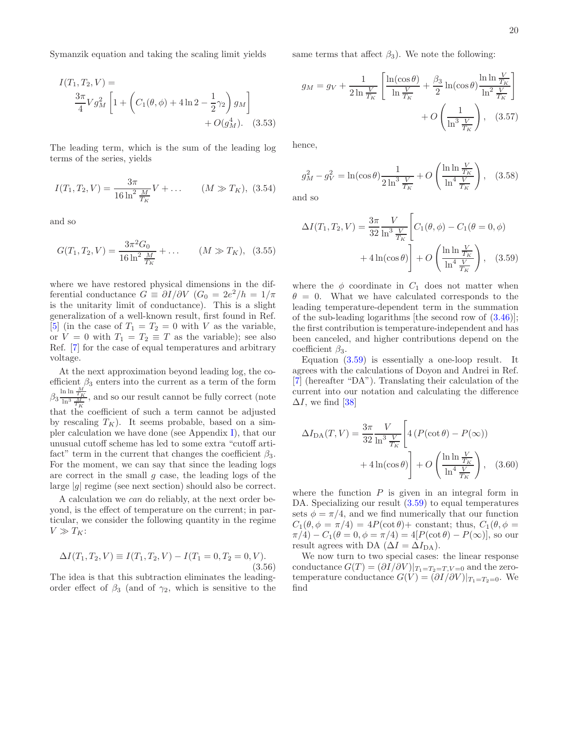Symanzik equation and taking the scaling limit yields

$$I(T_1,T_2,V) = \frac{3\pi}{4} V g_M^2 \left[1 + \left(C_1(\theta,\phi) + 4\ln 2 - \frac{1}{2}\gamma_2\right) g_M\right] + O(g_M^4). \quad (3.53)$$

The leading term, which is the sum of the leading log terms of the series, yields

$$I(T_1,T_2,V) = \frac{3\pi}{16\ln^2 \frac{M}{T_K}} V + \dots \qquad (M \gg T_K), \quad (3.54)$$

and so

$$G(T_1,T_2,V) = \frac{3\pi^2 G_0}{16\ln^2 \frac{M}{T_K}} + \dots \qquad (M \gg T_K), \quad (3.55)$$

where we have restored physical dimensions in the differential conductance $G \equiv \partial I/\partial V$ ($G_0 = 2e^2/h = 1/\pi$ is the unitarity limit of conductance). This is a slight generalization of a well-known result, first found in Ref. [5] (in the case of $T_1 = T_2 = 0$ with $V$ as the variable, or $V = 0$ with $T_1 = T_2 \equiv T$ as the variable); see also Ref. [7] for the case of equal temperatures and arbitrary voltage.

At the next approximation beyond leading log, the coefficient $\beta_3$ enters into the current as a term of the form $\beta_3 \frac{\ln\ln \frac{M}{T_K}}{\ln^3 \frac{M}{T_K}}$, and so our result cannot be fully correct (note that the coefficient of such a term cannot be adjusted by rescaling $T_K$). It seems probable, based on a simpler calculation we have done (see Appendix I), that our unusual cutoff scheme has led to some extra "cutoff artifact" term in the current that changes the coefficient $\beta_3$. For the moment, we can say that since the leading logs are correct in the small $g$ case, the leading logs of the large $|g|$ regime (see next section) should also be correct.

A calculation we *can* do reliably, at the next order beyond, is the effect of temperature on the current; in particular, we consider the following quantity in the regime $V \gg T_K$:

$$\Delta I(T_1,T_2,V) \equiv I(T_1,T_2,V) - I(T_1=0,T_2=0,V). \quad (3.56)$$

The idea is that this subtraction eliminates the leading-order effect of $\beta_3$ (and of $\gamma_2$, which is sensitive to the same terms that affect $\beta_3$). We note the following:

$$g_M = g_V + \frac{1}{2\ln\frac{V}{T_K}}\left[\frac{\ln(\cos\theta)}{\ln\frac{V}{T_K}} + \frac{\beta_3}{2}\ln(\cos\theta)\frac{\ln\ln\frac{V}{T_K}}{\ln^2\frac{V}{T_K}}\right] + O\left(\frac{1}{\ln^3\frac{V}{T_K}}\right), \quad (3.57)$$

hence,

$$g_M^2 - g_V^2 = \ln(\cos\theta)\frac{1}{2\ln^3\frac{V}{T_K}} + O\left(\frac{\ln\ln\frac{V}{T_K}}{\ln^4\frac{V}{T_K}}\right), \quad (3.58)$$

and so

$$\Delta I(T_1,T_2,V) = \frac{3\pi}{32}\frac{V}{\ln^3\frac{V}{T_K}}\bigg[C_1(\theta,\phi) - C_1(\theta=0,\phi) + 4\ln(\cos\theta)\bigg] + O\left(\frac{\ln\ln\frac{V}{T_K}}{\ln^4\frac{V}{T_K}}\right), \quad (3.59)$$

where the $\phi$ coordinate in $C_1$ does not matter when $\theta = 0$. What we have calculated corresponds to the leading temperature-dependent term in the summation of the sub-leading logarithms [the second row of (3.46)]; the first contribution is temperature-independent and has been canceled, and higher contributions depend on the coefficient $\beta_3$.

Equation (3.59) is essentially a one-loop result. It agrees with the calculations of Doyon and Andrei in Ref. [7] (hereafter "DA"). Translating their calculation of the current into our notation and calculating the difference $\Delta I$, we find [38]

$$\Delta I_{\mathrm{DA}}(T,V) = \frac{3\pi}{32}\frac{V}{\ln^3\frac{V}{T_K}}\bigg[4\left(P(\cot\theta) - P(\infty)\right) + 4\ln(\cos\theta)\bigg] + O\left(\frac{\ln\ln\frac{V}{T_K}}{\ln^4\frac{V}{T_K}}\right), \quad (3.60)$$

where the function $P$ is given in an integral form in DA. Specializing our result (3.59) to equal temperatures sets $\phi = \pi/4$, and we find numerically that our function $C_1(\theta,\phi=\pi/4) = 4P(\cot\theta) +$ constant; thus, $C_1(\theta,\phi=\pi/4) - C_1(\theta=0,\phi=\pi/4) = 4[P(\cot\theta) - P(\infty)]$, so our result agrees with DA ($\Delta I = \Delta I_{\mathrm{DA}}$).

We now turn to two special cases: the linear response conductance $G(T) = (\partial I/\partial V)|_{T_1=T_2=T, V=0}$ and the zero-temperature conductance $G(V) = (\partial I/\partial V)|_{T_1=T_2=0}$. We find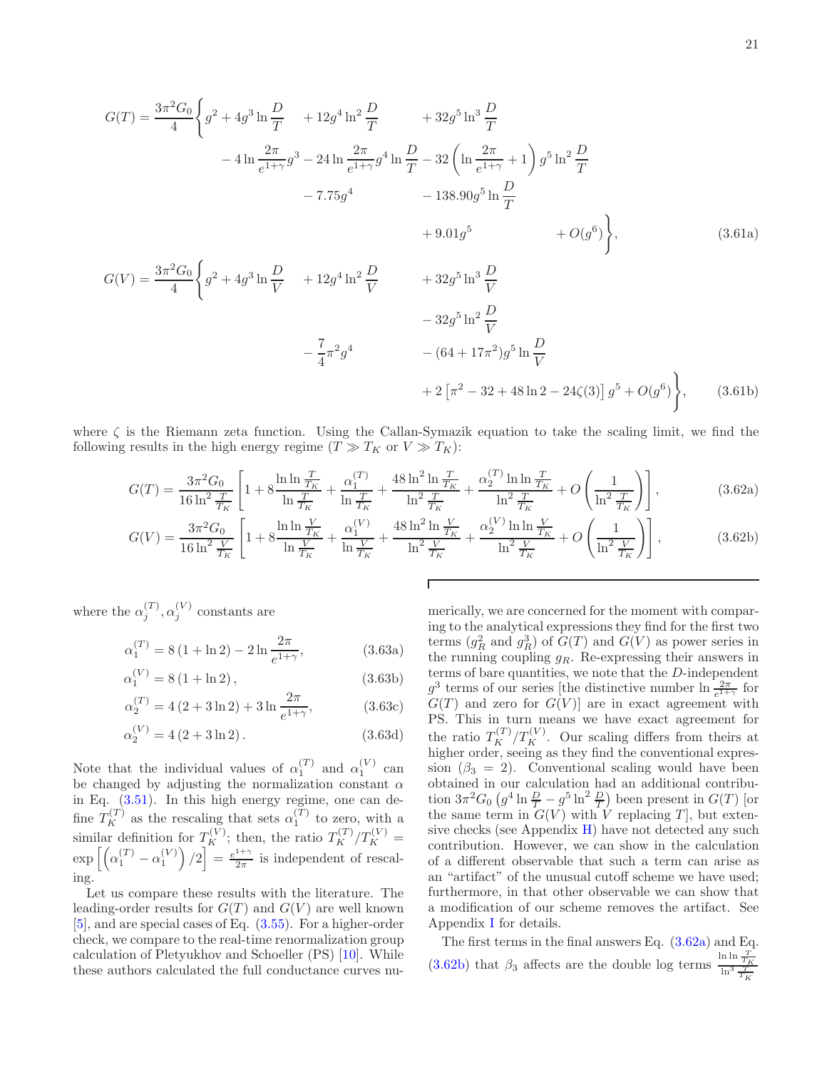$$
\begin{aligned}
G(T) = \frac{3\pi^2 G_0}{4}\Bigg\{ & g^2 + 4g^3 \ln\frac{D}{T} + 12 g^4 \ln^2\frac{D}{T} + 32 g^5 \ln^3\frac{D}{T} \\
& - 4\ln\frac{2\pi}{e^{1+\gamma}} g^3 - 24 \ln\frac{2\pi}{e^{1+\gamma}} g^4 \ln\frac{D}{T} - 32\left(\ln\frac{2\pi}{e^{1+\gamma}} + 1\right) g^5 \ln^2\frac{D}{T} \\
& - 7.75 g^4 - 138.90 g^5 \ln\frac{D}{T} \\
& + 9.01 g^5 + O(g^6)\Bigg\},
\end{aligned}
\tag{3.61a}
$$

$$
\begin{aligned}
G(V) = \frac{3\pi^2 G_0}{4}\Bigg\{ & g^2 + 4g^3 \ln\frac{D}{V} + 12 g^4 \ln^2\frac{D}{V} + 32 g^5 \ln^3\frac{D}{V} \\
& - 32 g^5 \ln^2\frac{D}{V} \\
& - \frac{7}{4}\pi^2 g^4 - (64 + 17\pi^2) g^5 \ln\frac{D}{V} \\
& + 2\left[\pi^2 - 32 + 48\ln 2 - 24\zeta(3)\right] g^5 + O(g^6)\Bigg\},
\end{aligned}
\tag{3.61b}
$$

where $\zeta$ is the Riemann zeta function. Using the Callan-Symazik equation to take the scaling limit, we find the following results in the high energy regime ($T \gg T_K$ or $V \gg T_K$):

$$
G(T) = \frac{3\pi^2 G_0}{16\ln^2\frac{T}{T_K}}\left[1 + 8\frac{\ln\ln\frac{T}{T_K}}{\ln\frac{T}{T_K}} + \frac{\alpha_1^{(T)}}{\ln\frac{T}{T_K}} + \frac{48\ln^2\ln\frac{T}{T_K}}{\ln^2\frac{T}{T_K}} + \frac{\alpha_2^{(T)}\ln\ln\frac{T}{T_K}}{\ln^2\frac{T}{T_K}} + O\left(\frac{1}{\ln^2\frac{T}{T_K}}\right)\right],
\tag{3.62a}
$$

$$
G(V) = \frac{3\pi^2 G_0}{16\ln^2\frac{V}{T_K}}\left[1 + 8\frac{\ln\ln\frac{V}{T_K}}{\ln\frac{V}{T_K}} + \frac{\alpha_1^{(V)}}{\ln\frac{V}{T_K}} + \frac{48\ln^2\ln\frac{V}{T_K}}{\ln^2\frac{V}{T_K}} + \frac{\alpha_2^{(V)}\ln\ln\frac{V}{T_K}}{\ln^2\frac{V}{T_K}} + O\left(\frac{1}{\ln^2\frac{V}{T_K}}\right)\right],
\tag{3.62b}
$$

where the $\alpha_j^{(T)}, \alpha_j^{(V)}$ constants are

$$
\alpha_1^{(T)} = 8\left(1 + \ln 2\right) - 2\ln\frac{2\pi}{e^{1+\gamma}}, \tag{3.63a}
$$

$$
\alpha_1^{(V)} = 8\left(1 + \ln 2\right), \tag{3.63b}
$$

$$
\alpha_2^{(T)} = 4\left(2 + 3\ln 2\right) + 3\ln\frac{2\pi}{e^{1+\gamma}}, \tag{3.63c}
$$

$$
\alpha_2^{(V)} = 4\left(2 + 3\ln 2\right). \tag{3.63d}
$$

Note that the individual values of $\alpha_1^{(T)}$ and $\alpha_1^{(V)}$ can be changed by adjusting the normalization constant $\alpha$ in Eq. (3.51). In this high energy regime, one can define $T_K^{(T)}$ as the rescaling that sets $\alpha_1^{(T)}$ to zero, with a similar definition for $T_K^{(V)}$; then, the ratio $T_K^{(T)}/T_K^{(V)} = \exp\left[\left(\alpha_1^{(T)} - \alpha_1^{(V)}\right)/2\right] = \frac{e^{1+\gamma}}{2\pi}$ is independent of rescaling.

Let us compare these results with the literature. The leading-order results for $G(T)$ and $G(V)$ are well known [5], and are special cases of Eq. (3.55). For a higher-order check, we compare to the real-time renormalization group calculation of Pletyukhov and Schoeller (PS) [10]. While these authors calculated the full conductance curves numerically, we are concerned for the moment with comparing to the analytical expressions they find for the first two terms ($g_R^2$ and $g_R^3$) of $G(T)$ and $G(V)$ as power series in the running coupling $g_R$. Re-expressing their answers in terms of bare quantities, we note that the $D$-independent $g^3$ terms of our series [the distinctive number $\ln\frac{2\pi}{e^{1+\gamma}}$ for $G(T)$ and zero for $G(V)$] are in exact agreement with PS. This in turn means we have exact agreement for the ratio $T_K^{(T)}/T_K^{(V)}$. Our scaling differs from theirs at higher order, seeing as they find the conventional expression ($\beta_3 = 2$). Conventional scaling would have been obtained in our calculation had an additional contribution $3\pi^2 G_0\left(g^4\ln\frac{D}{T} - g^5\ln^2\frac{D}{T}\right)$ been present in $G(T)$ [or the same term in $G(V)$ with $V$ replacing $T$], but extensive checks (see Appendix H) have not detected any such contribution. However, we can show in the calculation of a different observable that such a term can arise as an "artifact" of the unusual cutoff scheme we have used; furthermore, in that other observable we can show that a modification of our scheme removes the artifact. See Appendix I for details.

The first terms in the final answers Eq. (3.62a) and Eq. (3.62b) that $\beta_3$ affects are the double log terms $\frac{\ln\ln\frac{T}{T_K}}{\ln^3\frac{T}{T_K}}$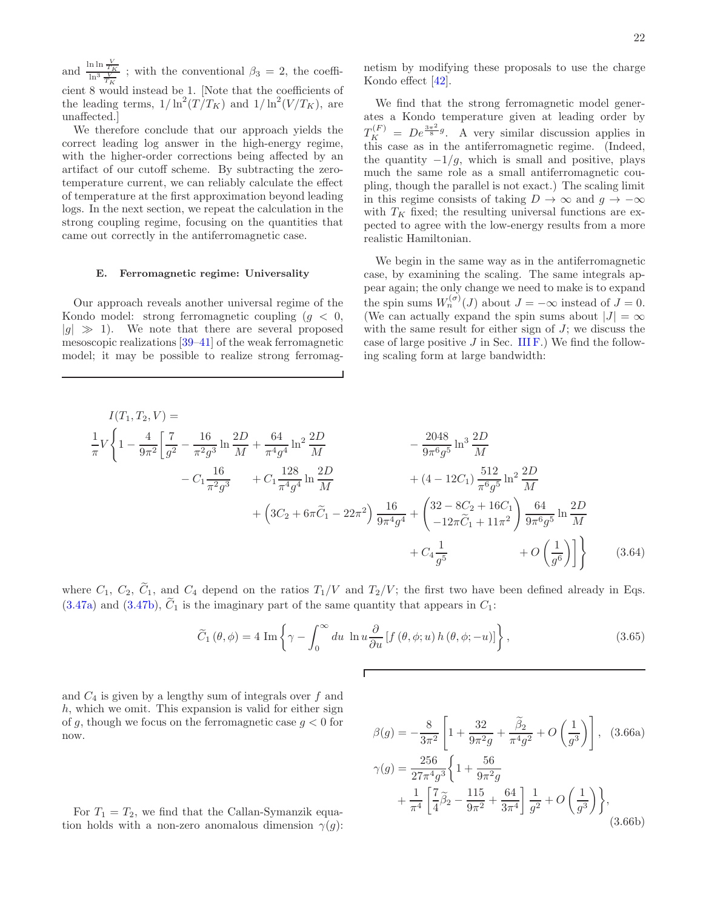and $\frac{\ln \ln \frac{V}{T_K}}{\ln^3 \frac{V}{T_K}}$ ; with the conventional $\beta_3 = 2$, the coefficient 8 would instead be 1. [Note that the coefficients of the leading terms, $1/\ln^2(T/T_K)$ and $1/\ln^2(V/T_K)$, are unaffected.]

We therefore conclude that our approach yields the correct leading log answer in the high-energy regime, with the higher-order corrections being affected by an artifact of our cutoff scheme. By subtracting the zero-temperature current, we can reliably calculate the effect of temperature at the first approximation beyond leading logs. In the next section, we repeat the calculation in the strong coupling regime, focusing on the quantities that came out correctly in the antiferromagnetic case.

### E. Ferromagnetic regime: Universality

Our approach reveals another universal regime of the Kondo model: strong ferromagnetic coupling ($g < 0$, $|g| \gg 1$). We note that there are several proposed mesoscopic realizations [39–41] of the weak ferromagnetic model; it may be possible to realize strong ferromagnetism by modifying these proposals to use the charge Kondo effect [42].

We find that the strong ferromagnetic model generates a Kondo temperature given at leading order by $T_K^{(F)} = De^{\frac{3\pi^2}{8}g}$. A very similar discussion applies in this case as in the antiferromagnetic regime. (Indeed, the quantity $-1/g$, which is small and positive, plays much the same role as a small antiferromagnetic coupling, though the parallel is not exact.) The scaling limit in this regime consists of taking $D \to \infty$ and $g \to -\infty$ with $T_K$ fixed; the resulting universal functions are expected to agree with the low-energy results from a more realistic Hamiltonian.

We begin in the same way as in the antiferromagnetic case, by examining the scaling. The same integrals appear again; the only change we need to make is to expand the spin sums $W_n^{(\sigma)}(J)$ about $J = -\infty$ instead of $J = 0$. (We can actually expand the spin sums about $|J| = \infty$ with the same result for either sign of $J$; we discuss the case of large positive $J$ in Sec. III F.) We find the following scaling form at large bandwidth:

$$
\begin{aligned}
I(T_1, T_2, V) = \\
\frac{1}{\pi}V\Bigg\{1 - \frac{4}{9\pi^2}\Bigg[&\frac{7}{g^2} - \frac{16}{\pi^2 g^3}\ln\frac{2D}{M} + \frac{64}{\pi^4 g^4}\ln^2\frac{2D}{M} - \frac{2048}{9\pi^6 g^5}\ln^3\frac{2D}{M} \\
&- C_1\frac{16}{\pi^2 g^3} + C_1\frac{128}{\pi^4 g^4}\ln\frac{2D}{M} + (4 - 12C_1)\frac{512}{\pi^6 g^5}\ln^2\frac{2D}{M} \\
&+ \left(3C_2 + 6\pi\widetilde{C}_1 - 22\pi^2\right)\frac{16}{9\pi^4 g^4} + \begin{pmatrix} 32 - 8C_2 + 16C_1 \\ -12\pi\widetilde{C}_1 + 11\pi^2 \end{pmatrix}\frac{64}{9\pi^6 g^5}\ln\frac{2D}{M} \\
&+ C_4\frac{1}{g^5} + O\left(\frac{1}{g^6}\right)\Bigg]\Bigg\}
\end{aligned}
\tag{3.64}
$$

where $C_1$, $C_2$, $\widetilde{C}_1$, and $C_4$ depend on the ratios $T_1/V$ and $T_2/V$; the first two have been defined already in Eqs. (3.47a) and (3.47b), $\widetilde{C}_1$ is the imaginary part of the same quantity that appears in $C_1$:

$$
\widetilde{C}_1(\theta, \phi) = 4\,\mathrm{Im}\left\{\gamma - \int_0^\infty du\ \ln u \frac{\partial}{\partial u}\left[f(\theta, \phi; u)\, h(\theta, \phi; -u)\right]\right\},
\tag{3.65}
$$

and $C_4$ is given by a lengthy sum of integrals over $f$ and $h$, which we omit. This expansion is valid for either sign of $g$, though we focus on the ferromagnetic case $g < 0$ for now.

For $T_1 = T_2$, we find that the Callan-Symanzik equation holds with a non-zero anomalous dimension $\gamma(g)$:

$$
\beta(g) = -\frac{8}{3\pi^2}\left[1 + \frac{32}{9\pi^2 g} + \frac{\widetilde{\beta}_2}{\pi^4 g^2} + O\left(\frac{1}{g^3}\right)\right],
\tag{3.66a}
$$

$$
\begin{aligned}
\gamma(g) = \frac{256}{27\pi^4 g^3}\Bigg\{&1 + \frac{56}{9\pi^2 g} \\
&+ \frac{1}{\pi^4}\left[\frac{7}{4}\widetilde{\beta}_2 - \frac{115}{9\pi^2} + \frac{64}{3\pi^4}\right]\frac{1}{g^2} + O\left(\frac{1}{g^3}\right)\Bigg\},
\end{aligned}
\tag{3.66b}
$$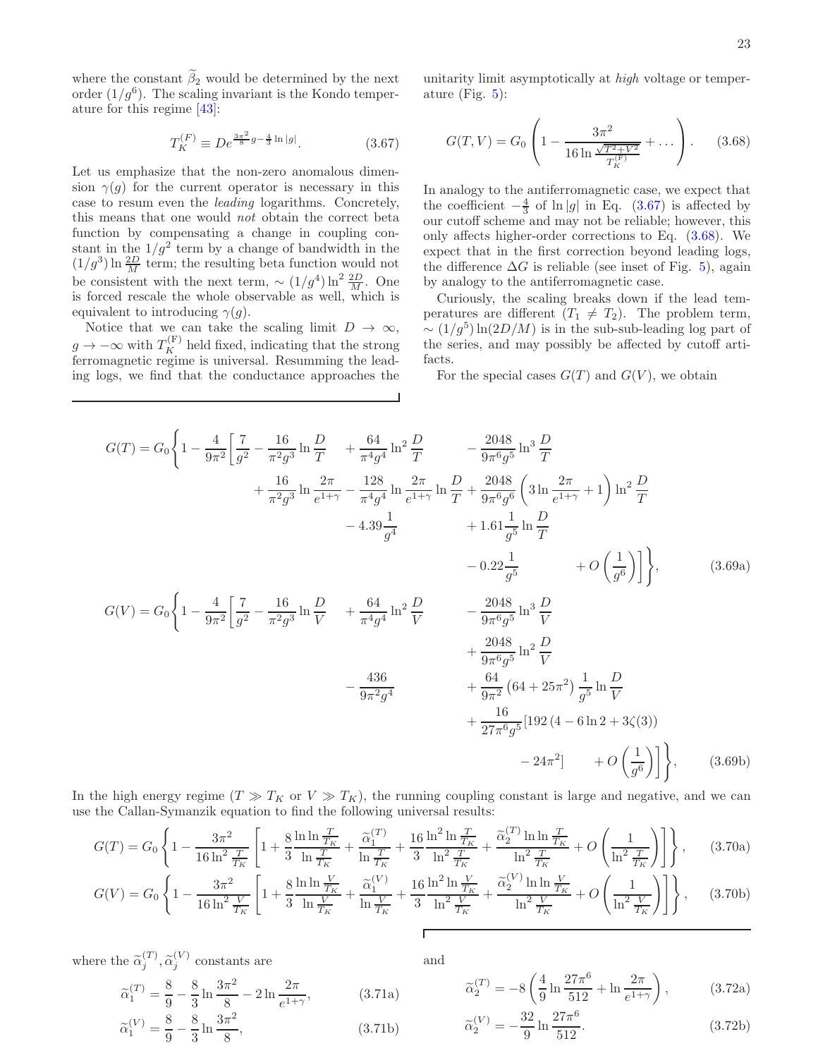where the constant $\widetilde{\beta}_2$ would be determined by the next order $(1/g^6)$. The scaling invariant is the Kondo temperature for this regime [43]:

$$T_K^{(F)} \equiv D e^{\frac{3\pi^2}{8} g - \frac{4}{3}\ln|g|}. \tag{3.67}$$

Let us emphasize that the non-zero anomalous dimension $\gamma(g)$ for the current operator is necessary in this case to resum even the *leading* logarithms. Concretely, this means that one would *not* obtain the correct beta function by compensating a change in coupling constant in the $1/g^2$ term by a change of bandwidth in the $(1/g^3)\ln\frac{2D}{M}$ term; the resulting beta function would not be consistent with the next term, $\sim (1/g^4)\ln^2\frac{2D}{M}$. One is forced rescale the whole observable as well, which is equivalent to introducing $\gamma(g)$.

Notice that we can take the scaling limit $D \to \infty$, $g \to -\infty$ with $T_K^{(F)}$ held fixed, indicating that the strong ferromagnetic regime is universal. Resumming the leading logs, we find that the conductance approaches the unitarity limit asymptotically at *high* voltage or temperature (Fig. 5):

$$G(T,V) = G_0\left(1 - \frac{3\pi^2}{16\ln\frac{\sqrt{T^2+V^2}}{T_K^{(F)}}} + \dots\right). \tag{3.68}$$

In analogy to the antiferromagnetic case, we expect that the coefficient $-\frac{4}{3}$ of $\ln|g|$ in Eq. (3.67) is affected by our cutoff scheme and may not be reliable; however, this only affects higher-order corrections to Eq. (3.68). We expect that in the first correction beyond leading logs, the difference $\Delta G$ is reliable (see inset of Fig. 5), again by analogy to the antiferromagnetic case.

Curiously, the scaling breaks down if the lead temperatures are different ($T_1 \neq T_2$). The problem term, $\sim (1/g^5)\ln(2D/M)$ is in the sub-sub-leading log part of the series, and may possibly be affected by cutoff artifacts.

For the special cases $G(T)$ and $G(V)$, we obtain

$$\begin{aligned}
G(T) = G_0\Bigg\{1 - \frac{4}{9\pi^2}\Bigg[&\frac{7}{g^2} - \frac{16}{\pi^2 g^3}\ln\frac{D}{T} + \frac{64}{\pi^4 g^4}\ln^2\frac{D}{T} - \frac{2048}{9\pi^6 g^5}\ln^3\frac{D}{T} \\
&+ \frac{16}{\pi^2 g^3}\ln\frac{2\pi}{e^{1+\gamma}} - \frac{128}{\pi^4 g^4}\ln\frac{2\pi}{e^{1+\gamma}}\ln\frac{D}{T} + \frac{2048}{9\pi^6 g^6}\left(3\ln\frac{2\pi}{e^{1+\gamma}} + 1\right)\ln^2\frac{D}{T} \\
&- 4.39\frac{1}{g^4} + 1.61\frac{1}{g^5}\ln\frac{D}{T} \\
&- 0.22\frac{1}{g^5} + O\left(\frac{1}{g^6}\right)\Bigg]\Bigg\},
\end{aligned} \tag{3.69a}$$

$$\begin{aligned}
G(V) = G_0\Bigg\{1 - \frac{4}{9\pi^2}\Bigg[&\frac{7}{g^2} - \frac{16}{\pi^2 g^3}\ln\frac{D}{V} + \frac{64}{\pi^4 g^4}\ln^2\frac{D}{V} - \frac{2048}{9\pi^6 g^5}\ln^3\frac{D}{V} \\
&+ \frac{2048}{9\pi^6 g^5}\ln^2\frac{D}{V} \\
&- \frac{436}{9\pi^2 g^4} + \frac{64}{9\pi^2}\left(64 + 25\pi^2\right)\frac{1}{g^5}\ln\frac{D}{V} \\
&+ \frac{16}{27\pi^6 g^5}[192\left(4 - 6\ln 2 + 3\zeta(3)\right) \\
&- 24\pi^2] + O\left(\frac{1}{g^6}\right)\Bigg]\Bigg\},
\end{aligned} \tag{3.69b}$$

In the high energy regime ($T \gg T_K$ or $V \gg T_K$), the running coupling constant is large and negative, and we can use the Callan-Symanzik equation to find the following universal results:

$$G(T) = G_0\left\{1 - \frac{3\pi^2}{16\ln^2\frac{T}{T_K}}\left[1 + \frac{8}{3}\frac{\ln\ln\frac{T}{T_K}}{\ln\frac{T}{T_K}} + \frac{\widetilde{\alpha}_1^{(T)}}{\ln\frac{T}{T_K}} + \frac{16}{3}\frac{\ln^2\ln\frac{T}{T_K}}{\ln^2\frac{T}{T_K}} + \frac{\widetilde{\alpha}_2^{(T)}\ln\ln\frac{T}{T_K}}{\ln^2\frac{T}{T_K}} + O\left(\frac{1}{\ln^2\frac{T}{T_K}}\right)\right]\right\}, \tag{3.70a}$$

$$G(V) = G_0\left\{1 - \frac{3\pi^2}{16\ln^2\frac{V}{T_K}}\left[1 + \frac{8}{3}\frac{\ln\ln\frac{V}{T_K}}{\ln\frac{V}{T_K}} + \frac{\widetilde{\alpha}_1^{(V)}}{\ln\frac{V}{T_K}} + \frac{16}{3}\frac{\ln^2\ln\frac{V}{T_K}}{\ln^2\frac{V}{T_K}} + \frac{\widetilde{\alpha}_2^{(V)}\ln\ln\frac{V}{T_K}}{\ln^2\frac{V}{T_K}} + O\left(\frac{1}{\ln^2\frac{V}{T_K}}\right)\right]\right\}, \tag{3.70b}$$

where the $\widetilde{\alpha}_j^{(T)}, \widetilde{\alpha}_j^{(V)}$ constants are

$$\widetilde{\alpha}_1^{(T)} = \frac{8}{9} - \frac{8}{3}\ln\frac{3\pi^2}{8} - 2\ln\frac{2\pi}{e^{1+\gamma}}, \tag{3.71a}$$

$$\widetilde{\alpha}_1^{(V)} = \frac{8}{9} - \frac{8}{3}\ln\frac{3\pi^2}{8}, \tag{3.71b}$$

and

$$\widetilde{\alpha}_2^{(T)} = -8\left(\frac{4}{9}\ln\frac{27\pi^6}{512} + \ln\frac{2\pi}{e^{1+\gamma}}\right), \tag{3.72a}$$

$$\widetilde{\alpha}_2^{(V)} = -\frac{32}{9}\ln\frac{27\pi^6}{512}. \tag{3.72b}$$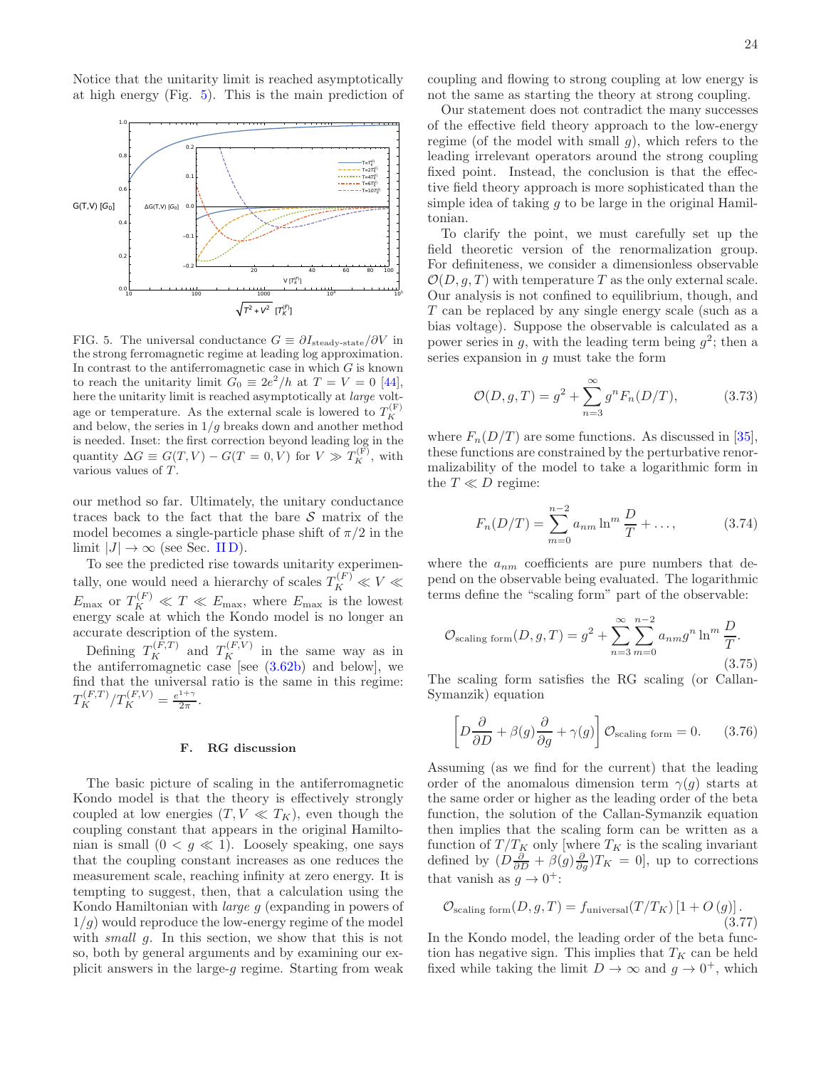Notice that the unitarity limit is reached asymptotically at high energy (Fig. 5). This is the main prediction of our method so far. Ultimately, the unitary conductance traces back to the fact that the bare $\mathcal{S}$ matrix of the model becomes a single-particle phase shift of $\pi/2$ in the limit $|J| \to \infty$ (see Sec. II D).

FIG. 5. The universal conductance $G \equiv \partial I_{\text{steady-state}}/\partial V$ in the strong ferromagnetic regime at leading log approximation. In contrast to the antiferromagnetic case in which $G$ is known to reach the unitarity limit $G_0 \equiv 2e^2/h$ at $T = V = 0$ [44], here the unitarity limit is reached asymptotically at *large* voltage or temperature. As the external scale is lowered to $T_K^{(\text{F})}$ and below, the series in $1/g$ breaks down and another method is needed. Inset: the first correction beyond leading log in the quantity $\Delta G \equiv G(T, V) - G(T = 0, V)$ for $V \gg T_K^{(\text{F})}$, with various values of $T$.

To see the predicted rise towards unitarity experimentally, one would need a hierarchy of scales $T_K^{(F)} \ll V \ll E_{\text{max}}$ or $T_K^{(F)} \ll T \ll E_{\text{max}}$, where $E_{\text{max}}$ is the lowest energy scale at which the Kondo model is no longer an accurate description of the system.

Defining $T_K^{(F,T)}$ and $T_K^{(F,V)}$ in the same way as in the antiferromagnetic case [see (3.62b) and below], we find that the universal ratio is the same in this regime: $T_K^{(F,T)}/T_K^{(F,V)} = \frac{e^{1+\gamma}}{2\pi}$.

### F. RG discussion

The basic picture of scaling in the antiferromagnetic Kondo model is that the theory is effectively strongly coupled at low energies ($T, V \ll T_K$), even though the coupling constant that appears in the original Hamiltonian is small ($0 < g \ll 1$). Loosely speaking, one says that the coupling constant increases as one reduces the measurement scale, reaching infinity at zero energy. It is tempting to suggest, then, that a calculation using the Kondo Hamiltonian with *large* $g$ (expanding in powers of $1/g$) would reproduce the low-energy regime of the model with *small* $g$. In this section, we show that this is not so, both by general arguments and by examining our explicit answers in the large-$g$ regime. Starting from weak coupling and flowing to strong coupling at low energy is not the same as starting the theory at strong coupling.

Our statement does not contradict the many successes of the effective field theory approach to the low-energy regime (of the model with small $g$), which refers to the leading irrelevant operators around the strong coupling fixed point. Instead, the conclusion is that the effective field theory approach is more sophisticated than the simple idea of taking $g$ to be large in the original Hamiltonian.

To clarify the point, we must carefully set up the field theoretic version of the renormalization group. For definiteness, we consider a dimensionless observable $\mathcal{O}(D, g, T)$ with temperature $T$ as the only external scale. Our analysis is not confined to equilibrium, though, and $T$ can be replaced by any single energy scale (such as a bias voltage). Suppose the observable is calculated as a power series in $g$, with the leading term being $g^2$; then a series expansion in $g$ must take the form

$$\mathcal{O}(D, g, T) = g^2 + \sum_{n=3}^{\infty} g^n F_n(D/T), \tag{3.73}$$

where $F_n(D/T)$ are some functions. As discussed in [35], these functions are constrained by the perturbative renormalizability of the model to take a logarithmic form in the $T \ll D$ regime:

$$F_n(D/T) = \sum_{m=0}^{n-2} a_{nm} \ln^m \frac{D}{T} + \ldots, \tag{3.74}$$

where the $a_{nm}$ coefficients are pure numbers that depend on the observable being evaluated. The logarithmic terms define the "scaling form" part of the observable:

$$\mathcal{O}_{\text{scaling form}}(D, g, T) = g^2 + \sum_{n=3}^{\infty} \sum_{m=0}^{n-2} a_{nm} g^n \ln^m \frac{D}{T}. \tag{3.75}$$

The scaling form satisfies the RG scaling (or Callan-Symanzik) equation

$$\left[D\frac{\partial}{\partial D} + \beta(g)\frac{\partial}{\partial g} + \gamma(g)\right] \mathcal{O}_{\text{scaling form}} = 0. \tag{3.76}$$

Assuming (as we find for the current) that the leading order of the anomalous dimension term $\gamma(g)$ starts at the same order or higher as the leading order of the beta function, the solution of the Callan-Symanzik equation then implies that the scaling form can be written as a function of $T/T_K$ only [where $T_K$ is the scaling invariant defined by $(D\frac{\partial}{\partial D} + \beta(g)\frac{\partial}{\partial g})T_K = 0$], up to corrections that vanish as $g \to 0^+$:

$$\mathcal{O}_{\text{scaling form}}(D, g, T) = f_{\text{universal}}(T/T_K)\left[1 + O(g)\right]. \tag{3.77}$$

In the Kondo model, the leading order of the beta function has negative sign. This implies that $T_K$ can be held fixed while taking the limit $D \to \infty$ and $g \to 0^+$, which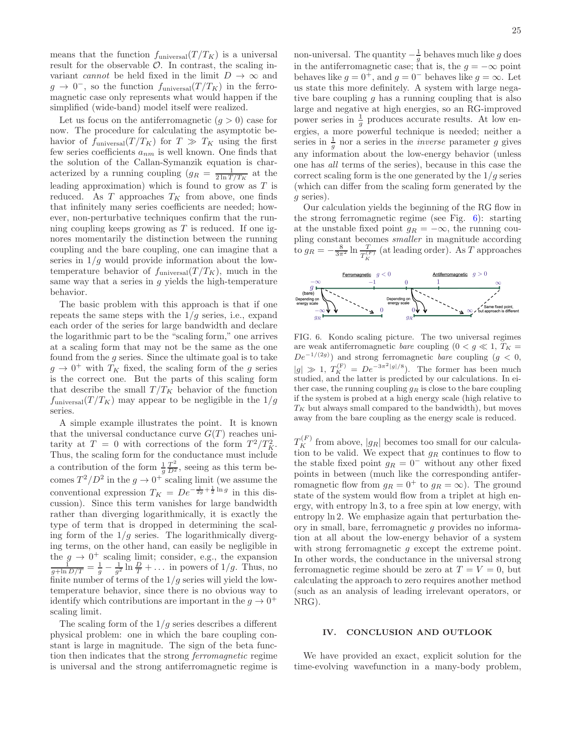means that the function $f_{\rm universal}(T/T_K)$ is a universal result for the observable $\mathcal{O}$. In contrast, the scaling invariant *cannot* be held fixed in the limit $D \to \infty$ and $g \to 0^-$, so the function $f_{\rm universal}(T/T_K)$ in the ferromagnetic case only represents what would happen if the simplified (wide-band) model itself were realized.

Let us focus on the antiferromagnetic ($g > 0$) case for now. The procedure for calculating the asymptotic behavior of $f_{\rm universal}(T/T_K)$ for $T \gg T_K$ using the first few series coefficients $a_{nm}$ is well known. One finds that the solution of the Callan-Symanzik equation is characterized by a running coupling ($g_R = \frac{1}{2 \ln T/T_K}$ at the leading approximation) which is found to grow as $T$ is reduced. As $T$ approaches $T_K$ from above, one finds that infinitely many series coefficients are needed; however, non-perturbative techniques confirm that the running coupling keeps growing as $T$ is reduced. If one ignores momentarily the distinction between the running coupling and the bare coupling, one can imagine that a series in $1/g$ would provide information about the low-temperature behavior of $f_{\rm universal}(T/T_K)$, much in the same way that a series in $g$ yields the high-temperature behavior.

The basic problem with this approach is that if one repeats the same steps with the $1/g$ series, i.e., expand each order of the series for large bandwidth and declare the logarithmic part to be the "scaling form," one arrives at a scaling form that may not be the same as the one found from the $g$ series. Since the ultimate goal is to take $g \to 0^+$ with $T_K$ fixed, the scaling form of the $g$ series is the correct one. But the parts of this scaling form that describe the small $T/T_K$ behavior of the function $f_{\rm universal}(T/T_K)$ may appear to be negligible in the $1/g$ series.

A simple example illustrates the point. It is known that the universal conductance curve $G(T)$ reaches unitarity at $T = 0$ with corrections of the form $T^2/T_K^2$. Thus, the scaling form for the conductance must include a contribution of the form $\frac{1}{g}\frac{T^2}{D^2}$, seeing as this term becomes $T^2/D^2$ in the $g \to 0^+$ scaling limit (we assume the conventional expression $T_K = De^{-\frac{1}{2g}+\frac{1}{2}\ln g}$ in this discussion). Since this term vanishes for large bandwidth rather than diverging logarithmically, it is exactly the type of term that is dropped in determining the scaling form of the $1/g$ series. The logarithmically diverging terms, on the other hand, can easily be negligible in the $g \to 0^+$ scaling limit; consider, e.g., the expansion $\frac{1}{g+\ln D/T} = \frac{1}{g} - \frac{1}{g^2}\ln\frac{D}{T} + \ldots$ in powers of $1/g$. Thus, no finite number of terms of the $1/g$ series will yield the low-temperature behavior, since there is no obvious way to identify which contributions are important in the $g \to 0^+$ scaling limit.

The scaling form of the $1/g$ series describes a different physical problem: one in which the bare coupling constant is large in magnitude. The sign of the beta function then indicates that the strong *ferromagnetic* regime is universal and the strong antiferromagnetic regime is non-universal. The quantity $-\frac{1}{g}$ behaves much like $g$ does in the antiferromagnetic case; that is, the $g = -\infty$ point behaves like $g = 0^+$, and $g = 0^-$ behaves like $g = \infty$. Let us state this more definitely. A system with large negative bare coupling $g$ has a running coupling that is also large and negative at high energies, so an RG-improved power series in $\frac{1}{g}$ produces accurate results. At low energies, a more powerful technique is needed; neither a series in $\frac{1}{g}$ nor a series in the *inverse* parameter $g$ gives any information about the low-energy behavior (unless one has *all* terms of the series), because in this case the correct scaling form is the one generated by the $1/g$ series (which can differ from the scaling form generated by the $g$ series).

Our calculation yields the beginning of the RG flow in the strong ferromagnetic regime (see Fig. 6): starting at the unstable fixed point $g_R = -\infty$, the running coupling constant becomes *smaller* in magnitude according to $g_R = -\frac{8}{3\pi^2}\ln\frac{T}{T_K^{(F)}}$ (at leading order). As $T$ approaches

FIG. 6. Kondo scaling picture. The two universal regimes are weak antiferromagnetic *bare* coupling ($0 < g \ll 1$, $T_K = De^{-1/(2g)}$) and strong ferromagnetic *bare* coupling ($g < 0$, $|g| \gg 1$, $T_K^{(\rm F)} = De^{-3\pi^2|g|/8}$). The former has been much studied, and the latter is predicted by our calculations. In either case, the running coupling $g_R$ is close to the bare coupling if the system is probed at a high energy scale (high relative to $T_K$ but always small compared to the bandwidth), but moves away from the bare coupling as the energy scale is reduced.

$T_K^{(F)}$ from above, $|g_R|$ becomes too small for our calculation to be valid. We expect that $g_R$ continues to flow to the stable fixed point $g_R = 0^-$ without any other fixed points in between (much like the corresponding antiferromagnetic flow from $g_R = 0^+$ to $g_R = \infty$). The ground state of the system would flow from a triplet at high energy, with entropy $\ln 3$, to a free spin at low energy, with entropy $\ln 2$. We emphasize again that perturbation theory in small, bare, ferromagnetic $g$ provides no information at all about the low-energy behavior of a system with strong ferromagnetic $g$ except the extreme point. In other words, the conductance in the universal strong ferromagnetic regime should be zero at $T = V = 0$, but calculating the approach to zero requires another method (such as an analysis of leading irrelevant operators, or NRG).

## IV. CONCLUSION AND OUTLOOK

We have provided an exact, explicit solution for the time-evolving wavefunction in a many-body problem,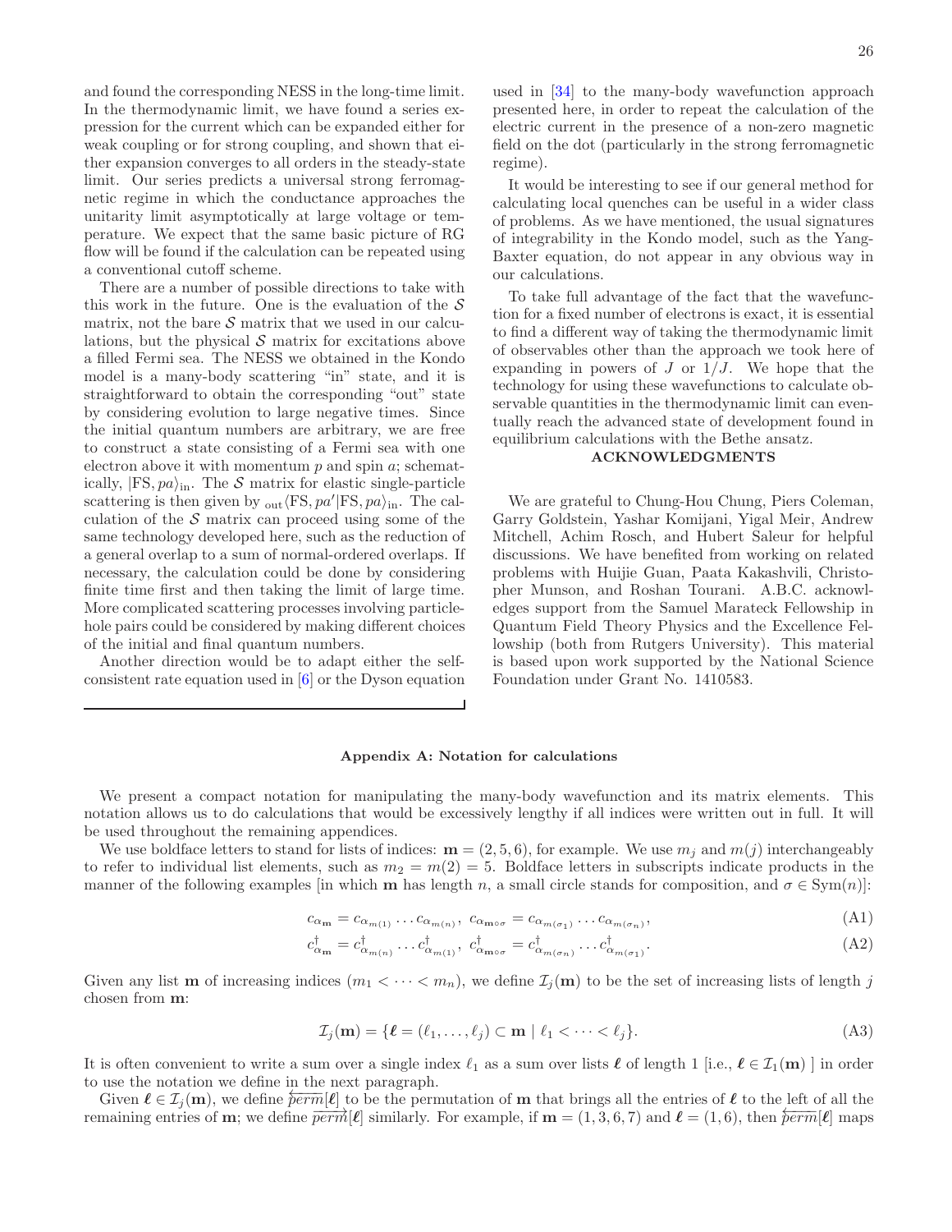and found the corresponding NESS in the long-time limit. In the thermodynamic limit, we have found a series expression for the current which can be expanded either for weak coupling or for strong coupling, and shown that either expansion converges to all orders in the steady-state limit. Our series predicts a universal strong ferromagnetic regime in which the conductance approaches the unitarity limit asymptotically at large voltage or temperature. We expect that the same basic picture of RG flow will be found if the calculation can be repeated using a conventional cutoff scheme.

There are a number of possible directions to take with this work in the future. One is the evaluation of the $\mathcal{S}$ matrix, not the bare $\mathcal{S}$ matrix that we used in our calculations, but the physical $\mathcal{S}$ matrix for excitations above a filled Fermi sea. The NESS we obtained in the Kondo model is a many-body scattering "in" state, and it is straightforward to obtain the corresponding "out" state by considering evolution to large negative times. Since the initial quantum numbers are arbitrary, we are free to construct a state consisting of a Fermi sea with one electron above it with momentum $p$ and spin $a$; schematically, $|\mathrm{FS}, pa\rangle_{\mathrm{in}}$. The $\mathcal{S}$ matrix for elastic single-particle scattering is then given by ${}_{\mathrm{out}}\langle \mathrm{FS}, pa'|\mathrm{FS}, pa\rangle_{\mathrm{in}}$. The calculation of the $\mathcal{S}$ matrix can proceed using some of the same technology developed here, such as the reduction of a general overlap to a sum of normal-ordered overlaps. If necessary, the calculation could be done by considering finite time first and then taking the limit of large time. More complicated scattering processes involving particle-hole pairs could be considered by making different choices of the initial and final quantum numbers.

Another direction would be to adapt either the self-consistent rate equation used in [6] or the Dyson equation used in [34] to the many-body wavefunction approach presented here, in order to repeat the calculation of the electric current in the presence of a non-zero magnetic field on the dot (particularly in the strong ferromagnetic regime).

It would be interesting to see if our general method for calculating local quenches can be useful in a wider class of problems. As we have mentioned, the usual signatures of integrability in the Kondo model, such as the Yang-Baxter equation, do not appear in any obvious way in our calculations.

To take full advantage of the fact that the wavefunction for a fixed number of electrons is exact, it is essential to find a different way of taking the thermodynamic limit of observables other than the approach we took here of expanding in powers of $J$ or $1/J$. We hope that the technology for using these wavefunctions to calculate observable quantities in the thermodynamic limit can eventually reach the advanced state of development found in equilibrium calculations with the Bethe ansatz.

## ACKNOWLEDGMENTS

We are grateful to Chung-Hou Chung, Piers Coleman, Garry Goldstein, Yashar Komijani, Yigal Meir, Andrew Mitchell, Achim Rosch, and Hubert Saleur for helpful discussions. We have benefited from working on related problems with Huijie Guan, Paata Kakashvili, Christopher Munson, and Roshan Tourani. A.B.C. acknowledges support from the Samuel Marateck Fellowship in Quantum Field Theory Physics and the Excellence Fellowship (both from Rutgers University). This material is based upon work supported by the National Science Foundation under Grant No. 1410583.

## Appendix A: Notation for calculations

We present a compact notation for manipulating the many-body wavefunction and its matrix elements. This notation allows us to do calculations that would be excessively lengthy if all indices were written out in full. It will be used throughout the remaining appendices.

We use boldface letters to stand for lists of indices: $\mathbf{m} = (2, 5, 6)$, for example. We use $m_j$ and $m(j)$ interchangeably to refer to individual list elements, such as $m_2 = m(2) = 5$. Boldface letters in subscripts indicate products in the manner of the following examples [in which $\mathbf{m}$ has length $n$, a small circle stands for composition, and $\sigma \in \mathrm{Sym}(n)$]:

$$c_{\alpha_{\mathbf{m}}} = c_{\alpha_{m(1)}} \ldots c_{\alpha_{m(n)}},\ c_{\alpha_{\mathbf{m}\circ\sigma}} = c_{\alpha_{m(\sigma_1)}} \ldots c_{\alpha_{m(\sigma_n)}}, \tag{A1}$$

$$c^{\dagger}_{\alpha_{\mathbf{m}}} = c^{\dagger}_{\alpha_{m(n)}} \ldots c^{\dagger}_{\alpha_{m(1)}},\ c^{\dagger}_{\alpha_{\mathbf{m}\circ\sigma}} = c^{\dagger}_{\alpha_{m(\sigma_n)}} \ldots c^{\dagger}_{\alpha_{m(\sigma_1)}}. \tag{A2}$$

Given any list $\mathbf{m}$ of increasing indices ($m_1 < \cdots < m_n$), we define $\mathcal{I}_j(\mathbf{m})$ to be the set of increasing lists of length $j$ chosen from $\mathbf{m}$:

$$\mathcal{I}_j(\mathbf{m}) = \{\boldsymbol{\ell} = (\ell_1, \ldots, \ell_j) \subset \mathbf{m} \mid \ell_1 < \cdots < \ell_j\}. \tag{A3}$$

It is often convenient to write a sum over a single index $\ell_1$ as a sum over lists $\boldsymbol{\ell}$ of length 1 [i.e., $\boldsymbol{\ell} \in \mathcal{I}_1(\mathbf{m})$ ] in order to use the notation we define in the next paragraph.

Given $\boldsymbol{\ell} \in \mathcal{I}_j(\mathbf{m})$, we define $\overleftarrow{perm}[\boldsymbol{\ell}]$ to be the permutation of $\mathbf{m}$ that brings all the entries of $\boldsymbol{\ell}$ to the left of all the remaining entries of $\mathbf{m}$; we define $\overrightarrow{perm}[\boldsymbol{\ell}]$ similarly. For example, if $\mathbf{m} = (1, 3, 6, 7)$ and $\boldsymbol{\ell} = (1, 6)$, then $\overleftarrow{perm}[\boldsymbol{\ell}]$ maps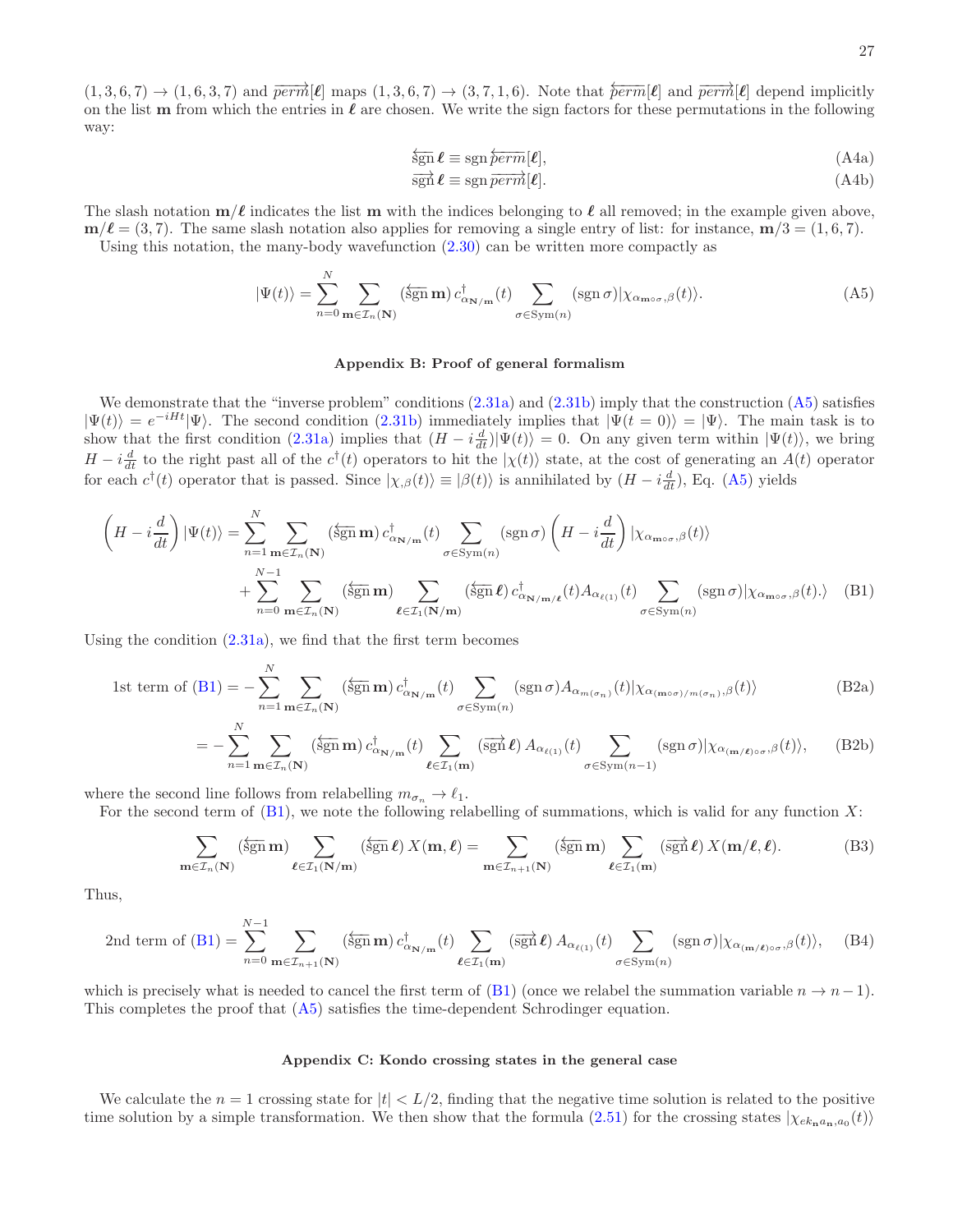$(1,3,6,7) \to (1,6,3,7)$ and $\overrightarrow{perm}[\boldsymbol{\ell}]$ maps $(1,3,6,7) \to (3,7,1,6)$. Note that $\overleftarrow{perm}[\boldsymbol{\ell}]$ and $\overrightarrow{perm}[\boldsymbol{\ell}]$ depend implicitly on the list $\mathbf{m}$ from which the entries in $\boldsymbol{\ell}$ are chosen. We write the sign factors for these permutations in the following way:

$$\overleftarrow{\text{sgn}}\,\boldsymbol{\ell} \equiv \text{sgn}\,\overleftarrow{perm}[\boldsymbol{\ell}], \tag{A4a}$$

$$\overrightarrow{\text{sgn}}\,\boldsymbol{\ell} \equiv \text{sgn}\,\overrightarrow{perm}[\boldsymbol{\ell}]. \tag{A4b}$$

The slash notation $\mathbf{m}/\boldsymbol{\ell}$ indicates the list $\mathbf{m}$ with the indices belonging to $\boldsymbol{\ell}$ all removed; in the example given above, $\mathbf{m}/\boldsymbol{\ell} = (3,7)$. The same slash notation also applies for removing a single entry of list: for instance, $\mathbf{m}/3 = (1,6,7)$.

Using this notation, the many-body wavefunction (2.30) can be written more compactly as

$$|\Psi(t)\rangle = \sum_{n=0}^{N} \sum_{\mathbf{m}\in\mathcal{I}_n(\mathbf{N})} (\overleftarrow{\text{sgn}}\,\mathbf{m})\, c^\dagger_{\alpha_{\mathbf{N}/\mathbf{m}}}(t) \sum_{\sigma\in\text{Sym}(n)} (\text{sgn}\,\sigma)|\chi_{\alpha_{\mathbf{m}\circ\sigma},\beta}(t)\rangle. \tag{A5}$$

## Appendix B: Proof of general formalism

We demonstrate that the "inverse problem" conditions (2.31a) and (2.31b) imply that the construction (A5) satisfies $|\Psi(t)\rangle = e^{-iHt}|\Psi\rangle$. The second condition (2.31b) immediately implies that $|\Psi(t=0)\rangle = |\Psi\rangle$. The main task is to show that the first condition (2.31a) implies that $(H - i\frac{d}{dt})|\Psi(t)\rangle = 0$. On any given term within $|\Psi(t)\rangle$, we bring $H - i\frac{d}{dt}$ to the right past all of the $c^\dagger(t)$ operators to hit the $|\chi(t)\rangle$ state, at the cost of generating an $A(t)$ operator for each $c^\dagger(t)$ operator that is passed. Since $|\chi_{,\beta}(t)\rangle \equiv |\beta(t)\rangle$ is annihilated by $(H - i\frac{d}{dt})$, Eq. (A5) yields

$$\begin{aligned}\left(H - i\frac{d}{dt}\right)|\Psi(t)\rangle = &\sum_{n=1}^{N} \sum_{\mathbf{m}\in\mathcal{I}_n(\mathbf{N})} (\overleftarrow{\text{sgn}}\,\mathbf{m})\, c^\dagger_{\alpha_{\mathbf{N}/\mathbf{m}}}(t) \sum_{\sigma\in\text{Sym}(n)} (\text{sgn}\,\sigma)\left(H - i\frac{d}{dt}\right)|\chi_{\alpha_{\mathbf{m}\circ\sigma},\beta}(t)\rangle \\ &+ \sum_{n=0}^{N-1} \sum_{\mathbf{m}\in\mathcal{I}_n(\mathbf{N})} (\overleftarrow{\text{sgn}}\,\mathbf{m}) \sum_{\boldsymbol{\ell}\in\mathcal{I}_1(\mathbf{N}/\mathbf{m})} (\overleftarrow{\text{sgn}}\,\boldsymbol{\ell})\, c^\dagger_{\alpha_{\mathbf{N}/\mathbf{m}/\boldsymbol{\ell}}}(t) A_{\alpha_{\ell(1)}}(t) \sum_{\sigma\in\text{Sym}(n)} (\text{sgn}\,\sigma)|\chi_{\alpha_{\mathbf{m}\circ\sigma},\beta}(t).\rangle\end{aligned} \tag{B1}$$

Using the condition (2.31a), we find that the first term becomes

$$\text{1st term of (B1)} = -\sum_{n=1}^{N} \sum_{\mathbf{m}\in\mathcal{I}_n(\mathbf{N})} (\overleftarrow{\text{sgn}}\,\mathbf{m})\, c^\dagger_{\alpha_{\mathbf{N}/\mathbf{m}}}(t) \sum_{\sigma\in\text{Sym}(n)} (\text{sgn}\,\sigma) A_{\alpha_{m(\sigma_n)}}(t)|\chi_{\alpha_{(\mathbf{m}\circ\sigma)/m(\sigma_n)},\beta}(t)\rangle \tag{B2a}$$

$$= -\sum_{n=1}^{N} \sum_{\mathbf{m}\in\mathcal{I}_n(\mathbf{N})} (\overleftarrow{\text{sgn}}\,\mathbf{m})\, c^\dagger_{\alpha_{\mathbf{N}/\mathbf{m}}}(t) \sum_{\boldsymbol{\ell}\in\mathcal{I}_1(\mathbf{m})} (\overrightarrow{\text{sgn}}\,\boldsymbol{\ell})\, A_{\alpha_{\ell(1)}}(t) \sum_{\sigma\in\text{Sym}(n-1)} (\text{sgn}\,\sigma)|\chi_{\alpha_{(\mathbf{m}/\boldsymbol{\ell})\circ\sigma},\beta}(t)\rangle, \tag{B2b}$$

where the second line follows from relabelling $m_{\sigma_n} \to \ell_1$.

For the second term of (B1), we note the following relabelling of summations, which is valid for any function $X$:

$$\sum_{\mathbf{m}\in\mathcal{I}_n(\mathbf{N})} (\overleftarrow{\text{sgn}}\,\mathbf{m}) \sum_{\boldsymbol{\ell}\in\mathcal{I}_1(\mathbf{N}/\mathbf{m})} (\overleftarrow{\text{sgn}}\,\boldsymbol{\ell})\, X(\mathbf{m},\boldsymbol{\ell}) = \sum_{\mathbf{m}\in\mathcal{I}_{n+1}(\mathbf{N})} (\overleftarrow{\text{sgn}}\,\mathbf{m}) \sum_{\boldsymbol{\ell}\in\mathcal{I}_1(\mathbf{m})} (\overrightarrow{\text{sgn}}\,\boldsymbol{\ell})\, X(\mathbf{m}/\boldsymbol{\ell},\boldsymbol{\ell}). \tag{B3}$$

Thus,

$$\text{2nd term of (B1)} = \sum_{n=0}^{N-1} \sum_{\mathbf{m}\in\mathcal{I}_{n+1}(\mathbf{N})} (\overleftarrow{\text{sgn}}\,\mathbf{m})\, c^\dagger_{\alpha_{\mathbf{N}/\mathbf{m}}}(t) \sum_{\boldsymbol{\ell}\in\mathcal{I}_1(\mathbf{m})} (\overrightarrow{\text{sgn}}\,\boldsymbol{\ell})\, A_{\alpha_{\ell(1)}}(t) \sum_{\sigma\in\text{Sym}(n)} (\text{sgn}\,\sigma)|\chi_{\alpha_{(\mathbf{m}/\boldsymbol{\ell})\circ\sigma},\beta}(t)\rangle, \tag{B4}$$

which is precisely what is needed to cancel the first term of (B1) (once we relabel the summation variable $n \to n-1$). This completes the proof that (A5) satisfies the time-dependent Schrodinger equation.

## Appendix C: Kondo crossing states in the general case

We calculate the $n=1$ crossing state for $|t| < L/2$, finding that the negative time solution is related to the positive time solution by a simple transformation. We then show that the formula (2.51) for the crossing states $|\chi_{ek_{\mathbf{n}}a_{\mathbf{n}},a_0}(t)\rangle$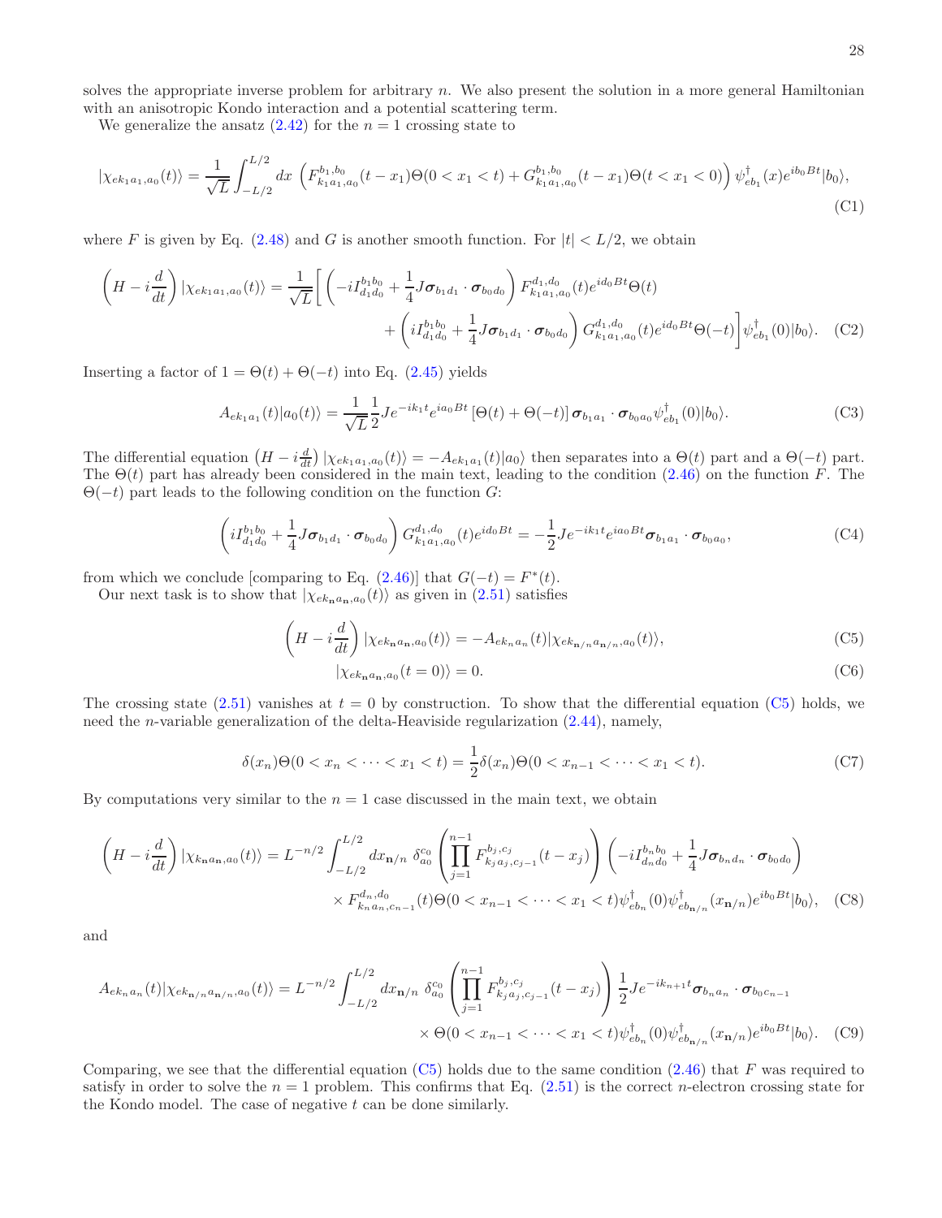solves the appropriate inverse problem for arbitrary $n$. We also present the solution in a more general Hamiltonian with an anisotropic Kondo interaction and a potential scattering term.

We generalize the ansatz (2.42) for the $n=1$ crossing state to

$$|\chi_{ek_1a_1,a_0}(t)\rangle = \frac{1}{\sqrt{L}}\int_{-L/2}^{L/2} dx\, \left(F^{b_1,b_0}_{k_1a_1,a_0}(t-x_1)\Theta(0<x_1<t) + G^{b_1,b_0}_{k_1a_1,a_0}(t-x_1)\Theta(t<x_1<0)\right)\psi^\dagger_{eb_1}(x)e^{ib_0Bt}|b_0\rangle, \tag{C1}$$

where $F$ is given by Eq. (2.48) and $G$ is another smooth function. For $|t|<L/2$, we obtain

$$\left(H - i\frac{d}{dt}\right)|\chi_{ek_1a_1,a_0}(t)\rangle = \frac{1}{\sqrt{L}}\Bigg[\left(-iI^{b_1b_0}_{d_1d_0} + \frac{1}{4}J\boldsymbol{\sigma}_{b_1d_1}\cdot\boldsymbol{\sigma}_{b_0d_0}\right)F^{d_1,d_0}_{k_1a_1,a_0}(t)e^{id_0Bt}\Theta(t) + \left(iI^{b_1b_0}_{d_1d_0} + \frac{1}{4}J\boldsymbol{\sigma}_{b_1d_1}\cdot\boldsymbol{\sigma}_{b_0d_0}\right)G^{d_1,d_0}_{k_1a_1,a_0}(t)e^{id_0Bt}\Theta(-t)\Bigg]\psi^\dagger_{eb_1}(0)|b_0\rangle. \tag{C2}$$

Inserting a factor of $1=\Theta(t)+\Theta(-t)$ into Eq. (2.45) yields

$$A_{ek_1a_1}(t)|a_0(t)\rangle = \frac{1}{\sqrt{L}}\frac{1}{2}Je^{-ik_1t}e^{ia_0Bt}\left[\Theta(t)+\Theta(-t)\right]\boldsymbol{\sigma}_{b_1a_1}\cdot\boldsymbol{\sigma}_{b_0a_0}\psi^\dagger_{eb_1}(0)|b_0\rangle. \tag{C3}$$

The differential equation $\left(H-i\frac{d}{dt}\right)|\chi_{ek_1a_1,a_0}(t)\rangle = -A_{ek_1a_1}(t)|a_0\rangle$ then separates into a $\Theta(t)$ part and a $\Theta(-t)$ part. The $\Theta(t)$ part has already been considered in the main text, leading to the condition (2.46) on the function $F$. The $\Theta(-t)$ part leads to the following condition on the function $G$:

$$\left(iI^{b_1b_0}_{d_1d_0} + \frac{1}{4}J\boldsymbol{\sigma}_{b_1d_1}\cdot\boldsymbol{\sigma}_{b_0d_0}\right)G^{d_1,d_0}_{k_1a_1,a_0}(t)e^{id_0Bt} = -\frac{1}{2}Je^{-ik_1t}e^{ia_0Bt}\boldsymbol{\sigma}_{b_1a_1}\cdot\boldsymbol{\sigma}_{b_0a_0}, \tag{C4}$$

from which we conclude [comparing to Eq. (2.46)] that $G(-t)=F^*(t)$.

Our next task is to show that $|\chi_{ek_\mathbf{n}a_\mathbf{n},a_0}(t)\rangle$ as given in (2.51) satisfies

$$\left(H - i\frac{d}{dt}\right)|\chi_{ek_\mathbf{n}a_\mathbf{n},a_0}(t)\rangle = -A_{ek_na_n}(t)|\chi_{ek_{\mathbf{n}/n}a_{\mathbf{n}/n},a_0}(t)\rangle, \tag{C5}$$

$$|\chi_{ek_\mathbf{n}a_\mathbf{n},a_0}(t=0)\rangle = 0. \tag{C6}$$

The crossing state (2.51) vanishes at $t=0$ by construction. To show that the differential equation (C5) holds, we need the $n$-variable generalization of the delta-Heaviside regularization (2.44), namely,

$$\delta(x_n)\Theta(0<x_n<\cdots<x_1<t) = \frac{1}{2}\delta(x_n)\Theta(0<x_{n-1}<\cdots<x_1<t). \tag{C7}$$

By computations very similar to the $n=1$ case discussed in the main text, we obtain

$$\left(H - i\frac{d}{dt}\right)|\chi_{k_\mathbf{n}a_\mathbf{n},a_0}(t)\rangle = L^{-n/2}\int_{-L/2}^{L/2}dx_{\mathbf{n}/n}\;\delta^{c_0}_{a_0}\left(\prod_{j=1}^{n-1}F^{b_j,c_j}_{k_ja_j,c_{j-1}}(t-x_j)\right)\left(-iI^{b_nb_0}_{d_nd_0} + \frac{1}{4}J\boldsymbol{\sigma}_{b_nd_n}\cdot\boldsymbol{\sigma}_{b_0d_0}\right) \times F^{d_n,d_0}_{k_na_n,c_{n-1}}(t)\Theta(0<x_{n-1}<\cdots<x_1<t)\psi^\dagger_{eb_n}(0)\psi^\dagger_{eb_{\mathbf{n}/n}}(x_{\mathbf{n}/n})e^{ib_0Bt}|b_0\rangle, \tag{C8}$$

and

$$A_{ek_na_n}(t)|\chi_{ek_{\mathbf{n}/n}a_{\mathbf{n}/n},a_0}(t)\rangle = L^{-n/2}\int_{-L/2}^{L/2}dx_{\mathbf{n}/n}\;\delta^{c_0}_{a_0}\left(\prod_{j=1}^{n-1}F^{b_j,c_j}_{k_ja_j,c_{j-1}}(t-x_j)\right)\frac{1}{2}Je^{-ik_{n+1}t}\boldsymbol{\sigma}_{b_na_n}\cdot\boldsymbol{\sigma}_{b_0c_{n-1}} \times\Theta(0<x_{n-1}<\cdots<x_1<t)\psi^\dagger_{eb_n}(0)\psi^\dagger_{eb_{\mathbf{n}/n}}(x_{\mathbf{n}/n})e^{ib_0Bt}|b_0\rangle. \tag{C9}$$

Comparing, we see that the differential equation (C5) holds due to the same condition (2.46) that $F$ was required to satisfy in order to solve the $n=1$ problem. This confirms that Eq. (2.51) is the correct $n$-electron crossing state for the Kondo model. The case of negative $t$ can be done similarly.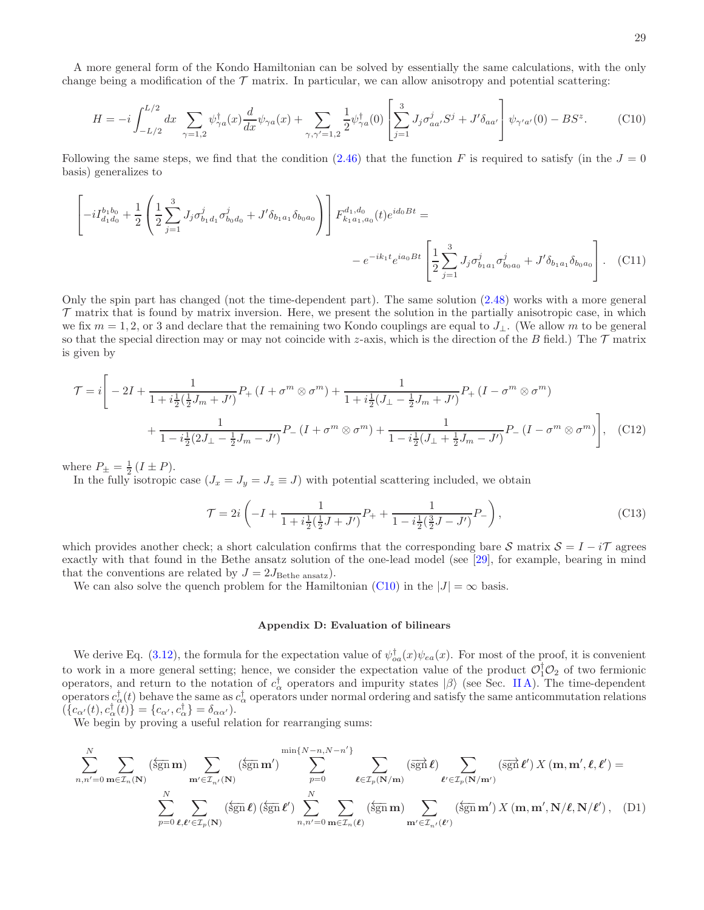A more general form of the Kondo Hamiltonian can be solved by essentially the same calculations, with the only change being a modification of the $\mathcal{T}$ matrix. In particular, we can allow anisotropy and potential scattering:

$$H = -i\int_{-L/2}^{L/2} dx \sum_{\gamma=1,2} \psi^\dagger_{\gamma a}(x)\frac{d}{dx}\psi_{\gamma a}(x) + \sum_{\gamma,\gamma'=1,2} \frac{1}{2}\psi^\dagger_{\gamma a}(0)\left[\sum_{j=1}^{3} J_j \sigma^j_{aa'} S^j + J'\delta_{aa'}\right]\psi_{\gamma' a'}(0) - BS^z. \tag{C10}$$

Following the same steps, we find that the condition (2.46) that the function $F$ is required to satisfy (in the $J=0$ basis) generalizes to

$$\left[-iI^{b_1 b_0}_{d_1 d_0} + \frac{1}{2}\left(\frac{1}{2}\sum_{j=1}^{3} J_j \sigma^j_{b_1 d_1}\sigma^j_{b_0 d_0} + J'\delta_{b_1 a_1}\delta_{b_0 a_0}\right)\right] F^{d_1,d_0}_{k_1 a_1,a_0}(t) e^{id_0 Bt} = \\ -e^{-ik_1 t} e^{ia_0 Bt}\left[\frac{1}{2}\sum_{j=1}^{3} J_j \sigma^j_{b_1 a_1}\sigma^j_{b_0 a_0} + J'\delta_{b_1 a_1}\delta_{b_0 a_0}\right]. \tag{C11}$$

Only the spin part has changed (not the time-dependent part). The same solution (2.48) works with a more general $\mathcal{T}$ matrix that is found by matrix inversion. Here, we present the solution in the partially anisotropic case, in which we fix $m = 1, 2,$ or $3$ and declare that the remaining two Kondo couplings are equal to $J_\perp$. (We allow $m$ to be general so that the special direction may or may not coincide with $z$-axis, which is the direction of the $B$ field.) The $\mathcal{T}$ matrix is given by

$$\mathcal{T} = i\Bigg[-2I + \frac{1}{1+i\frac{1}{2}(\frac{1}{2}J_m + J')}P_+\left(I + \sigma^m\otimes\sigma^m\right) + \frac{1}{1+i\frac{1}{2}(J_\perp - \frac{1}{2}J_m + J')}P_+\left(I - \sigma^m\otimes\sigma^m\right) \\ + \frac{1}{1-i\frac{1}{2}(2J_\perp - \frac{1}{2}J_m - J')}P_-\left(I + \sigma^m\otimes\sigma^m\right) + \frac{1}{1-i\frac{1}{2}(J_\perp + \frac{1}{2}J_m - J')}P_-\left(I - \sigma^m\otimes\sigma^m\right)\Bigg], \tag{C12}$$

where $P_\pm = \frac{1}{2}\left(I \pm P\right)$.

In the fully isotropic case ($J_x = J_y = J_z \equiv J$) with potential scattering included, we obtain

$$\mathcal{T} = 2i\left(-I + \frac{1}{1+i\frac{1}{2}(\frac{1}{2}J + J')}P_+ + \frac{1}{1-i\frac{1}{2}(\frac{3}{2}J - J')}P_-\right), \tag{C13}$$

which provides another check; a short calculation confirms that the corresponding bare $\mathcal{S}$ matrix $\mathcal{S} = I - i\mathcal{T}$ agrees exactly with that found in the Bethe ansatz solution of the one-lead model (see [29], for example, bearing in mind that the conventions are related by $J = 2J_{\text{Bethe ansatz}}$).

We can also solve the quench problem for the Hamiltonian (C10) in the $|J| = \infty$ basis.

## Appendix D: Evaluation of bilinears

We derive Eq. (3.12), the formula for the expectation value of $\psi^\dagger_{oa}(x)\psi_{ea}(x)$. For most of the proof, it is convenient to work in a more general setting; hence, we consider the expectation value of the product $\mathcal{O}_1^\dagger\mathcal{O}_2$ of two fermionic operators, and return to the notation of $c^\dagger_\alpha$ operators and impurity states $|\beta\rangle$ (see Sec. II A). The time-dependent operators $c^\dagger_\alpha(t)$ behave the same as $c^\dagger_\alpha$ operators under normal ordering and satisfy the same anticommutation relations ($\{c_{\alpha'}(t), c^\dagger_\alpha(t)\} = \{c_{\alpha'}, c^\dagger_\alpha\} = \delta_{\alpha\alpha'}$).

We begin by proving a useful relation for rearranging sums:

$$\sum_{n,n'=0}^{N}\sum_{\mathbf{m}\in\mathcal{I}_n(\mathbf{N})}(\overleftarrow{\text{sgn}}\,\mathbf{m})\sum_{\mathbf{m}'\in\mathcal{I}_{n'}(\mathbf{N})}(\overleftarrow{\text{sgn}}\,\mathbf{m}')\sum_{p=0}^{\min\{N-n,N-n'\}}\sum_{\boldsymbol{\ell}\in\mathcal{I}_p(\mathbf{N}/\mathbf{m})}(\overrightarrow{\text{sgn}}\,\boldsymbol{\ell})\sum_{\boldsymbol{\ell}'\in\mathcal{I}_p(\mathbf{N}/\mathbf{m}')}(\overrightarrow{\text{sgn}}\,\boldsymbol{\ell}')\,X\left(\mathbf{m},\mathbf{m}',\boldsymbol{\ell},\boldsymbol{\ell}'\right) = \\ \sum_{p=0}^{N}\sum_{\boldsymbol{\ell},\boldsymbol{\ell}'\in\mathcal{I}_p(\mathbf{N})}(\overleftarrow{\text{sgn}}\,\boldsymbol{\ell})\,(\overleftarrow{\text{sgn}}\,\boldsymbol{\ell}')\sum_{n,n'=0}^{N}\sum_{\mathbf{m}\in\mathcal{I}_n(\boldsymbol{\ell})}(\overleftarrow{\text{sgn}}\,\mathbf{m})\sum_{\mathbf{m}'\in\mathcal{I}_{n'}(\boldsymbol{\ell}')}(\overleftarrow{\text{sgn}}\,\mathbf{m}')\,X\left(\mathbf{m},\mathbf{m}',\mathbf{N}/\boldsymbol{\ell},\mathbf{N}/\boldsymbol{\ell}'\right), \tag{D1}$$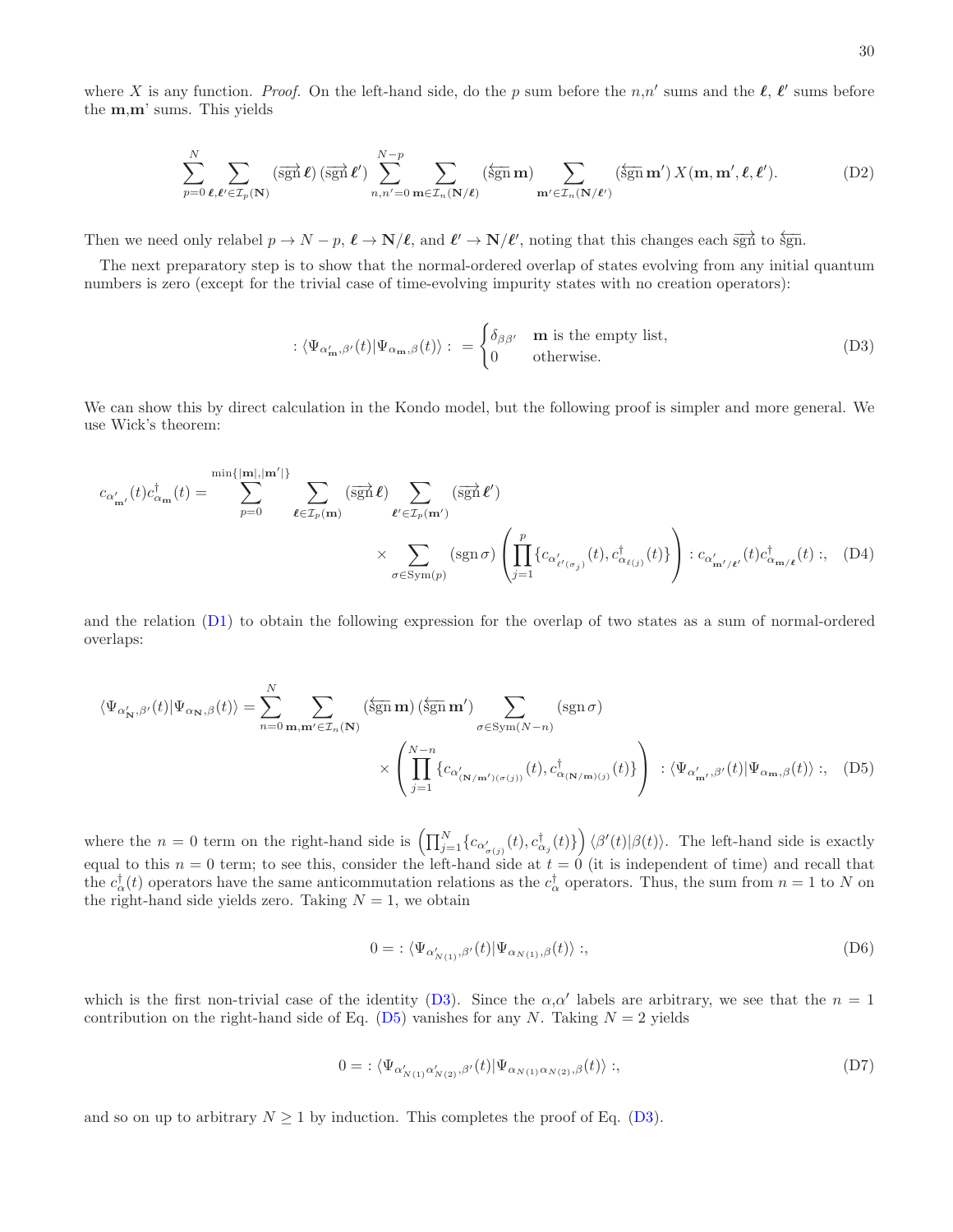where $X$ is any function. *Proof.* On the left-hand side, do the $p$ sum before the $n$,$n'$ sums and the $\boldsymbol{\ell}$, $\boldsymbol{\ell}'$ sums before the $\mathbf{m}$,$\mathbf{m}'$ sums. This yields

$$\sum_{p=0}^{N} \sum_{\boldsymbol{\ell},\boldsymbol{\ell}' \in \mathcal{I}_p(\mathbf{N})} (\overrightarrow{\operatorname{sgn}}\,\boldsymbol{\ell})\,(\overrightarrow{\operatorname{sgn}}\,\boldsymbol{\ell}') \sum_{n,n'=0}^{N-p} \sum_{\mathbf{m} \in \mathcal{I}_n(\mathbf{N}/\boldsymbol{\ell})} (\overleftarrow{\operatorname{sgn}}\,\mathbf{m}) \sum_{\mathbf{m}' \in \mathcal{I}_n(\mathbf{N}/\boldsymbol{\ell}')} (\overleftarrow{\operatorname{sgn}}\,\mathbf{m}')\, X(\mathbf{m},\mathbf{m}',\boldsymbol{\ell},\boldsymbol{\ell}'). \tag{D2}$$

Then we need only relabel $p \to N-p$, $\boldsymbol{\ell} \to \mathbf{N}/\boldsymbol{\ell}$, and $\boldsymbol{\ell}' \to \mathbf{N}/\boldsymbol{\ell}'$, noting that this changes each $\overrightarrow{\operatorname{sgn}}$ to $\overleftarrow{\operatorname{sgn}}$.

The next preparatory step is to show that the normal-ordered overlap of states evolving from any initial quantum numbers is zero (except for the trivial case of time-evolving impurity states with no creation operators):

$$:\langle \Psi_{\alpha'_{\mathbf{m}},\beta'}(t)|\Psi_{\alpha_{\mathbf{m}},\beta}(t)\rangle: \; = \begin{cases} \delta_{\beta\beta'} & \mathbf{m} \text{ is the empty list,} \\ 0 & \text{otherwise.} \end{cases} \tag{D3}$$

We can show this by direct calculation in the Kondo model, but the following proof is simpler and more general. We use Wick's theorem:

$$c_{\alpha'_{\mathbf{m}'}}(t) c^\dagger_{\alpha_{\mathbf{m}}}(t) = \sum_{p=0}^{\min\{|\mathbf{m}|,|\mathbf{m}'|\}} \sum_{\boldsymbol{\ell} \in \mathcal{I}_p(\mathbf{m})} (\overrightarrow{\operatorname{sgn}}\,\boldsymbol{\ell}) \sum_{\boldsymbol{\ell}' \in \mathcal{I}_p(\mathbf{m}')} (\overrightarrow{\operatorname{sgn}}\,\boldsymbol{\ell}') \times \sum_{\sigma \in \operatorname{Sym}(p)} (\operatorname{sgn}\sigma) \left( \prod_{j=1}^{p} \{ c_{\alpha'_{\ell'(\sigma_j)}}(t), c^\dagger_{\alpha_{\ell(j)}}(t) \} \right) : c_{\alpha'_{\mathbf{m}'/\boldsymbol{\ell}'}}(t) c^\dagger_{\alpha_{\mathbf{m}/\boldsymbol{\ell}}}(t):, \tag{D4}$$

and the relation (D1) to obtain the following expression for the overlap of two states as a sum of normal-ordered overlaps:

$$\langle \Psi_{\alpha'_{\mathbf{N}},\beta'}(t)|\Psi_{\alpha_{\mathbf{N}},\beta}(t)\rangle = \sum_{n=0}^{N} \sum_{\mathbf{m},\mathbf{m}' \in \mathcal{I}_n(\mathbf{N})} (\overleftarrow{\operatorname{sgn}}\,\mathbf{m})\,(\overleftarrow{\operatorname{sgn}}\,\mathbf{m}') \sum_{\sigma \in \operatorname{Sym}(N-n)} (\operatorname{sgn}\sigma) \times \left( \prod_{j=1}^{N-n} \{ c_{\alpha'_{(\mathbf{N}/\mathbf{m}')(\sigma(j))}}(t), c^\dagger_{\alpha_{(\mathbf{N}/\mathbf{m})(j)}}(t) \} \right) \; :\langle \Psi_{\alpha'_{\mathbf{m}'},\beta'}(t)|\Psi_{\alpha_{\mathbf{m}},\beta}(t)\rangle:, \tag{D5}$$

where the $n=0$ term on the right-hand side is $\left(\prod_{j=1}^{N} \{ c_{\alpha'_{\sigma(j)}}(t), c^\dagger_{\alpha_j}(t)\}\right) \langle \beta'(t)|\beta(t)\rangle$. The left-hand side is exactly equal to this $n=0$ term; to see this, consider the left-hand side at $t=0$ (it is independent of time) and recall that the $c^\dagger_\alpha(t)$ operators have the same anticommutation relations as the $c^\dagger_\alpha$ operators. Thus, the sum from $n=1$ to $N$ on the right-hand side yields zero. Taking $N=1$, we obtain

$$0 = \,:\langle \Psi_{\alpha'_{N(1)},\beta'}(t)|\Psi_{\alpha_{N(1)},\beta}(t)\rangle:, \tag{D6}$$

which is the first non-trivial case of the identity (D3). Since the $\alpha$,$\alpha'$ labels are arbitrary, we see that the $n=1$ contribution on the right-hand side of Eq. (D5) vanishes for any $N$. Taking $N=2$ yields

$$0 = \,:\langle \Psi_{\alpha'_{N(1)}\alpha'_{N(2)},\beta'}(t)|\Psi_{\alpha_{N(1)}\alpha_{N(2)},\beta}(t)\rangle:, \tag{D7}$$

and so on up to arbitrary $N \geq 1$ by induction. This completes the proof of Eq. (D3).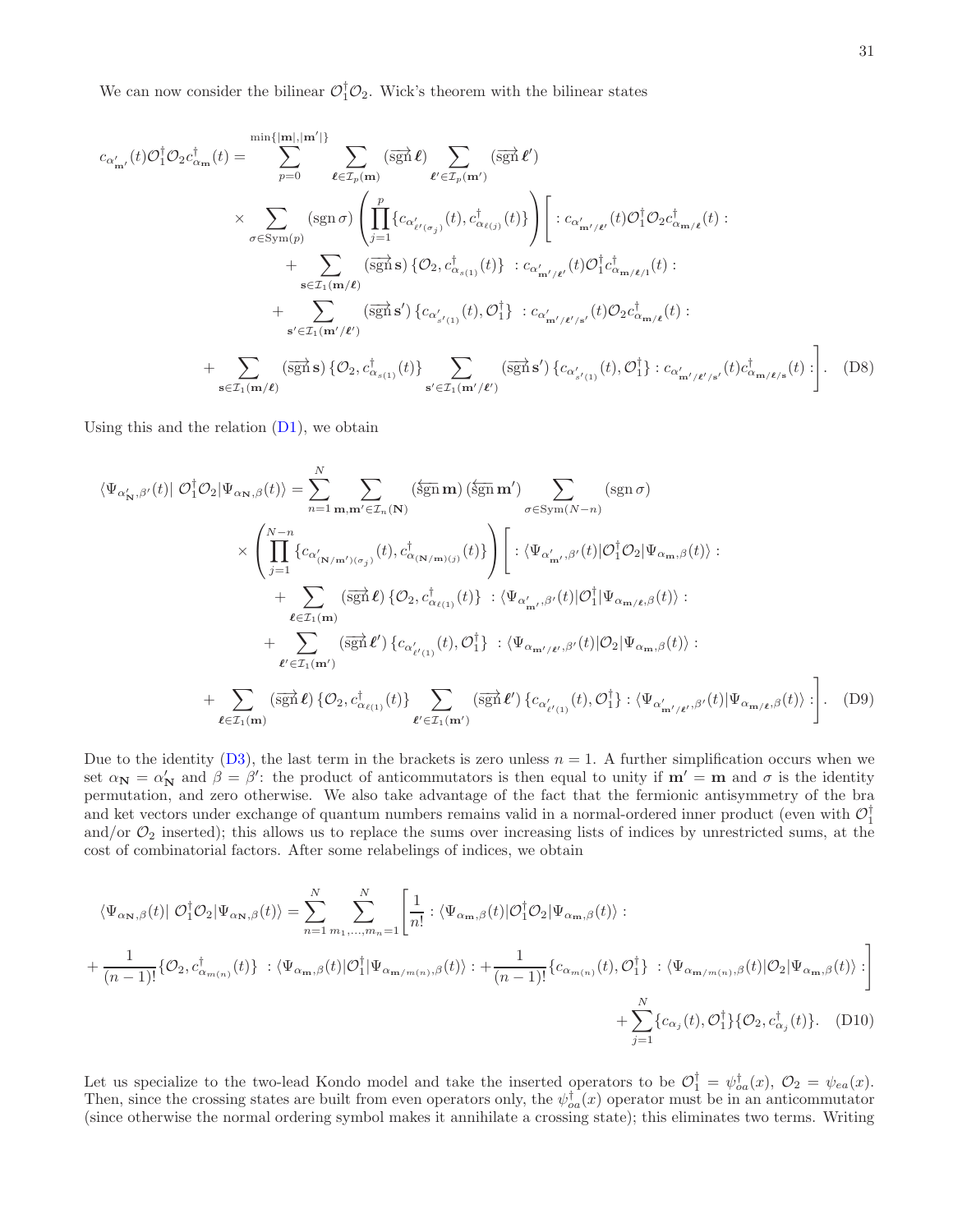We can now consider the bilinear $\mathcal{O}_1^\dagger \mathcal{O}_2$. Wick's theorem with the bilinear states

$$
\begin{aligned}
c_{\alpha'_{\mathbf{m}'}}(t)\mathcal{O}_1^\dagger \mathcal{O}_2 c^\dagger_{\alpha_{\mathbf{m}}}(t) = &\sum_{p=0}^{\min\{|\mathbf{m}|,|\mathbf{m}'|\}} \sum_{\boldsymbol{\ell}\in\mathcal{I}_p(\mathbf{m})} (\overrightarrow{\operatorname{sgn}}\,\boldsymbol{\ell}) \sum_{\boldsymbol{\ell}'\in\mathcal{I}_p(\mathbf{m}')} (\overrightarrow{\operatorname{sgn}}\,\boldsymbol{\ell}') \\
&\times \sum_{\sigma\in\mathrm{Sym}(p)} (\operatorname{sgn}\sigma) \left( \prod_{j=1}^{p} \{c_{\alpha'_{\ell'(\sigma_j)}}(t), c^\dagger_{\alpha_{\ell(j)}}(t)\} \right) \Bigg[ : c_{\alpha'_{\mathbf{m}'/\boldsymbol{\ell}'}}(t)\mathcal{O}_1^\dagger \mathcal{O}_2 c^\dagger_{\alpha_{\mathbf{m}/\boldsymbol{\ell}}}(t) : \\
&\qquad + \sum_{\mathbf{s}\in\mathcal{I}_1(\mathbf{m}/\boldsymbol{\ell})} (\overrightarrow{\operatorname{sgn}}\,\mathbf{s})\, \{\mathcal{O}_2, c^\dagger_{\alpha_{s(1)}}(t)\} \;: c_{\alpha'_{\mathbf{m}'/\boldsymbol{\ell}'}}(t)\mathcal{O}_1^\dagger c^\dagger_{\alpha_{\mathbf{m}/\boldsymbol{\ell}/1}}(t) : \\
&\qquad + \sum_{\mathbf{s}'\in\mathcal{I}_1(\mathbf{m}'/\boldsymbol{\ell}')} (\overrightarrow{\operatorname{sgn}}\,\mathbf{s}')\, \{c_{\alpha'_{s'(1)}}(t), \mathcal{O}_1^\dagger\} \;: c_{\alpha'_{\mathbf{m}'/\boldsymbol{\ell}'/\mathbf{s}'}}(t)\mathcal{O}_2 c^\dagger_{\alpha_{\mathbf{m}/\boldsymbol{\ell}}}(t) : \\
&+ \sum_{\mathbf{s}\in\mathcal{I}_1(\mathbf{m}/\boldsymbol{\ell})} (\overrightarrow{\operatorname{sgn}}\,\mathbf{s})\, \{\mathcal{O}_2, c^\dagger_{\alpha_{s(1)}}(t)\} \sum_{\mathbf{s}'\in\mathcal{I}_1(\mathbf{m}'/\boldsymbol{\ell}')} (\overrightarrow{\operatorname{sgn}}\,\mathbf{s}')\, \{c_{\alpha'_{s'(1)}}(t), \mathcal{O}_1^\dagger\} : c_{\alpha'_{\mathbf{m}'/\boldsymbol{\ell}'/\mathbf{s}'}}(t) c^\dagger_{\alpha_{\mathbf{m}/\boldsymbol{\ell}/\mathbf{s}}}(t) : \Bigg].
\end{aligned}
\tag{D8}
$$

Using this and the relation (D1), we obtain

$$
\begin{aligned}
\langle \Psi_{\alpha'_{\mathbf{N}},\beta'}(t)|\; \mathcal{O}_1^\dagger \mathcal{O}_2 |\Psi_{\alpha_{\mathbf{N}},\beta}(t)\rangle = &\sum_{n=1}^{N} \sum_{\mathbf{m},\mathbf{m}'\in\mathcal{I}_n(\mathbf{N})} (\overleftarrow{\operatorname{sgn}}\,\mathbf{m})\,(\overleftarrow{\operatorname{sgn}}\,\mathbf{m}') \sum_{\sigma\in\mathrm{Sym}(N-n)} (\operatorname{sgn}\sigma) \\
&\times \left( \prod_{j=1}^{N-n} \{c_{\alpha'_{(\mathbf{N}/\mathbf{m}')(\sigma_j)}}(t), c^\dagger_{\alpha_{(\mathbf{N}/\mathbf{m})(j)}}(t)\} \right) \Bigg[ : \langle \Psi_{\alpha'_{\mathbf{m}'},\beta'}(t)|\mathcal{O}_1^\dagger \mathcal{O}_2|\Psi_{\alpha_{\mathbf{m}},\beta}(t)\rangle : \\
&\qquad + \sum_{\boldsymbol{\ell}\in\mathcal{I}_1(\mathbf{m})} (\overrightarrow{\operatorname{sgn}}\,\boldsymbol{\ell})\, \{\mathcal{O}_2, c^\dagger_{\alpha_{\ell(1)}}(t)\} \;: \langle \Psi_{\alpha'_{\mathbf{m}'},\beta'}(t)|\mathcal{O}_1^\dagger|\Psi_{\alpha_{\mathbf{m}/\boldsymbol{\ell}},\beta}(t)\rangle : \\
&\qquad + \sum_{\boldsymbol{\ell}'\in\mathcal{I}_1(\mathbf{m}')} (\overrightarrow{\operatorname{sgn}}\,\boldsymbol{\ell}')\, \{c_{\alpha'_{\ell'(1)}}(t), \mathcal{O}_1^\dagger\} \;: \langle \Psi_{\alpha_{\mathbf{m}'/\boldsymbol{\ell}'},\beta'}(t)|\mathcal{O}_2|\Psi_{\alpha_{\mathbf{m}},\beta}(t)\rangle : \\
&+ \sum_{\boldsymbol{\ell}\in\mathcal{I}_1(\mathbf{m})} (\overrightarrow{\operatorname{sgn}}\,\boldsymbol{\ell})\, \{\mathcal{O}_2, c^\dagger_{\alpha_{\ell(1)}}(t)\} \sum_{\boldsymbol{\ell}'\in\mathcal{I}_1(\mathbf{m}')} (\overrightarrow{\operatorname{sgn}}\,\boldsymbol{\ell}')\, \{c_{\alpha'_{\ell'(1)}}(t), \mathcal{O}_1^\dagger\} : \langle \Psi_{\alpha'_{\mathbf{m}'/\boldsymbol{\ell}'},\beta'}(t)|\Psi_{\alpha_{\mathbf{m}/\boldsymbol{\ell}},\beta}(t)\rangle : \Bigg].
\end{aligned}
\tag{D9}
$$

Due to the identity (D3), the last term in the brackets is zero unless $n = 1$. A further simplification occurs when we set $\alpha_{\mathbf{N}} = \alpha'_{\mathbf{N}}$ and $\beta = \beta'$: the product of anticommutators is then equal to unity if $\mathbf{m}' = \mathbf{m}$ and $\sigma$ is the identity permutation, and zero otherwise. We also take advantage of the fact that the fermionic antisymmetry of the bra and ket vectors under exchange of quantum numbers remains valid in a normal-ordered inner product (even with $\mathcal{O}_1^\dagger$ and/or $\mathcal{O}_2$ inserted); this allows us to replace the sums over increasing lists of indices by unrestricted sums, at the cost of combinatorial factors. After some relabelings of indices, we obtain

$$
\begin{aligned}
\langle \Psi_{\alpha_{\mathbf{N}},\beta}(t)|\; \mathcal{O}_1^\dagger \mathcal{O}_2 |\Psi_{\alpha_{\mathbf{N}},\beta}(t)\rangle = &\sum_{n=1}^{N} \sum_{m_1,\ldots,m_n=1}^{N} \Bigg[ \frac{1}{n!} : \langle \Psi_{\alpha_{\mathbf{m}},\beta}(t)|\mathcal{O}_1^\dagger \mathcal{O}_2|\Psi_{\alpha_{\mathbf{m}},\beta}(t)\rangle : \\
+ \frac{1}{(n-1)!}\{\mathcal{O}_2, c^\dagger_{\alpha_{m(n)}}(t)\} \;: \langle \Psi_{\alpha_{\mathbf{m}},\beta}(t)|\mathcal{O}_1^\dagger|\Psi_{\alpha_{\mathbf{m}/m(n)},\beta}(t)\rangle : &+ \frac{1}{(n-1)!}\{c_{\alpha_{m(n)}}(t), \mathcal{O}_1^\dagger\} \;: \langle \Psi_{\alpha_{\mathbf{m}/m(n)},\beta}(t)|\mathcal{O}_2|\Psi_{\alpha_{\mathbf{m}},\beta}(t)\rangle : \Bigg] \\
&+ \sum_{j=1}^{N} \{c_{\alpha_j}(t), \mathcal{O}_1^\dagger\}\{\mathcal{O}_2, c^\dagger_{\alpha_j}(t)\}.
\end{aligned}
\tag{D10}
$$

Let us specialize to the two-lead Kondo model and take the inserted operators to be $\mathcal{O}_1^\dagger = \psi^\dagger_{oa}(x)$, $\mathcal{O}_2 = \psi_{ea}(x)$. Then, since the crossing states are built from even operators only, the $\psi^\dagger_{oa}(x)$ operator must be in an anticommutator (since otherwise the normal ordering symbol makes it annihilate a crossing state); this eliminates two terms. Writing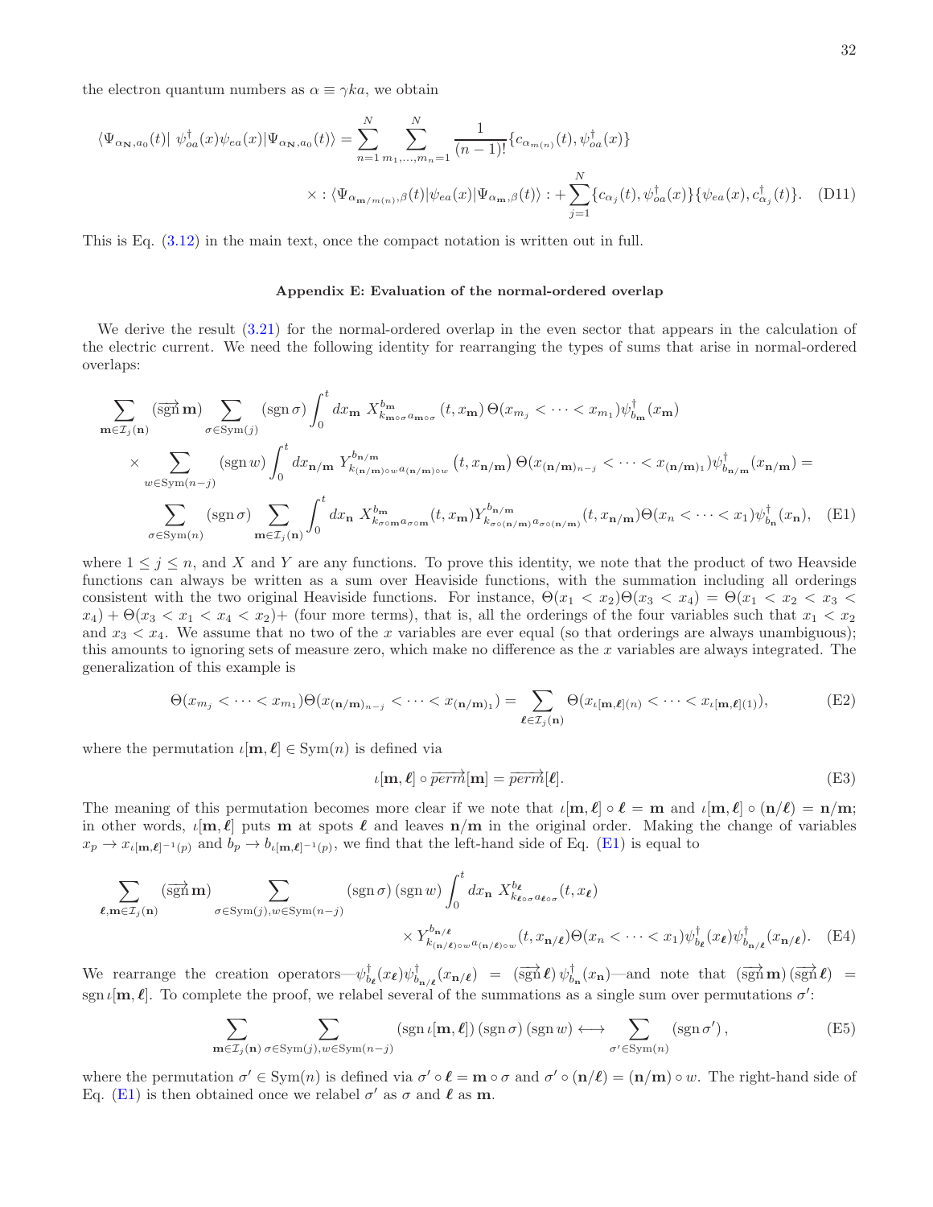the electron quantum numbers as $\alpha \equiv \gamma k a$, we obtain

$$\langle \Psi_{\alpha_{\mathbf{N}},a_0}(t)|\ \psi^\dagger_{oa}(x)\psi_{ea}(x)|\Psi_{\alpha_{\mathbf{N}},a_0}(t)\rangle = \sum_{n=1}^{N}\sum_{m_1,\ldots,m_n=1}^{N}\frac{1}{(n-1)!}\{c_{\alpha_{m(n)}}(t),\psi^\dagger_{oa}(x)\}$$
$$\times :\langle \Psi_{\alpha_{\mathbf{m}/m(n)},\beta}(t)|\psi_{ea}(x)|\Psi_{\alpha_{\mathbf{m}},\beta}(t)\rangle : + \sum_{j=1}^{N}\{c_{\alpha_j}(t),\psi^\dagger_{oa}(x)\}\{\psi_{ea}(x),c^\dagger_{\alpha_j}(t)\}. \quad \text{(D11)}$$

This is Eq. (3.12) in the main text, once the compact notation is written out in full.

## Appendix E: Evaluation of the normal-ordered overlap

We derive the result (3.21) for the normal-ordered overlap in the even sector that appears in the calculation of the electric current. We need the following identity for rearranging the types of sums that arise in normal-ordered overlaps:

$$\sum_{\mathbf{m}\in\mathcal{I}_j(\mathbf{n})}(\overrightarrow{\mathrm{sgn}}\,\mathbf{m})\sum_{\sigma\in\mathrm{Sym}(j)}(\mathrm{sgn}\,\sigma)\int_0^t dx_{\mathbf{m}}\ X^{b_{\mathbf{m}}}_{k_{\mathbf{m}\circ\sigma}a_{\mathbf{m}\circ\sigma}}(t,x_{\mathbf{m}})\,\Theta(x_{m_j}<\cdots<x_{m_1})\psi^\dagger_{b_{\mathbf{m}}}(x_{\mathbf{m}})$$
$$\times\sum_{w\in\mathrm{Sym}(n-j)}(\mathrm{sgn}\,w)\int_0^t dx_{\mathbf{n}/\mathbf{m}}\ Y^{b_{\mathbf{n}/\mathbf{m}}}_{k_{(\mathbf{n}/\mathbf{m})\circ w}a_{(\mathbf{n}/\mathbf{m})\circ w}}(t,x_{\mathbf{n}/\mathbf{m}})\,\Theta(x_{(\mathbf{n}/\mathbf{m})_{n-j}}<\cdots<x_{(\mathbf{n}/\mathbf{m})_1})\psi^\dagger_{b_{\mathbf{n}/\mathbf{m}}}(x_{\mathbf{n}/\mathbf{m}}) =$$
$$\sum_{\sigma\in\mathrm{Sym}(n)}(\mathrm{sgn}\,\sigma)\sum_{\mathbf{m}\in\mathcal{I}_j(\mathbf{n})}\int_0^t dx_{\mathbf{n}}\ X^{b_{\mathbf{m}}}_{k_{\sigma\circ\mathbf{m}}a_{\sigma\circ\mathbf{m}}}(t,x_{\mathbf{m}})Y^{b_{\mathbf{n}/\mathbf{m}}}_{k_{\sigma\circ(\mathbf{n}/\mathbf{m})}a_{\sigma\circ(\mathbf{n}/\mathbf{m})}}(t,x_{\mathbf{n}/\mathbf{m}})\Theta(x_n<\cdots<x_1)\psi^\dagger_{b_{\mathbf{n}}}(x_{\mathbf{n}}), \quad \text{(E1)}$$

where $1\le j\le n$, and $X$ and $Y$ are any functions. To prove this identity, we note that the product of two Heavside functions can always be written as a sum over Heaviside functions, with the summation including all orderings consistent with the two original Heaviside functions. For instance, $\Theta(x_1<x_2)\Theta(x_3<x_4)=\Theta(x_1<x_2<x_3<x_4)+\Theta(x_3<x_1<x_4<x_2)+$ (four more terms), that is, all the orderings of the four variables such that $x_1<x_2$ and $x_3<x_4$. We assume that no two of the $x$ variables are ever equal (so that orderings are always unambiguous); this amounts to ignoring sets of measure zero, which make no difference as the $x$ variables are always integrated. The generalization of this example is

$$\Theta(x_{m_j}<\cdots<x_{m_1})\Theta(x_{(\mathbf{n}/\mathbf{m})_{n-j}}<\cdots<x_{(\mathbf{n}/\mathbf{m})_1})=\sum_{\boldsymbol{\ell}\in\mathcal{I}_j(\mathbf{n})}\Theta(x_{\iota[\mathbf{m},\boldsymbol{\ell}](n)}<\cdots<x_{\iota[\mathbf{m},\boldsymbol{\ell}](1)}), \quad \text{(E2)}$$

where the permutation $\iota[\mathbf{m},\boldsymbol{\ell}]\in\mathrm{Sym}(n)$ is defined via

$$\iota[\mathbf{m},\boldsymbol{\ell}]\circ\overrightarrow{perm}[\mathbf{m}]=\overrightarrow{perm}[\boldsymbol{\ell}]. \quad \text{(E3)}$$

The meaning of this permutation becomes more clear if we note that $\iota[\mathbf{m},\boldsymbol{\ell}]\circ\boldsymbol{\ell}=\mathbf{m}$ and $\iota[\mathbf{m},\boldsymbol{\ell}]\circ(\mathbf{n}/\boldsymbol{\ell})=\mathbf{n}/\mathbf{m}$; in other words, $\iota[\mathbf{m},\boldsymbol{\ell}]$ puts $\mathbf{m}$ at spots $\boldsymbol{\ell}$ and leaves $\mathbf{n}/\mathbf{m}$ in the original order. Making the change of variables $x_p\to x_{\iota[\mathbf{m},\boldsymbol{\ell}]^{-1}(p)}$ and $b_p\to b_{\iota[\mathbf{m},\boldsymbol{\ell}]^{-1}(p)}$, we find that the left-hand side of Eq. (E1) is equal to

$$\sum_{\boldsymbol{\ell},\mathbf{m}\in\mathcal{I}_j(\mathbf{n})}(\overrightarrow{\mathrm{sgn}}\,\mathbf{m})\sum_{\sigma\in\mathrm{Sym}(j),w\in\mathrm{Sym}(n-j)}(\mathrm{sgn}\,\sigma)\,(\mathrm{sgn}\,w)\int_0^t dx_{\mathbf{n}}\ X^{b_{\boldsymbol{\ell}}}_{k_{\boldsymbol{\ell}\circ\sigma}a_{\boldsymbol{\ell}\circ\sigma}}(t,x_{\boldsymbol{\ell}})$$
$$\times Y^{b_{\mathbf{n}/\boldsymbol{\ell}}}_{k_{(\mathbf{n}/\boldsymbol{\ell})\circ w}a_{(\mathbf{n}/\boldsymbol{\ell})\circ w}}(t,x_{\mathbf{n}/\boldsymbol{\ell}})\Theta(x_n<\cdots<x_1)\psi^\dagger_{b_{\boldsymbol{\ell}}}(x_{\boldsymbol{\ell}})\psi^\dagger_{b_{\mathbf{n}/\boldsymbol{\ell}}}(x_{\mathbf{n}/\boldsymbol{\ell}}). \quad \text{(E4)}$$

We rearrange the creation operators—$\psi^\dagger_{b_{\boldsymbol{\ell}}}(x_{\boldsymbol{\ell}})\psi^\dagger_{b_{\mathbf{n}/\boldsymbol{\ell}}}(x_{\mathbf{n}/\boldsymbol{\ell}})=(\overrightarrow{\mathrm{sgn}}\,\boldsymbol{\ell})\,\psi^\dagger_{b_{\mathbf{n}}}(x_{\mathbf{n}})$—and note that $(\overrightarrow{\mathrm{sgn}}\,\mathbf{m})\,(\overrightarrow{\mathrm{sgn}}\,\boldsymbol{\ell})=\mathrm{sgn}\,\iota[\mathbf{m},\boldsymbol{\ell}]$. To complete the proof, we relabel several of the summations as a single sum over permutations $\sigma'$:

$$\sum_{\mathbf{m}\in\mathcal{I}_j(\mathbf{n})}\ \sum_{\sigma\in\mathrm{Sym}(j),w\in\mathrm{Sym}(n-j)}(\mathrm{sgn}\,\iota[\mathbf{m},\boldsymbol{\ell}])\,(\mathrm{sgn}\,\sigma)\,(\mathrm{sgn}\,w)\longleftrightarrow\sum_{\sigma'\in\mathrm{Sym}(n)}(\mathrm{sgn}\,\sigma'), \quad \text{(E5)}$$

where the permutation $\sigma'\in\mathrm{Sym}(n)$ is defined via $\sigma'\circ\boldsymbol{\ell}=\mathbf{m}\circ\sigma$ and $\sigma'\circ(\mathbf{n}/\boldsymbol{\ell})=(\mathbf{n}/\mathbf{m})\circ w$. The right-hand side of Eq. (E1) is then obtained once we relabel $\sigma'$ as $\sigma$ and $\boldsymbol{\ell}$ as $\mathbf{m}$.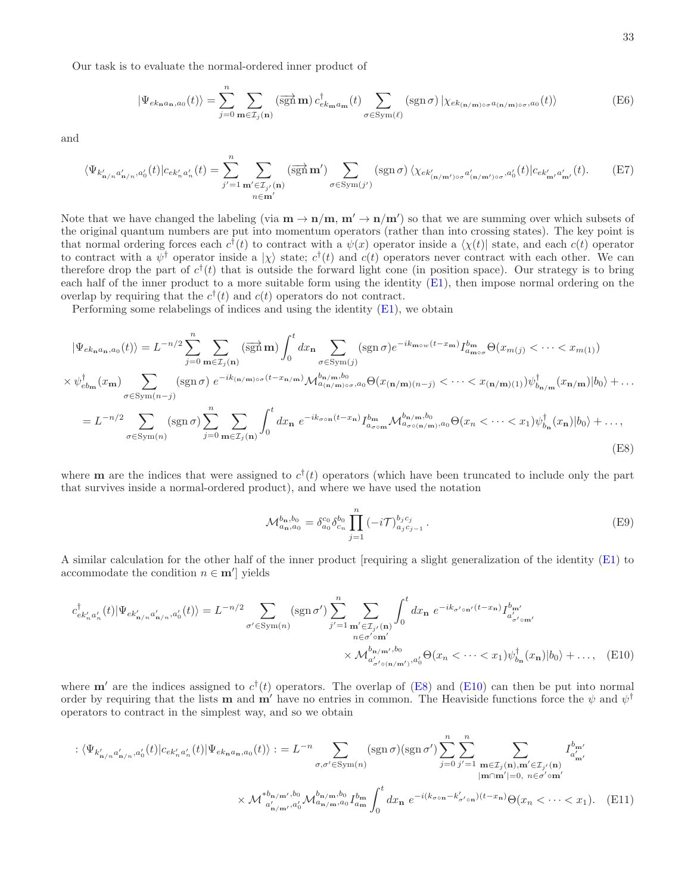Our task is to evaluate the normal-ordered inner product of

$$|\Psi_{ek_{\mathbf{n}}a_{\mathbf{n}},a_0}(t)\rangle = \sum_{j=0}^{n} \sum_{\mathbf{m}\in\mathcal{I}_j(\mathbf{n})} (\overrightarrow{\mathrm{sgn}}\,\mathbf{m})\, c^\dagger_{ek_{\mathbf{m}}a_{\mathbf{m}}}(t) \sum_{\sigma\in\mathrm{Sym}(\ell)} (\mathrm{sgn}\,\sigma)\, |\chi_{ek_{(\mathbf{n}/\mathbf{m})\circ\sigma}a_{(\mathbf{n}/\mathbf{m})\circ\sigma},a_0}(t)\rangle \tag{E6}$$

and

$$\langle\Psi_{k'_{\mathbf{n}/n}a'_{\mathbf{n}/n},a'_0}(t)|c_{ek'_n a'_n}(t) = \sum_{j'=1}^{n} \sum_{\substack{\mathbf{m}'\in\mathcal{I}_{j'}(\mathbf{n})\\ n\in\mathbf{m}'}} (\overrightarrow{\mathrm{sgn}}\,\mathbf{m}') \sum_{\sigma\in\mathrm{Sym}(j')} (\mathrm{sgn}\,\sigma)\, \langle\chi_{ek'_{(\mathbf{n}/\mathbf{m}')\circ\sigma}a'_{(\mathbf{n}/\mathbf{m}')\circ\sigma},a'_0}(t)|c_{ek'_{\mathbf{m}'}a'_{\mathbf{m}'}}(t). \tag{E7}$$

Note that we have changed the labeling (via $\mathbf{m}\to\mathbf{n}/\mathbf{m}$, $\mathbf{m}'\to\mathbf{n}/\mathbf{m}'$) so that we are summing over which subsets of the original quantum numbers are put into momentum operators (rather than into crossing states). The key point is that normal ordering forces each $c^\dagger(t)$ to contract with a $\psi(x)$ operator inside a $\langle\chi(t)|$ state, and each $c(t)$ operator to contract with a $\psi^\dagger$ operator inside a $|\chi\rangle$ state; $c^\dagger(t)$ and $c(t)$ operators never contract with each other. We can therefore drop the part of $c^\dagger(t)$ that is outside the forward light cone (in position space). Our strategy is to bring each half of the inner product to a more suitable form using the identity (E1), then impose normal ordering on the overlap by requiring that the $c^\dagger(t)$ and $c(t)$ operators do not contract.

Performing some relabelings of indices and using the identity (E1), we obtain

$$\begin{aligned}
|\Psi_{ek_{\mathbf{n}}a_{\mathbf{n}},a_0}(t)\rangle &= L^{-n/2}\sum_{j=0}^{n}\sum_{\mathbf{m}\in\mathcal{I}_j(\mathbf{n})}(\overrightarrow{\mathrm{sgn}}\,\mathbf{m})\int_0^t dx_{\mathbf{n}}\sum_{\sigma\in\mathrm{Sym}(j)}(\mathrm{sgn}\,\sigma)e^{-ik_{\mathbf{m}\circ w}(t-x_{\mathbf{m}})}I^{b_{\mathbf{m}}}_{a_{\mathbf{m}\circ\sigma}}\Theta(x_{m(j)}<\cdots<x_{m(1)})\\
&\times\psi^\dagger_{eb_{\mathbf{m}}}(x_{\mathbf{m}})\sum_{\sigma\in\mathrm{Sym}(n-j)}(\mathrm{sgn}\,\sigma)\,e^{-ik_{(\mathbf{n}/\mathbf{m})\circ\sigma}(t-x_{\mathbf{n}/\mathbf{m}})}\mathcal{M}^{b_{\mathbf{n}/\mathbf{m}},b_0}_{a_{(\mathbf{n}/\mathbf{m})\circ\sigma},a_0}\Theta(x_{(\mathbf{n}/\mathbf{m})(n-j)}<\cdots<x_{(\mathbf{n}/\mathbf{m})(1)})\psi^\dagger_{b_{\mathbf{n}/\mathbf{m}}}(x_{\mathbf{n}/\mathbf{m}})|b_0\rangle+\ldots\\
&= L^{-n/2}\sum_{\sigma\in\mathrm{Sym}(n)}(\mathrm{sgn}\,\sigma)\sum_{j=0}^{n}\sum_{\mathbf{m}\in\mathcal{I}_j(\mathbf{n})}\int_0^t dx_{\mathbf{n}}\;e^{-ik_{\sigma\circ\mathbf{n}}(t-x_{\mathbf{n}})}I^{b_{\mathbf{m}}}_{a_{\sigma\circ\mathbf{m}}}\mathcal{M}^{b_{\mathbf{n}/\mathbf{m}},b_0}_{a_{\sigma\circ(\mathbf{n}/\mathbf{m})},a_0}\Theta(x_n<\cdots<x_1)\psi^\dagger_{b_{\mathbf{n}}}(x_{\mathbf{n}})|b_0\rangle+\ldots,
\end{aligned}\tag{E8}$$

where $\mathbf{m}$ are the indices that were assigned to $c^\dagger(t)$ operators (which have been truncated to include only the part that survives inside a normal-ordered product), and where we have used the notation

$$\mathcal{M}^{b_{\mathbf{n}},b_0}_{a_{\mathbf{n}},a_0} = \delta^{c_0}_{a_0}\delta^{b_0}_{c_n}\prod_{j=1}^{n}(-i\mathcal{T})^{b_j c_j}_{a_j c_{j-1}}\,. \tag{E9}$$

A similar calculation for the other half of the inner product [requiring a slight generalization of the identity (E1) to accommodate the condition $n\in\mathbf{m}'$] yields

$$\begin{aligned}
c^\dagger_{ek'_n a'_n}(t)|\Psi_{ek'_{\mathbf{n}/n}a'_{\mathbf{n}/n},a'_0}(t)\rangle = L^{-n/2}\sum_{\sigma'\in\mathrm{Sym}(n)}(\mathrm{sgn}\,\sigma')\sum_{j'=1}^{n}\sum_{\substack{\mathbf{m}'\in\mathcal{I}_{j'}(\mathbf{n})\\ n\in\sigma'\circ\mathbf{m}'}}\int_0^t dx_{\mathbf{n}}\;e^{-ik_{\sigma'\circ\mathbf{n}'}(t-x_{\mathbf{n}})}I^{b_{\mathbf{m}'}}_{a'_{\sigma'\circ\mathbf{m}'}}&\\
\times\mathcal{M}^{b_{\mathbf{n}/\mathbf{m}'},b_0}_{a'_{\sigma'\circ(\mathbf{n}/\mathbf{m}')},a'_0}\Theta(x_n<\cdots<x_1)\psi^\dagger_{b_{\mathbf{n}}}(x_{\mathbf{n}})|b_0\rangle+\ldots,&
\end{aligned}\tag{E10}$$

where $\mathbf{m}'$ are the indices assigned to $c^\dagger(t)$ operators. The overlap of (E8) and (E10) can then be put into normal order by requiring that the lists $\mathbf{m}$ and $\mathbf{m}'$ have no entries in common. The Heaviside functions force the $\psi$ and $\psi^\dagger$ operators to contract in the simplest way, and so we obtain

$$\begin{aligned}
:\langle\Psi_{k'_{\mathbf{n}/n}a'_{\mathbf{n}/n},a'_0}(t)|c_{ek'_n a'_n}(t)|\Psi_{ek_{\mathbf{n}}a_{\mathbf{n}},a_0}(t)\rangle: = L^{-n}\sum_{\sigma,\sigma'\in\mathrm{Sym}(n)}(\mathrm{sgn}\,\sigma)(\mathrm{sgn}\,\sigma')\sum_{j=0}^{n}\sum_{j'=1}^{n}\sum_{\substack{\mathbf{m}\in\mathcal{I}_j(\mathbf{n}),\mathbf{m}'\in\mathcal{I}_{j'}(\mathbf{n})\\ |\mathbf{m}\cap\mathbf{m}'|=0,\;n\in\sigma'\circ\mathbf{m}'}}I^{b_{\mathbf{m}'}}_{a'_{\mathbf{m}'}}&\\
\times\mathcal{M}^{*b_{\mathbf{n}/\mathbf{m}'},b_0}_{a'_{\mathbf{n}/\mathbf{m}'},a'_0}\mathcal{M}^{b_{\mathbf{n}/\mathbf{m}},b_0}_{a_{\mathbf{n}/\mathbf{m}},a_0}I^{b_{\mathbf{m}}}_{a_{\mathbf{m}}}\int_0^t dx_{\mathbf{n}}\;e^{-i(k_{\sigma\circ n}-k'_{\sigma'\circ\mathbf{n}})(t-x_{\mathbf{n}})}\Theta(x_n<\cdots<x_1).&
\end{aligned}\tag{E11}$$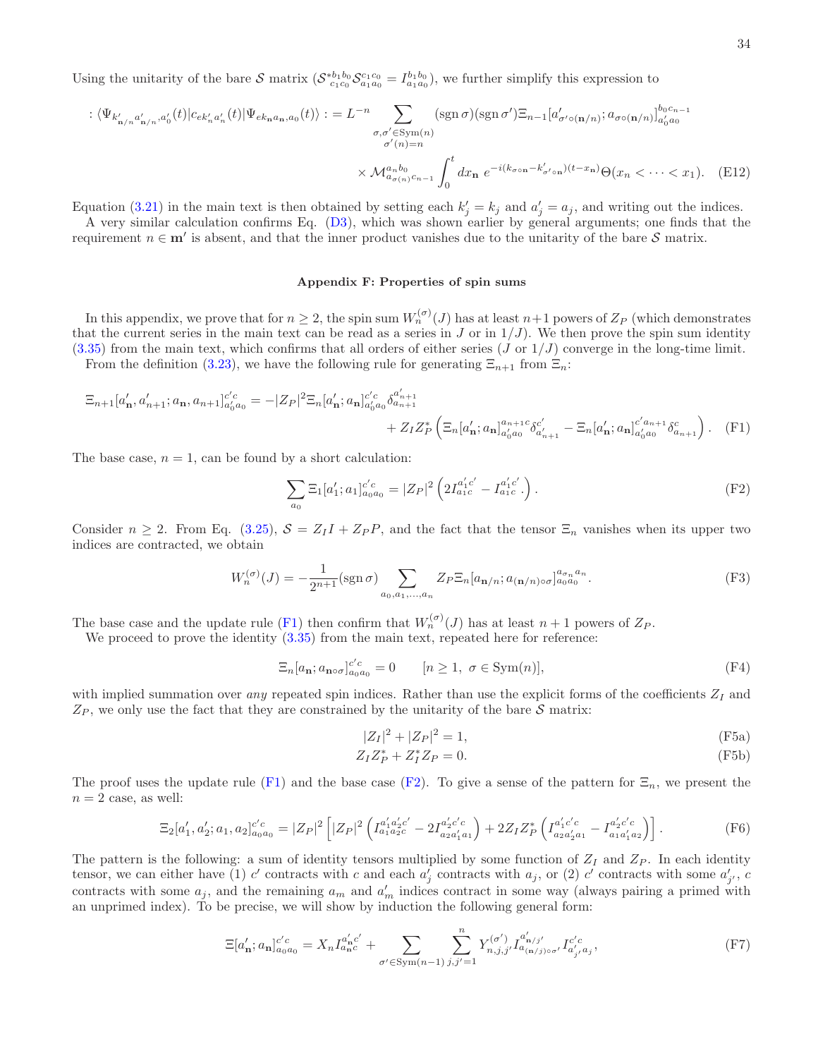Using the unitarity of the bare $\mathcal{S}$ matrix ($\mathcal{S}^{*b_1 b_0}_{c_1 c_0}\mathcal{S}^{c_1 c_0}_{a_1 a_0} = I^{b_1 b_0}_{a_1 a_0}$), we further simplify this expression to

$$
:\langle \Psi_{k'_{\mathbf{n}/n} a'_{\mathbf{n}/n}, a'_0}(t) | c_{e k'_n a'_n}(t) | \Psi_{e k_{\mathbf{n}} a_{\mathbf{n}}, a_0}(t)\rangle := L^{-n} \sum_{\substack{\sigma,\sigma' \in \mathrm{Sym}(n) \\ \sigma'(n)=n}} (\operatorname{sgn}\sigma)(\operatorname{sgn}\sigma') \Xi_{n-1}[a'_{\sigma'\circ(\mathbf{n}/n)}; a_{\sigma\circ(\mathbf{n}/n)}]^{b_0 c_{n-1}}_{a'_0 a_0}
$$

$$
\times \mathcal{M}^{a_n b_0}_{a_{\sigma(n)} c_{n-1}} \int_0^t d x_{\mathbf{n}}\, e^{-i(k_{\sigma\circ\mathbf{n}} - k'_{\sigma'\circ\mathbf{n}})(t - x_{\mathbf{n}})} \Theta(x_n < \cdots < x_1). \quad \text{(E12)}
$$

Equation (3.21) in the main text is then obtained by setting each $k'_j = k_j$ and $a'_j = a_j$, and writing out the indices.

A very similar calculation confirms Eq. (D3), which was shown earlier by general arguments; one finds that the requirement $n \in \mathbf{m}'$ is absent, and that the inner product vanishes due to the unitarity of the bare $\mathcal{S}$ matrix.

## Appendix F: Properties of spin sums

In this appendix, we prove that for $n \geq 2$, the spin sum $W^{(\sigma)}_n(J)$ has at least $n+1$ powers of $Z_P$ (which demonstrates that the current series in the main text can be read as a series in $J$ or in $1/J$). We then prove the spin sum identity (3.35) from the main text, which confirms that all orders of either series ($J$ or $1/J$) converge in the long-time limit.

From the definition (3.23), we have the following rule for generating $\Xi_{n+1}$ from $\Xi_n$:

$$
\Xi_{n+1}[a'_{\mathbf{n}}, a'_{n+1}; a_{\mathbf{n}}, a_{n+1}]^{c'c}_{a'_0 a_0} = -|Z_P|^2 \Xi_n[a'_{\mathbf{n}}; a_{\mathbf{n}}]^{c'c}_{a'_0 a_0} \delta^{a'_{n+1}}_{a_{n+1}} + Z_I Z_P^* \left( \Xi_n[a'_{\mathbf{n}}; a_{\mathbf{n}}]^{a_{n+1} c}_{a'_0 a_0} \delta^{c'}_{a'_{n+1}} - \Xi_n[a'_{\mathbf{n}}; a_{\mathbf{n}}]^{c' a_{n+1}}_{a'_0 a_0} \delta^{c}_{a_{n+1}} \right). \quad \text{(F1)}
$$

The base case, $n = 1$, can be found by a short calculation:

$$
\sum_{a_0} \Xi_1[a'_1; a_1]^{c'c}_{a_0 a_0} = |Z_P|^2 \left( 2 I^{a'_1 c'}_{a_1 c} - I^{a'_1 c'}_{a_1 c} \cdot \right). \quad \text{(F2)}
$$

Consider $n \geq 2$. From Eq. (3.25), $\mathcal{S} = Z_I I + Z_P P$, and the fact that the tensor $\Xi_n$ vanishes when its upper two indices are contracted, we obtain

$$
W^{(\sigma)}_n(J) = -\frac{1}{2^{n+1}} (\operatorname{sgn}\sigma) \sum_{a_0, a_1, \ldots, a_n} Z_P \Xi_n[a_{\mathbf{n}/n}; a_{(\mathbf{n}/n)\circ\sigma}]^{a_{\sigma_n} a_n}_{a_0 a_0}. \quad \text{(F3)}
$$

The base case and the update rule (F1) then confirm that $W^{(\sigma)}_n(J)$ has at least $n+1$ powers of $Z_P$.

We proceed to prove the identity (3.35) from the main text, repeated here for reference:

$$
\Xi_n[a_{\mathbf{n}}; a_{\mathbf{n}\circ\sigma}]^{c'c}_{a_0 a_0} = 0 \qquad [n \geq 1,\ \sigma \in \mathrm{Sym}(n)], \quad \text{(F4)}
$$

with implied summation over *any* repeated spin indices. Rather than use the explicit forms of the coefficients $Z_I$ and $Z_P$, we only use the fact that they are constrained by the unitarity of the bare $\mathcal{S}$ matrix:

$$
|Z_I|^2 + |Z_P|^2 = 1, \quad \text{(F5a)}
$$

$$
Z_I Z_P^* + Z_I^* Z_P = 0. \quad \text{(F5b)}
$$

The proof uses the update rule (F1) and the base case (F2). To give a sense of the pattern for $\Xi_n$, we present the $n = 2$ case, as well:

$$
\Xi_2[a'_1, a'_2; a_1, a_2]^{c'c}_{a_0 a_0} = |Z_P|^2 \left[ |Z_P|^2 \left( I^{a'_1 a'_2 c'}_{a_1 a_2 c} - 2 I^{a'_2 c' c}_{a_2 a'_1 a_1} \right) + 2 Z_I Z_P^* \left( I^{a'_1 c' c}_{a_2 a'_2 a_1} - I^{a'_2 c' c}_{a_1 a'_1 a_2} \right) \right]. \quad \text{(F6)}
$$

The pattern is the following: a sum of identity tensors multiplied by some function of $Z_I$ and $Z_P$. In each identity tensor, we can either have (1) $c'$ contracts with $c$ and each $a'_j$ contracts with $a_j$, or (2) $c'$ contracts with some $a'_{j'}$, $c$ contracts with some $a_j$, and the remaining $a_m$ and $a'_m$ indices contract in some way (always pairing a primed with an unprimed index). To be precise, we will show by induction the following general form:

$$
\Xi[a'_{\mathbf{n}}; a_{\mathbf{n}}]^{c'c}_{a_0 a_0} = X_n I^{a'_{\mathbf{n}} c'}_{a_{\mathbf{n}} c} + \sum_{\sigma' \in \mathrm{Sym}(n-1)} \sum_{j,j'=1}^{n} Y^{(\sigma')}_{n,j,j'} I^{a'_{\mathbf{n}/j'}}_{a_{(\mathbf{n}/j)\circ\sigma'}} I^{c'c}_{a'_{j'} a_j}, \quad \text{(F7)}
$$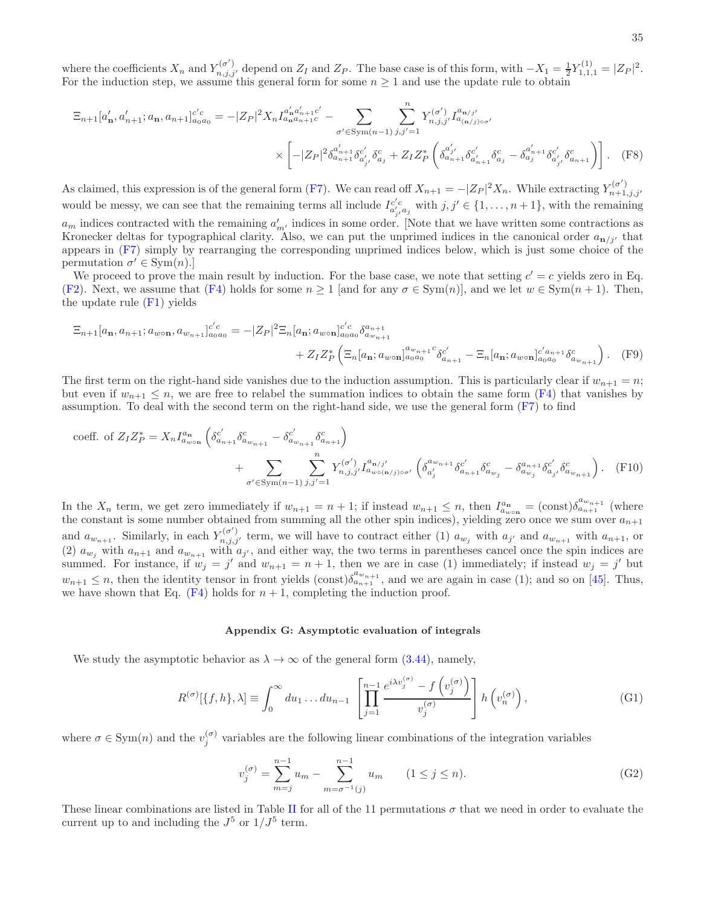where the coefficients $X_n$ and $Y^{(\sigma')}_{n,j,j'}$ depend on $Z_I$ and $Z_P$. The base case is of this form, with $-X_1 = \frac{1}{2}Y^{(1)}_{1,1,1} = |Z_P|^2$. For the induction step, we assume this general form for some $n \geq 1$ and use the update rule to obtain

$$
\begin{aligned}
\Xi_{n+1}[a'_{\mathbf{n}}, a'_{n+1}; a_{\mathbf{n}}, a_{n+1}]^{c'c}_{a_0 a_0} = -|Z_P|^2 X_n I^{a'_{\mathbf{n}} a'_{n+1} c'}_{a_{\mathbf{n}} a_{n+1} c} - \sum_{\sigma' \in \mathrm{Sym}(n-1)} \sum_{j,j'=1}^{n} Y^{(\sigma')}_{n,j,j'} I^{a_{\mathbf{n}/j'}}_{a_{(\mathbf{n}/j)\circ\sigma'}} \\
\times \left[ -|Z_P|^2 \delta^{a'_{n+1}}_{a_{n+1}} \delta^{c'}_{a'_{j'}} \delta^{c}_{a_j} + Z_I Z_P^* \left( \delta^{a'_{j'}}_{a_{n+1}} \delta^{c'}_{a'_{n+1}} \delta^{c}_{a_j} - \delta^{a'_{n+1}}_{a_j} \delta^{c'}_{a'_{j'}} \delta^{c}_{a_{n+1}} \right) \right]. \quad \text{(F8)}
\end{aligned}
$$

As claimed, this expression is of the general form (F7). We can read off $X_{n+1} = -|Z_P|^2 X_n$. While extracting $Y^{(\sigma')}_{n+1,j,j'}$ would be messy, we can see that the remaining terms all include $I^{c'c}_{a'_{j'} a_j}$ with $j, j' \in \{1, \ldots, n+1\}$, with the remaining $a_m$ indices contracted with the remaining $a'_{m'}$ indices in some order. [Note that we have written some contractions as Kronecker deltas for typographical clarity. Also, we can put the unprimed indices in the canonical order $a_{\mathbf{n}/j'}$ that appears in (F7) simply by rearranging the corresponding unprimed indices below, which is just some choice of the permutation $\sigma' \in \mathrm{Sym}(n)$.]

We proceed to prove the main result by induction. For the base case, we note that setting $c' = c$ yields zero in Eq. (F2). Next, we assume that (F4) holds for some $n \geq 1$ [and for any $\sigma \in \mathrm{Sym}(n)$], and we let $w \in \mathrm{Sym}(n+1)$. Then, the update rule (F1) yields

$$
\begin{aligned}
\Xi_{n+1}[a_{\mathbf{n}}, a_{n+1}; a_{w\circ\mathbf{n}}, a_{w_{n+1}}]^{c'c}_{a_0 a_0} = -|Z_P|^2 \Xi_n[a_{\mathbf{n}}; a_{w\circ\mathbf{n}}]^{c'c}_{a_0 a_0} \delta^{a_{n+1}}_{a_{w_{n+1}}} \\
+ Z_I Z_P^* \left( \Xi_n[a_{\mathbf{n}}; a_{w\circ\mathbf{n}}]^{a_{w_{n+1}} c}_{a_0 a_0} \delta^{c'}_{a_{n+1}} - \Xi_n[a_{\mathbf{n}}; a_{w\circ\mathbf{n}}]^{c' a_{n+1}}_{a_0 a_0} \delta^{c}_{a_{w_{n+1}}} \right). \quad \text{(F9)}
\end{aligned}
$$

The first term on the right-hand side vanishes due to the induction assumption. This is particularly clear if $w_{n+1} = n$; but even if $w_{n+1} \leq n$, we are free to relabel the summation indices to obtain the same form (F4) that vanishes by assumption. To deal with the second term on the right-hand side, we use the general form (F7) to find

$$
\begin{aligned}
\text{coeff. of } Z_I Z_P^* = X_n I^{a_{\mathbf{n}}}_{a_{w\circ\mathbf{n}}} \left( \delta^{c'}_{a_{n+1}} \delta^{c}_{a_{w_{n+1}}} - \delta^{c'}_{a_{w_{n+1}}} \delta^{c}_{a_{n+1}} \right) \\
+ \sum_{\sigma' \in \mathrm{Sym}(n-1)} \sum_{j,j'=1}^{n} Y^{(\sigma')}_{n,j,j'} I^{a_{\mathbf{n}/j'}}_{a_{w\circ(\mathbf{n}/j)\circ\sigma'}} \left( \delta^{a_{w_{n+1}}}_{a'_j} \delta^{c'}_{a_{n+1}} \delta^{c}_{a_{w_j}} - \delta^{a_{n+1}}_{a_{w_j}} \delta^{c'}_{a_{j'}} \delta^{c}_{a_{w_{n+1}}} \right). \quad \text{(F10)}
\end{aligned}
$$

In the $X_n$ term, we get zero immediately if $w_{n+1} = n+1$; if instead $w_{n+1} \leq n$, then $I^{a_{\mathbf{n}}}_{a_{w\circ\mathbf{n}}} = (\text{const})\delta^{a_{w_{n+1}}}_{a_{n+1}}$ (where the constant is some number obtained from summing all the other spin indices), yielding zero once we sum over $a_{n+1}$ and $a_{w_{n+1}}$. Similarly, in each $Y^{(\sigma')}_{n,j,j'}$ term, we will have to contract either (1) $a_{w_j}$ with $a_{j'}$ and $a_{w_{n+1}}$ with $a_{n+1}$, or (2) $a_{w_j}$ with $a_{n+1}$ and $a_{w_{n+1}}$ with $a_{j'}$, and either way, the two terms in parentheses cancel once the spin indices are summed. For instance, if $w_j = j'$ and $w_{n+1} = n+1$, then we are in case (1) immediately; if instead $w_j = j'$ but $w_{n+1} \leq n$, then the identity tensor in front yields $(\text{const})\delta^{a_{w_{n+1}}}_{a_{n+1}}$, and we are again in case (1); and so on [45]. Thus, we have shown that Eq. (F4) holds for $n+1$, completing the induction proof.

## Appendix G: Asymptotic evaluation of integrals

We study the asymptotic behavior as $\lambda \to \infty$ of the general form (3.44), namely,

$$
R^{(\sigma)}[\{f, h\}, \lambda] \equiv \int_0^\infty du_1 \ldots du_{n-1} \left[ \prod_{j=1}^{n-1} \frac{e^{i\lambda v_j^{(\sigma)}} - f\left(v_j^{(\sigma)}\right)}{v_j^{(\sigma)}} \right] h\left(v_n^{(\sigma)}\right), \quad \text{(G1)}
$$

where $\sigma \in \mathrm{Sym}(n)$ and the $v_j^{(\sigma)}$ variables are the following linear combinations of the integration variables

$$
v_j^{(\sigma)} = \sum_{m=j}^{n-1} u_m - \sum_{m=\sigma^{-1}(j)}^{n-1} u_m \qquad (1 \leq j \leq n). \quad \text{(G2)}
$$

These linear combinations are listed in Table II for all of the 11 permutations $\sigma$ that we need in order to evaluate the current up to and including the $J^5$ or $1/J^5$ term.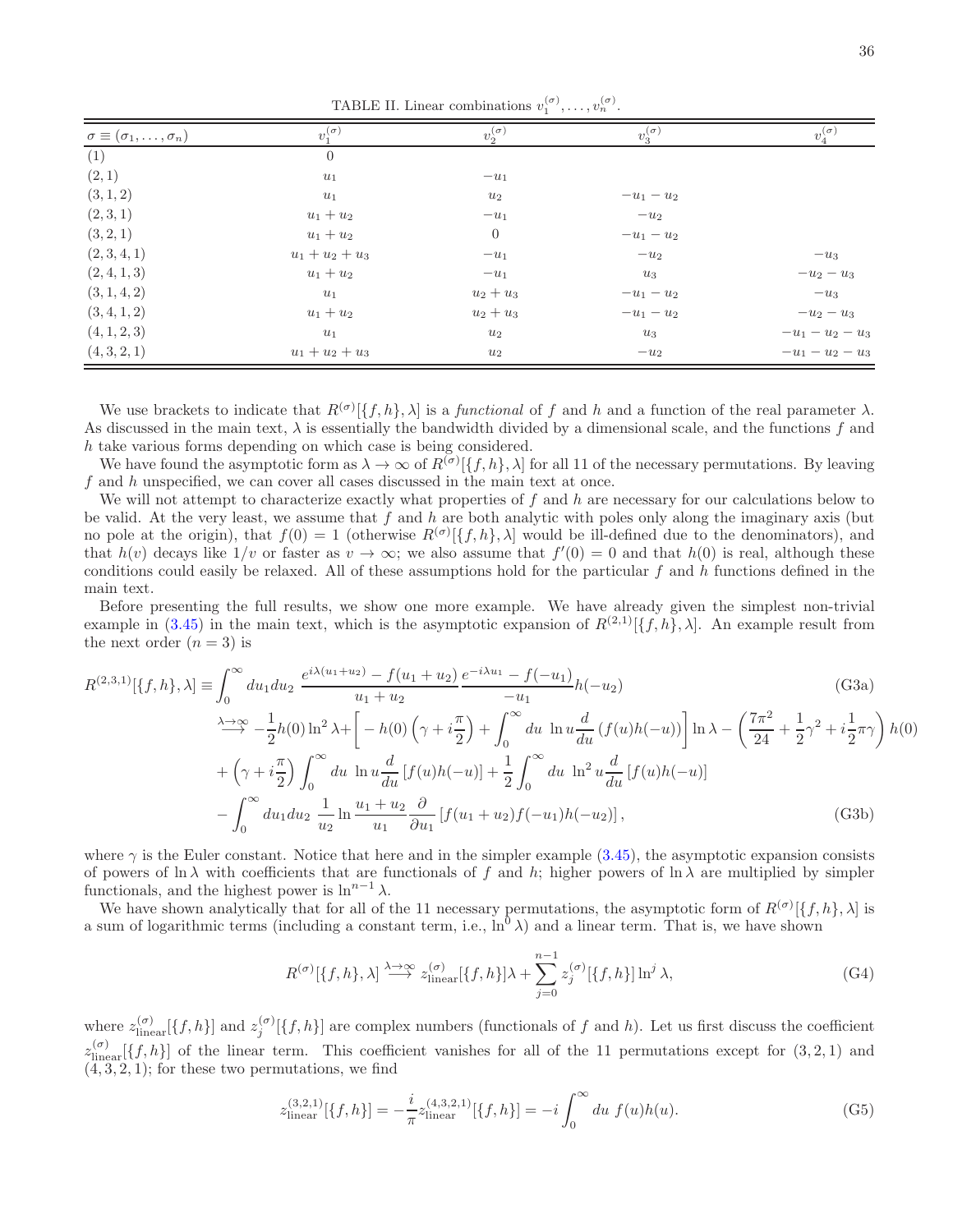TABLE II. Linear combinations $v_1^{(\sigma)}, \ldots, v_n^{(\sigma)}$.

| $\sigma \equiv (\sigma_1, \ldots, \sigma_n)$ | $v_1^{(\sigma)}$ | $v_2^{(\sigma)}$ | $v_3^{(\sigma)}$ | $v_4^{(\sigma)}$ |
|---|---|---|---|---|
| $(1)$ | $0$ | | | |
| $(2,1)$ | $u_1$ | $-u_1$ | | |
| $(3,1,2)$ | $u_1$ | $u_2$ | $-u_1-u_2$ | |
| $(2,3,1)$ | $u_1+u_2$ | $-u_1$ | $-u_2$ | |
| $(3,2,1)$ | $u_1+u_2$ | $0$ | $-u_1-u_2$ | |
| $(2,3,4,1)$ | $u_1+u_2+u_3$ | $-u_1$ | $-u_2$ | $-u_3$ |
| $(2,4,1,3)$ | $u_1+u_2$ | $-u_1$ | $u_3$ | $-u_2-u_3$ |
| $(3,1,4,2)$ | $u_1$ | $u_2+u_3$ | $-u_1-u_2$ | $-u_3$ |
| $(3,4,1,2)$ | $u_1+u_2$ | $u_2+u_3$ | $-u_1-u_2$ | $-u_2-u_3$ |
| $(4,1,2,3)$ | $u_1$ | $u_2$ | $u_3$ | $-u_1-u_2-u_3$ |
| $(4,3,2,1)$ | $u_1+u_2+u_3$ | $u_2$ | $-u_2$ | $-u_1-u_2-u_3$ |

We use brackets to indicate that $R^{(\sigma)}[\{f,h\},\lambda]$ is a *functional* of $f$ and $h$ and a function of the real parameter $\lambda$. As discussed in the main text, $\lambda$ is essentially the bandwidth divided by a dimensional scale, and the functions $f$ and $h$ take various forms depending on which case is being considered.

We have found the asymptotic form as $\lambda \to \infty$ of $R^{(\sigma)}[\{f,h\},\lambda]$ for all 11 of the necessary permutations. By leaving $f$ and $h$ unspecified, we can cover all cases discussed in the main text at once.

We will not attempt to characterize exactly what properties of $f$ and $h$ are necessary for our calculations below to be valid. At the very least, we assume that $f$ and $h$ are both analytic with poles only along the imaginary axis (but no pole at the origin), that $f(0) = 1$ (otherwise $R^{(\sigma)}[\{f,h\},\lambda]$ would be ill-defined due to the denominators), and that $h(v)$ decays like $1/v$ or faster as $v \to \infty$; we also assume that $f'(0) = 0$ and that $h(0)$ is real, although these conditions could easily be relaxed. All of these assumptions hold for the particular $f$ and $h$ functions defined in the main text.

Before presenting the full results, we show one more example. We have already given the simplest non-trivial example in (3.45) in the main text, which is the asymptotic expansion of $R^{(2,1)}[\{f,h\},\lambda]$. An example result from the next order ($n = 3$) is

$$R^{(2,3,1)}[\{f,h\},\lambda] \equiv \int_0^\infty du_1 du_2 \; \frac{e^{i\lambda(u_1+u_2)} - f(u_1+u_2)}{u_1+u_2} \frac{e^{-i\lambda u_1} - f(-u_1)}{-u_1} h(-u_2) \tag{G3a}$$

$$\begin{aligned}
&\xrightarrow{\lambda\to\infty} -\frac{1}{2}h(0)\ln^2\lambda + \left[ -h(0)\left(\gamma + i\frac{\pi}{2}\right) + \int_0^\infty du \; \ln u \frac{d}{du}\left(f(u)h(-u)\right)\right]\ln\lambda - \left(\frac{7\pi^2}{24} + \frac{1}{2}\gamma^2 + i\frac{1}{2}\pi\gamma\right)h(0) \\
&+ \left(\gamma + i\frac{\pi}{2}\right)\int_0^\infty du \; \ln u \frac{d}{du}\left[f(u)h(-u)\right] + \frac{1}{2}\int_0^\infty du \; \ln^2 u \frac{d}{du}\left[f(u)h(-u)\right] \\
&- \int_0^\infty du_1 du_2 \; \frac{1}{u_2}\ln\frac{u_1+u_2}{u_1}\frac{\partial}{\partial u_1}\left[f(u_1+u_2)f(-u_1)h(-u_2)\right],
\end{aligned} \tag{G3b}$$

where $\gamma$ is the Euler constant. Notice that here and in the simpler example (3.45), the asymptotic expansion consists of powers of $\ln\lambda$ with coefficients that are functionals of $f$ and $h$; higher powers of $\ln\lambda$ are multiplied by simpler functionals, and the highest power is $\ln^{n-1}\lambda$.

We have shown analytically that for all of the 11 necessary permutations, the asymptotic form of $R^{(\sigma)}[\{f,h\},\lambda]$ is a sum of logarithmic terms (including a constant term, i.e., $\ln^0\lambda$) and a linear term. That is, we have shown

$$R^{(\sigma)}[\{f,h\},\lambda] \xrightarrow{\lambda\to\infty} z_{\text{linear}}^{(\sigma)}[\{f,h\}]\lambda + \sum_{j=0}^{n-1} z_j^{(\sigma)}[\{f,h\}]\ln^j\lambda, \tag{G4}$$

where $z_{\text{linear}}^{(\sigma)}[\{f,h\}]$ and $z_j^{(\sigma)}[\{f,h\}]$ are complex numbers (functionals of $f$ and $h$). Let us first discuss the coefficient $z_{\text{linear}}^{(\sigma)}[\{f,h\}]$ of the linear term. This coefficient vanishes for all of the 11 permutations except for $(3,2,1)$ and $(4,3,2,1)$; for these two permutations, we find

$$z_{\text{linear}}^{(3,2,1)}[\{f,h\}] = -\frac{i}{\pi} z_{\text{linear}}^{(4,3,2,1)}[\{f,h\}] = -i\int_0^\infty du \; f(u)h(u). \tag{G5}$$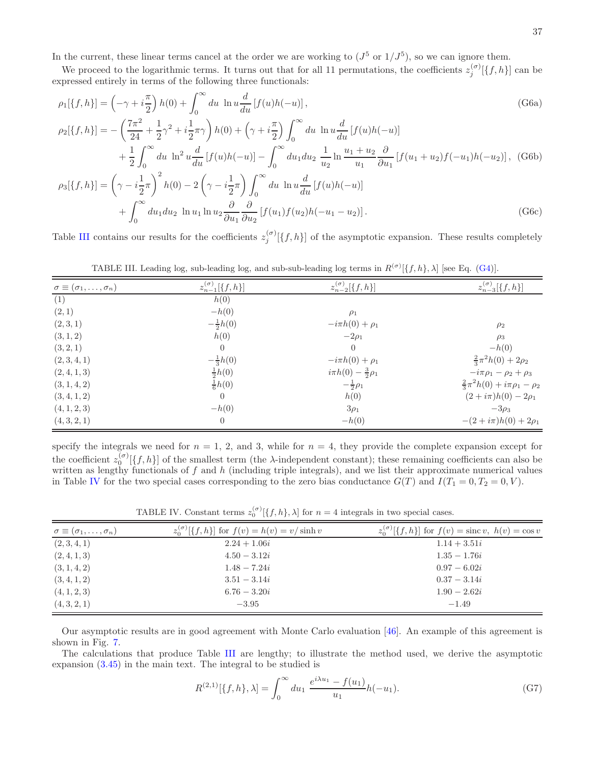In the current, these linear terms cancel at the order we are working to ($J^5$ or $1/J^5$), so we can ignore them.

We proceed to the logarithmic terms. It turns out that for all 11 permutations, the coefficients $z_j^{(\sigma)}[\{f,h\}]$ can be expressed entirely in terms of the following three functionals:

$$\rho_1[\{f,h\}] = \left(-\gamma + i\frac{\pi}{2}\right) h(0) + \int_0^\infty du \ \ln u \frac{d}{du}\left[f(u)h(-u)\right], \tag{G6a}$$

$$\begin{aligned}\rho_2[\{f,h\}] = &-\left(\frac{7\pi^2}{24} + \frac{1}{2}\gamma^2 + i\frac{1}{2}\pi\gamma\right) h(0) + \left(\gamma + i\frac{\pi}{2}\right)\int_0^\infty du \ \ln u \frac{d}{du}\left[f(u)h(-u)\right] \\ &+ \frac{1}{2}\int_0^\infty du \ \ln^2 u \frac{d}{du}\left[f(u)h(-u)\right] - \int_0^\infty du_1 du_2 \ \frac{1}{u_2}\ln\frac{u_1+u_2}{u_1}\frac{\partial}{\partial u_1}\left[f(u_1+u_2)f(-u_1)h(-u_2)\right],\end{aligned} \tag{G6b}$$

$$\begin{aligned}\rho_3[\{f,h\}] = &\left(\gamma - i\frac{1}{2}\pi\right)^2 h(0) - 2\left(\gamma - i\frac{1}{2}\pi\right)\int_0^\infty du \ \ln u \frac{d}{du}\left[f(u)h(-u)\right] \\ &+ \int_0^\infty du_1 du_2 \ \ln u_1 \ln u_2 \frac{\partial}{\partial u_1}\frac{\partial}{\partial u_2}\left[f(u_1)f(u_2)h(-u_1-u_2)\right].\end{aligned} \tag{G6c}$$

Table III contains our results for the coefficients $z_j^{(\sigma)}[\{f,h\}]$ of the asymptotic expansion. These results completely specify the integrals we need for $n = 1$, 2, and 3, while for $n = 4$, they provide the complete expansion except for the coefficient $z_0^{(\sigma)}[\{f,h\}]$ of the smallest term (the $\lambda$-independent constant); these remaining coefficients can also be written as lengthy functionals of $f$ and $h$ (including triple integrals), and we list their approximate numerical values in Table IV for the two special cases corresponding to the zero bias conductance $G(T)$ and $I(T_1 = 0, T_2 = 0, V)$.

TABLE III. Leading log, sub-leading log, and sub-sub-leading log terms in $R^{(\sigma)}[\{f,h\},\lambda]$ [see Eq. (G4)].

| $\sigma \equiv (\sigma_1,\ldots,\sigma_n)$ | $z_{n-1}^{(\sigma)}[\{f,h\}]$ | $z_{n-2}^{(\sigma)}[\{f,h\}]$ | $z_{n-3}^{(\sigma)}[\{f,h\}]$ |
|---|---|---|---|
| $(1)$ | $h(0)$ | | |
| $(2,1)$ | $-h(0)$ | $\rho_1$ | |
| $(2,3,1)$ | $-\frac{1}{2}h(0)$ | $-i\pi h(0) + \rho_1$ | $\rho_2$ |
| $(3,1,2)$ | $h(0)$ | $-2\rho_1$ | $\rho_3$ |
| $(3,2,1)$ | $0$ | $0$ | $-h(0)$ |
| $(2,3,4,1)$ | $-\frac{1}{3}h(0)$ | $-i\pi h(0) + \rho_1$ | $\frac{2}{3}\pi^2 h(0) + 2\rho_2$ |
| $(2,4,1,3)$ | $\frac{1}{2}h(0)$ | $i\pi h(0) - \frac{3}{2}\rho_1$ | $-i\pi\rho_1 - \rho_2 + \rho_3$ |
| $(3,1,4,2)$ | $\frac{1}{6}h(0)$ | $-\frac{1}{2}\rho_1$ | $\frac{2}{3}\pi^2 h(0) + i\pi\rho_1 - \rho_2$ |
| $(3,4,1,2)$ | $0$ | $h(0)$ | $(2 + i\pi)h(0) - 2\rho_1$ |
| $(4,1,2,3)$ | $-h(0)$ | $3\rho_1$ | $-3\rho_3$ |
| $(4,3,2,1)$ | $0$ | $-h(0)$ | $-(2 + i\pi)h(0) + 2\rho_1$ |

TABLE IV. Constant terms $z_0^{(\sigma)}[\{f,h\},\lambda]$ for $n = 4$ integrals in two special cases.

| $\sigma \equiv (\sigma_1,\ldots,\sigma_n)$ | $z_0^{(\sigma)}[\{f,h\}]$ for $f(v) = h(v) = v/\sinh v$ | $z_0^{(\sigma)}[\{f,h\}]$ for $f(v) = \mathrm{sinc}\, v,\ h(v) = \cos v$ |
|---|---|---|
| $(2,3,4,1)$ | $2.24 + 1.06i$ | $1.14 + 3.51i$ |
| $(2,4,1,3)$ | $4.50 - 3.12i$ | $1.35 - 1.76i$ |
| $(3,1,4,2)$ | $1.48 - 7.24i$ | $0.97 - 6.02i$ |
| $(3,4,1,2)$ | $3.51 - 3.14i$ | $0.37 - 3.14i$ |
| $(4,1,2,3)$ | $6.76 - 3.20i$ | $1.90 - 2.62i$ |
| $(4,3,2,1)$ | $-3.95$ | $-1.49$ |

Our asymptotic results are in good agreement with Monte Carlo evaluation [46]. An example of this agreement is shown in Fig. 7.

The calculations that produce Table III are lengthy; to illustrate the method used, we derive the asymptotic expansion (3.45) in the main text. The integral to be studied is

$$R^{(2,1)}[\{f,h\},\lambda] = \int_0^\infty du_1 \ \frac{e^{i\lambda u_1} - f(u_1)}{u_1} h(-u_1). \tag{G7}$$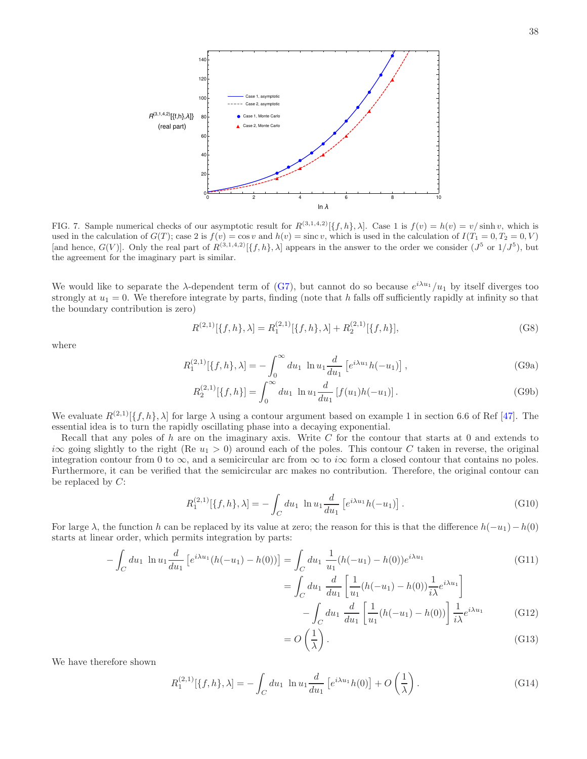FIG. 7. Sample numerical checks of our asymptotic result for $R^{(3,1,4,2)}[\{f,h\},\lambda]$. Case 1 is $f(v) = h(v) = v/\sinh v$, which is used in the calculation of $G(T)$; case 2 is $f(v) = \cos v$ and $h(v) = \operatorname{sinc} v$, which is used in the calculation of $I(T_1 = 0, T_2 = 0, V)$ [and hence, $G(V)$]. Only the real part of $R^{(3,1,4,2)}[\{f,h\},\lambda]$ appears in the answer to the order we consider ($J^5$ or $1/J^5$), but the agreement for the imaginary part is similar.

We would like to separate the $\lambda$-dependent term of (G7), but cannot do so because $e^{i\lambda u_1}/u_1$ by itself diverges too strongly at $u_1 = 0$. We therefore integrate by parts, finding (note that $h$ falls off sufficiently rapidly at infinity so that the boundary contribution is zero)

$$R^{(2,1)}[\{f,h\},\lambda] = R_1^{(2,1)}[\{f,h\},\lambda] + R_2^{(2,1)}[\{f,h\}], \tag{G8}$$

where

$$R_1^{(2,1)}[\{f,h\},\lambda] = -\int_0^\infty du_1 \; \ln u_1 \frac{d}{du_1}\left[e^{i\lambda u_1} h(-u_1)\right], \tag{G9a}$$

$$R_2^{(2,1)}[\{f,h\}] = \int_0^\infty du_1 \; \ln u_1 \frac{d}{du_1}\left[f(u_1) h(-u_1)\right]. \tag{G9b}$$

We evaluate $R^{(2,1)}[\{f,h\},\lambda]$ for large $\lambda$ using a contour argument based on example 1 in section 6.6 of Ref [47]. The essential idea is to turn the rapidly oscillating phase into a decaying exponential.

Recall that any poles of $h$ are on the imaginary axis. Write $C$ for the contour that starts at 0 and extends to $i\infty$ going slightly to the right ($\operatorname{Re} u_1 > 0$) around each of the poles. This contour $C$ taken in reverse, the original integration contour from 0 to $\infty$, and a semicircular arc from $\infty$ to $i\infty$ form a closed contour that contains no poles. Furthermore, it can be verified that the semicircular arc makes no contribution. Therefore, the original contour can be replaced by $C$:

$$R_1^{(2,1)}[\{f,h\},\lambda] = -\int_C du_1 \; \ln u_1 \frac{d}{du_1}\left[e^{i\lambda u_1} h(-u_1)\right]. \tag{G10}$$

For large $\lambda$, the function $h$ can be replaced by its value at zero; the reason for this is that the difference $h(-u_1) - h(0)$ starts at linear order, which permits integration by parts:

$$-\int_C du_1 \; \ln u_1 \frac{d}{du_1}\left[e^{i\lambda u_1}(h(-u_1) - h(0))\right] = \int_C du_1 \; \frac{1}{u_1}(h(-u_1) - h(0)) e^{i\lambda u_1} \tag{G11}$$

$$= \int_C du_1 \; \frac{d}{du_1}\left[\frac{1}{u_1}(h(-u_1) - h(0))\frac{1}{i\lambda} e^{i\lambda u_1}\right] - \int_C du_1 \; \frac{d}{du_1}\left[\frac{1}{u_1}(h(-u_1) - h(0))\right]\frac{1}{i\lambda} e^{i\lambda u_1} \tag{G12}$$

$$= O\left(\frac{1}{\lambda}\right). \tag{G13}$$

We have therefore shown

$$R_1^{(2,1)}[\{f,h\},\lambda] = -\int_C du_1 \; \ln u_1 \frac{d}{du_1}\left[e^{i\lambda u_1} h(0)\right] + O\left(\frac{1}{\lambda}\right). \tag{G14}$$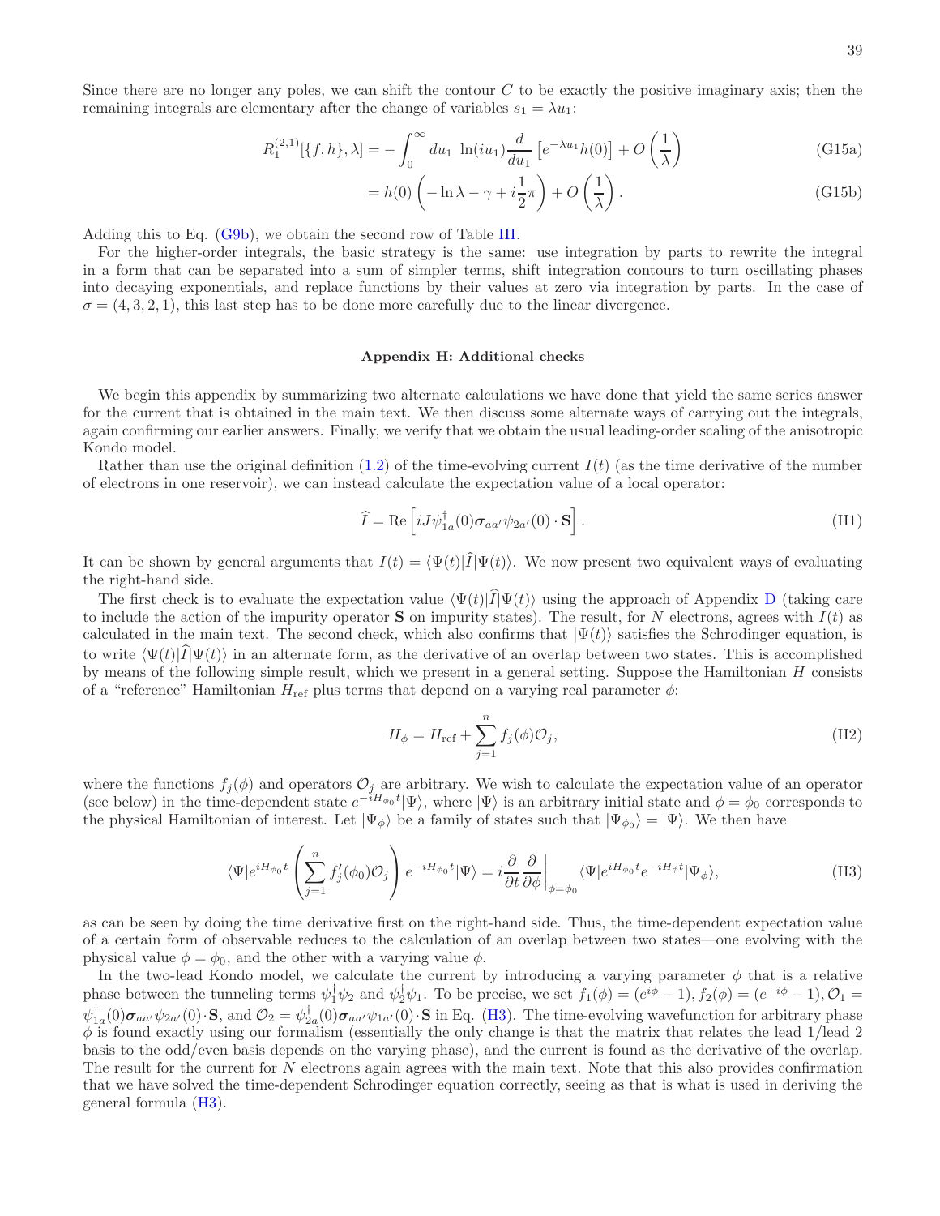Since there are no longer any poles, we can shift the contour $C$ to be exactly the positive imaginary axis; then the remaining integrals are elementary after the change of variables $s_1 = \lambda u_1$:

$$R_1^{(2,1)}[\{f,h\},\lambda] = -\int_0^\infty du_1 \; \ln(iu_1) \frac{d}{du_1}\left[e^{-\lambda u_1} h(0)\right] + O\left(\frac{1}{\lambda}\right) \tag{G15a}$$

$$= h(0)\left(-\ln\lambda - \gamma + i\frac{1}{2}\pi\right) + O\left(\frac{1}{\lambda}\right). \tag{G15b}$$

Adding this to Eq. (G9b), we obtain the second row of Table III.

For the higher-order integrals, the basic strategy is the same: use integration by parts to rewrite the integral in a form that can be separated into a sum of simpler terms, shift integration contours to turn oscillating phases into decaying exponentials, and replace functions by their values at zero via integration by parts. In the case of $\sigma = (4,3,2,1)$, this last step has to be done more carefully due to the linear divergence.

### Appendix H: Additional checks

We begin this appendix by summarizing two alternate calculations we have done that yield the same series answer for the current that is obtained in the main text. We then discuss some alternate ways of carrying out the integrals, again confirming our earlier answers. Finally, we verify that we obtain the usual leading-order scaling of the anisotropic Kondo model.

Rather than use the original definition (1.2) of the time-evolving current $I(t)$ (as the time derivative of the number of electrons in one reservoir), we can instead calculate the expectation value of a local operator:

$$\widehat{I} = \mathrm{Re}\left[iJ\psi_{1a}^\dagger(0)\boldsymbol{\sigma}_{aa'}\psi_{2a'}(0)\cdot\mathbf{S}\right]. \tag{H1}$$

It can be shown by general arguments that $I(t) = \langle\Psi(t)|\widehat{I}|\Psi(t)\rangle$. We now present two equivalent ways of evaluating the right-hand side.

The first check is to evaluate the expectation value $\langle\Psi(t)|\widehat{I}|\Psi(t)\rangle$ using the approach of Appendix D (taking care to include the action of the impurity operator $\mathbf{S}$ on impurity states). The result, for $N$ electrons, agrees with $I(t)$ as calculated in the main text. The second check, which also confirms that $|\Psi(t)\rangle$ satisfies the Schrodinger equation, is to write $\langle\Psi(t)|\widehat{I}|\Psi(t)\rangle$ in an alternate form, as the derivative of an overlap between two states. This is accomplished by means of the following simple result, which we present in a general setting. Suppose the Hamiltonian $H$ consists of a "reference" Hamiltonian $H_{\text{ref}}$ plus terms that depend on a varying real parameter $\phi$:

$$H_\phi = H_{\text{ref}} + \sum_{j=1}^n f_j(\phi)\mathcal{O}_j, \tag{H2}$$

where the functions $f_j(\phi)$ and operators $\mathcal{O}_j$ are arbitrary. We wish to calculate the expectation value of an operator (see below) in the time-dependent state $e^{-iH_{\phi_0}t}|\Psi\rangle$, where $|\Psi\rangle$ is an arbitrary initial state and $\phi = \phi_0$ corresponds to the physical Hamiltonian of interest. Let $|\Psi_\phi\rangle$ be a family of states such that $|\Psi_{\phi_0}\rangle = |\Psi\rangle$. We then have

$$\langle\Psi|e^{iH_{\phi_0}t}\left(\sum_{j=1}^n f_j'(\phi_0)\mathcal{O}_j\right)e^{-iH_{\phi_0}t}|\Psi\rangle = i\frac{\partial}{\partial t}\frac{\partial}{\partial\phi}\bigg|_{\phi=\phi_0}\langle\Psi|e^{iH_{\phi_0}t}e^{-iH_\phi t}|\Psi_\phi\rangle, \tag{H3}$$

as can be seen by doing the time derivative first on the right-hand side. Thus, the time-dependent expectation value of a certain form of observable reduces to the calculation of an overlap between two states—one evolving with the physical value $\phi = \phi_0$, and the other with a varying value $\phi$.

In the two-lead Kondo model, we calculate the current by introducing a varying parameter $\phi$ that is a relative phase between the tunneling terms $\psi_1^\dagger\psi_2$ and $\psi_2^\dagger\psi_1$. To be precise, we set $f_1(\phi) = (e^{i\phi}-1)$, $f_2(\phi) = (e^{-i\phi}-1)$, $\mathcal{O}_1 = \psi_{1a}^\dagger(0)\boldsymbol{\sigma}_{aa'}\psi_{2a'}(0)\cdot\mathbf{S}$, and $\mathcal{O}_2 = \psi_{2a}^\dagger(0)\boldsymbol{\sigma}_{aa'}\psi_{1a'}(0)\cdot\mathbf{S}$ in Eq. (H3). The time-evolving wavefunction for arbitrary phase $\phi$ is found exactly using our formalism (essentially the only change is that the matrix that relates the lead 1/lead 2 basis to the odd/even basis depends on the varying phase), and the current is found as the derivative of the overlap. The result for the current for $N$ electrons again agrees with the main text. Note that this also provides confirmation that we have solved the time-dependent Schrodinger equation correctly, seeing as that is what is used in deriving the general formula (H3).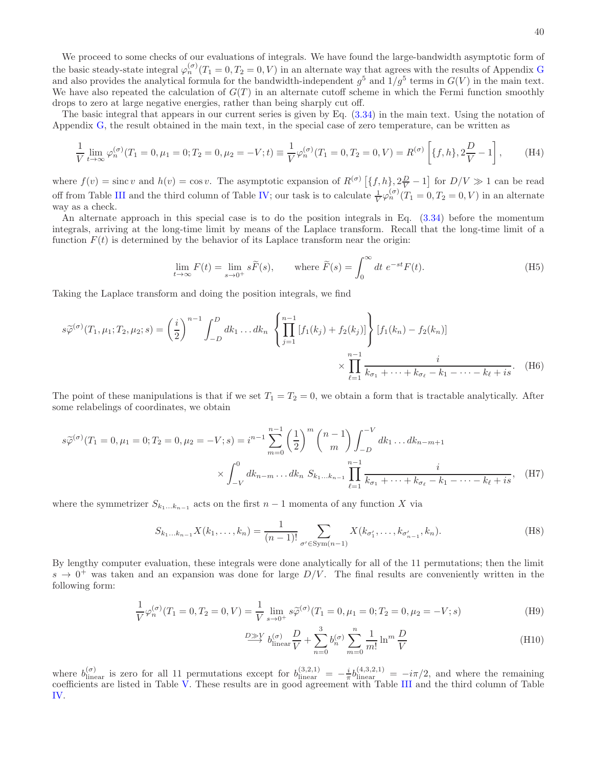We proceed to some checks of our evaluations of integrals. We have found the large-bandwidth asymptotic form of the basic steady-state integral $\varphi_n^{(\sigma)}(T_1 = 0, T_2 = 0, V)$ in an alternate way that agrees with the results of Appendix G and also provides the analytical formula for the bandwidth-independent $g^5$ and $1/g^5$ terms in $G(V)$ in the main text. We have also repeated the calculation of $G(T)$ in an alternate cutoff scheme in which the Fermi function smoothly drops to zero at large negative energies, rather than being sharply cut off.

The basic integral that appears in our current series is given by Eq. (3.34) in the main text. Using the notation of Appendix G, the result obtained in the main text, in the special case of zero temperature, can be written as

$$\frac{1}{V}\lim_{t\to\infty}\varphi_n^{(\sigma)}(T_1=0,\mu_1=0;T_2=0,\mu_2=-V;t) \equiv \frac{1}{V}\varphi_n^{(\sigma)}(T_1=0,T_2=0,V) = R^{(\sigma)}\left[\{f,h\}, 2\frac{D}{V}-1\right], \tag{H4}$$

where $f(v) = \operatorname{sinc} v$ and $h(v) = \cos v$. The asymptotic expansion of $R^{(\sigma)}\left[\{f,h\}, 2\frac{D}{V}-1\right]$ for $D/V \gg 1$ can be read off from Table III and the third column of Table IV; our task is to calculate $\frac{1}{V}\varphi_n^{(\sigma)}(T_1=0,T_2=0,V)$ in an alternate way as a check.

An alternate approach in this special case is to do the position integrals in Eq. (3.34) before the momentum integrals, arriving at the long-time limit by means of the Laplace transform. Recall that the long-time limit of a function $F(t)$ is determined by the behavior of its Laplace transform near the origin:

$$\lim_{t\to\infty}F(t) = \lim_{s\to 0^+} s\widetilde{F}(s), \qquad \text{where } \widetilde{F}(s) = \int_0^\infty dt\; e^{-st}F(t). \tag{H5}$$

Taking the Laplace transform and doing the position integrals, we find

$$s\widetilde{\varphi}^{(\sigma)}(T_1,\mu_1;T_2,\mu_2;s) = \left(\frac{i}{2}\right)^{n-1}\int_{-D}^{D} dk_1\ldots dk_n\;\left\{\prod_{j=1}^{n-1}\left[f_1(k_j)+f_2(k_j)\right]\right\}\left[f_1(k_n)-f_2(k_n)\right] \times \prod_{\ell=1}^{n-1}\frac{i}{k_{\sigma_1}+\cdots+k_{\sigma_\ell}-k_1-\cdots-k_\ell+is}. \tag{H6}$$

The point of these manipulations is that if we set $T_1 = T_2 = 0$, we obtain a form that is tractable analytically. After some relabelings of coordinates, we obtain

$$s\widetilde{\varphi}^{(\sigma)}(T_1=0,\mu_1=0;T_2=0,\mu_2=-V;s) = i^{n-1}\sum_{m=0}^{n-1}\left(\frac{1}{2}\right)^m\binom{n-1}{m}\int_{-D}^{-V}dk_1\ldots dk_{n-m+1} \times \int_{-V}^{0}dk_{n-m}\ldots dk_n\; S_{k_1\ldots k_{n-1}}\prod_{\ell=1}^{n-1}\frac{i}{k_{\sigma_1}+\cdots+k_{\sigma_\ell}-k_1-\cdots-k_\ell+is}, \tag{H7}$$

where the symmetrizer $S_{k_1\ldots k_{n-1}}$ acts on the first $n-1$ momenta of any function $X$ via

$$S_{k_1\ldots k_{n-1}}X(k_1,\ldots,k_n) = \frac{1}{(n-1)!}\sum_{\sigma'\in\mathrm{Sym}(n-1)}X(k_{\sigma'_1},\ldots,k_{\sigma'_{n-1}},k_n). \tag{H8}$$

By lengthy computer evaluation, these integrals were done analytically for all of the 11 permutations; then the limit $s\to 0^+$ was taken and an expansion was done for large $D/V$. The final results are conveniently written in the following form:

$$\frac{1}{V}\varphi_n^{(\sigma)}(T_1=0,T_2=0,V) = \frac{1}{V}\lim_{s\to 0^+}s\widetilde{\varphi}^{(\sigma)}(T_1=0,\mu_1=0;T_2=0,\mu_2=-V;s) \tag{H9}$$

$$\overset{D\gg V}{\longrightarrow}\; b_{\text{linear}}^{(\sigma)}\frac{D}{V} + \sum_{n=0}^{3}b_n^{(\sigma)}\sum_{m=0}^{n}\frac{1}{m!}\ln^m\frac{D}{V} \tag{H10}$$

where $b_{\text{linear}}^{(\sigma)}$ is zero for all 11 permutations except for $b_{\text{linear}}^{(3,2,1)} = -\frac{i}{\pi}b_{\text{linear}}^{(4,3,2,1)} = -i\pi/2$, and where the remaining coefficients are listed in Table V. These results are in good agreement with Table III and the third column of Table IV.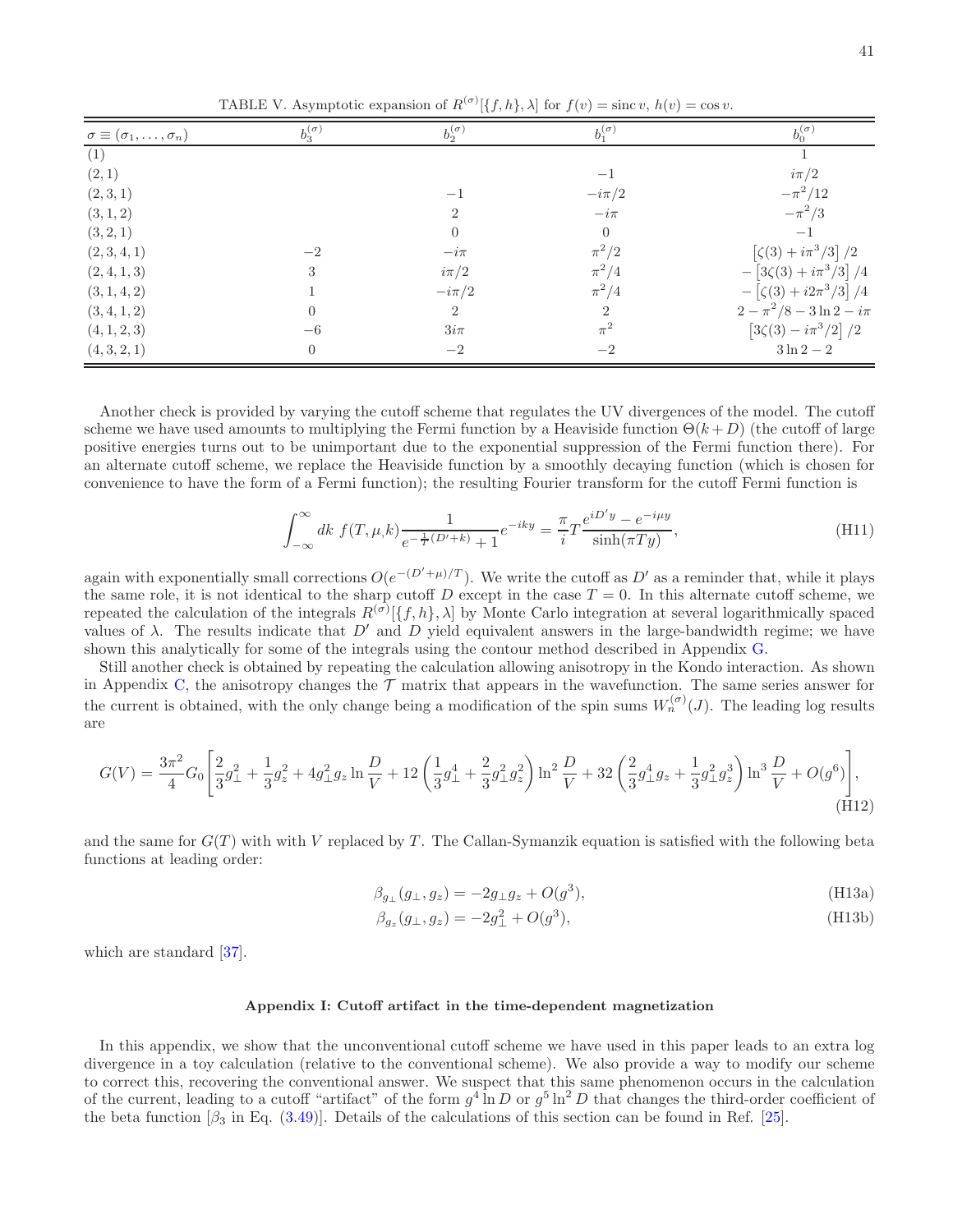TABLE V. Asymptotic expansion of $R^{(\sigma)}[\{f,h\},\lambda]$ for $f(v) = \operatorname{sinc} v$, $h(v) = \cos v$.

| $\sigma \equiv (\sigma_1,\ldots,\sigma_n)$ | $b_3^{(\sigma)}$ | $b_2^{(\sigma)}$ | $b_1^{(\sigma)}$ | $b_0^{(\sigma)}$ |
|---|---|---|---|---|
| (1) | | | | 1 |
| (2, 1) | | | $-1$ | $i\pi/2$ |
| (2, 3, 1) | | $-1$ | $-i\pi/2$ | $-\pi^2/12$ |
| (3, 1, 2) | | 2 | $-i\pi$ | $-\pi^2/3$ |
| (3, 2, 1) | | 0 | 0 | $-1$ |
| (2, 3, 4, 1) | $-2$ | $-i\pi$ | $\pi^2/2$ | $\left[\zeta(3) + i\pi^3/3\right]/2$ |
| (2, 4, 1, 3) | 3 | $i\pi/2$ | $\pi^2/4$ | $-\left[3\zeta(3) + i\pi^3/3\right]/4$ |
| (3, 1, 4, 2) | 1 | $-i\pi/2$ | $\pi^2/4$ | $-\left[\zeta(3) + i2\pi^3/3\right]/4$ |
| (3, 4, 1, 2) | 0 | 2 | 2 | $2 - \pi^2/8 - 3\ln 2 - i\pi$ |
| (4, 1, 2, 3) | $-6$ | $3i\pi$ | $\pi^2$ | $\left[3\zeta(3) - i\pi^3/2\right]/2$ |
| (4, 3, 2, 1) | 0 | $-2$ | $-2$ | $3\ln 2 - 2$ |

Another check is provided by varying the cutoff scheme that regulates the UV divergences of the model. The cutoff scheme we have used amounts to multiplying the Fermi function by a Heaviside function $\Theta(k+D)$ (the cutoff of large positive energies turns out to be unimportant due to the exponential suppression of the Fermi function there). For an alternate cutoff scheme, we replace the Heaviside function by a smoothly decaying function (which is chosen for convenience to have the form of a Fermi function); the resulting Fourier transform for the cutoff Fermi function is

$$\int_{-\infty}^{\infty} dk \; f(T,\mu,k) \frac{1}{e^{-\frac{1}{T}(D'+k)}+1} e^{-iky} = \frac{\pi}{i} T \frac{e^{iD'y} - e^{-i\mu y}}{\sinh(\pi T y)}, \tag{H11}$$

again with exponentially small corrections $O(e^{-(D'+\mu)/T})$. We write the cutoff as $D'$ as a reminder that, while it plays the same role, it is not identical to the sharp cutoff $D$ except in the case $T = 0$. In this alternate cutoff scheme, we repeated the calculation of the integrals $R^{(\sigma)}[\{f,h\},\lambda]$ by Monte Carlo integration at several logarithmically spaced values of $\lambda$. The results indicate that $D'$ and $D$ yield equivalent answers in the large-bandwidth regime; we have shown this analytically for some of the integrals using the contour method described in Appendix G.

Still another check is obtained by repeating the calculation allowing anisotropy in the Kondo interaction. As shown in Appendix C, the anisotropy changes the $\mathcal{T}$ matrix that appears in the wavefunction. The same series answer for the current is obtained, with the only change being a modification of the spin sums $W_n^{(\sigma)}(J)$. The leading log results are

$$G(V) = \frac{3\pi^2}{4} G_0 \left[ \frac{2}{3} g_\perp^2 + \frac{1}{3} g_z^2 + 4 g_\perp^2 g_z \ln\frac{D}{V} + 12\left(\frac{1}{3} g_\perp^4 + \frac{2}{3} g_\perp^2 g_z^2\right) \ln^2\frac{D}{V} + 32\left(\frac{2}{3} g_\perp^4 g_z + \frac{1}{3} g_\perp^2 g_z^3\right)\ln^3\frac{D}{V} + O(g^6)\right], \tag{H12}$$

and the same for $G(T)$ with with $V$ replaced by $T$. The Callan-Symanzik equation is satisfied with the following beta functions at leading order:

$$\beta_{g_\perp}(g_\perp, g_z) = -2 g_\perp g_z + O(g^3), \tag{H13a}$$

$$\beta_{g_z}(g_\perp, g_z) = -2 g_\perp^2 + O(g^3), \tag{H13b}$$

which are standard [37].

## Appendix I: Cutoff artifact in the time-dependent magnetization

In this appendix, we show that the unconventional cutoff scheme we have used in this paper leads to an extra log divergence in a toy calculation (relative to the conventional scheme). We also provide a way to modify our scheme to correct this, recovering the conventional answer. We suspect that this same phenomenon occurs in the calculation of the current, leading to a cutoff "artifact" of the form $g^4 \ln D$ or $g^5 \ln^2 D$ that changes the third-order coefficient of the beta function [$\beta_3$ in Eq. (3.49)]. Details of the calculations of this section can be found in Ref. [25].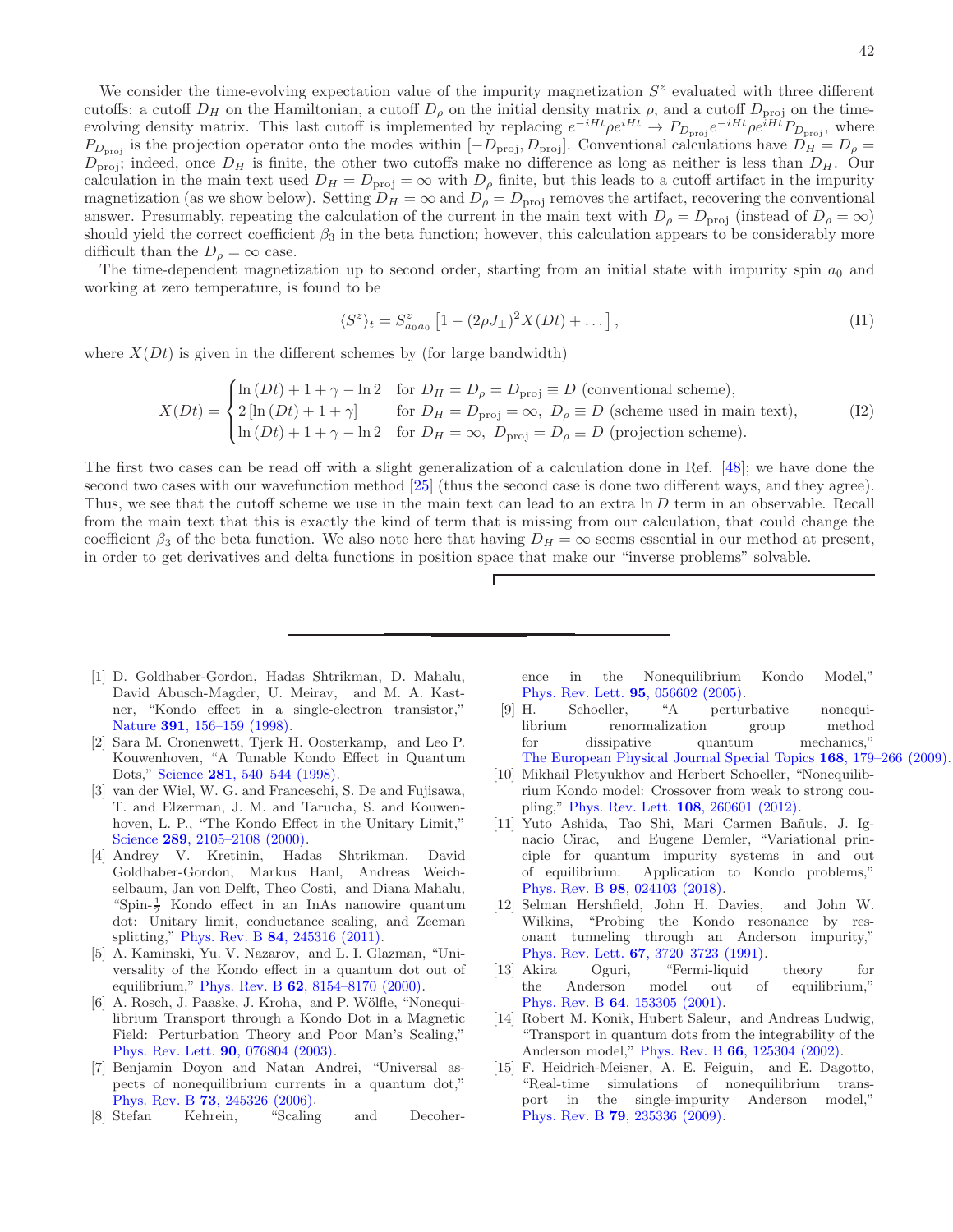We consider the time-evolving expectation value of the impurity magnetization $S^z$ evaluated with three different cutoffs: a cutoff $D_H$ on the Hamiltonian, a cutoff $D_\rho$ on the initial density matrix $\rho$, and a cutoff $D_{\text{proj}}$ on the time-evolving density matrix. This last cutoff is implemented by replacing $e^{-iHt}\rho e^{iHt} \to P_{D_{\text{proj}}} e^{-iHt}\rho e^{iHt} P_{D_{\text{proj}}}$, where $P_{D_{\text{proj}}}$ is the projection operator onto the modes within $[-D_{\text{proj}}, D_{\text{proj}}]$. Conventional calculations have $D_H = D_\rho = D_{\text{proj}}$; indeed, once $D_H$ is finite, the other two cutoffs make no difference as long as neither is less than $D_H$. Our calculation in the main text used $D_H = D_{\text{proj}} = \infty$ with $D_\rho$ finite, but this leads to a cutoff artifact in the impurity magnetization (as we show below). Setting $D_H = \infty$ and $D_\rho = D_{\text{proj}}$ removes the artifact, recovering the conventional answer. Presumably, repeating the calculation of the current in the main text with $D_\rho = D_{\text{proj}}$ (instead of $D_\rho = \infty$) should yield the correct coefficient $\beta_3$ in the beta function; however, this calculation appears to be considerably more difficult than the $D_\rho = \infty$ case.

The time-dependent magnetization up to second order, starting from an initial state with impurity spin $a_0$ and working at zero temperature, is found to be

$$\langle S^z \rangle_t = S^z_{a_0 a_0}\left[1 - (2\rho J_\perp)^2 X(Dt) + \dots\right], \tag{I1}$$

where $X(Dt)$ is given in the different schemes by (for large bandwidth)

$$X(Dt) = \begin{cases} \ln(Dt) + 1 + \gamma - \ln 2 & \text{for } D_H = D_\rho = D_{\text{proj}} \equiv D \text{ (conventional scheme)}, \\ 2\left[\ln(Dt) + 1 + \gamma\right] & \text{for } D_H = D_{\text{proj}} = \infty,\ D_\rho \equiv D \text{ (scheme used in main text)}, \\ \ln(Dt) + 1 + \gamma - \ln 2 & \text{for } D_H = \infty,\ D_{\text{proj}} = D_\rho \equiv D \text{ (projection scheme)}. \end{cases} \tag{I2}$$

The first two cases can be read off with a slight generalization of a calculation done in Ref. [48]; we have done the second two cases with our wavefunction method [25] (thus the second case is done two different ways, and they agree). Thus, we see that the cutoff scheme we use in the main text can lead to an extra $\ln D$ term in an observable. Recall from the main text that this is exactly the kind of term that is missing from our calculation, that could change the coefficient $\beta_3$ of the beta function. We also note here that having $D_H = \infty$ seems essential in our method at present, in order to get derivatives and delta functions in position space that make our "inverse problems" solvable.

---

[1] D. Goldhaber-Gordon, Hadas Shtrikman, D. Mahalu, David Abusch-Magder, U. Meirav, and M. A. Kastner, "Kondo effect in a single-electron transistor," Nature **391**, 156–159 (1998).

[2] Sara M. Cronenwett, Tjerk H. Oosterkamp, and Leo P. Kouwenhoven, "A Tunable Kondo Effect in Quantum Dots," Science **281**, 540–544 (1998).

[3] van der Wiel, W. G. and Franceschi, S. De and Fujisawa, T. and Elzerman, J. M. and Tarucha, S. and Kouwenhoven, L. P., "The Kondo Effect in the Unitary Limit," Science **289**, 2105–2108 (2000).

[4] Andrey V. Kretinin, Hadas Shtrikman, David Goldhaber-Gordon, Markus Hanl, Andreas Weichselbaum, Jan von Delft, Theo Costi, and Diana Mahalu, "Spin-$\frac{1}{2}$ Kondo effect in an InAs nanowire quantum dot: Unitary limit, conductance scaling, and Zeeman splitting," Phys. Rev. B **84**, 245316 (2011).

[5] A. Kaminski, Yu. V. Nazarov, and L. I. Glazman, "Universality of the Kondo effect in a quantum dot out of equilibrium," Phys. Rev. B **62**, 8154–8170 (2000).

[6] A. Rosch, J. Paaske, J. Kroha, and P. Wölfle, "Nonequilibrium Transport through a Kondo Dot in a Magnetic Field: Perturbation Theory and Poor Man's Scaling," Phys. Rev. Lett. **90**, 076804 (2003).

[7] Benjamin Doyon and Natan Andrei, "Universal aspects of nonequilibrium currents in a quantum dot," Phys. Rev. B **73**, 245326 (2006).

[8] Stefan Kehrein, "Scaling and Decoherence in the Nonequilibrium Kondo Model," Phys. Rev. Lett. **95**, 056602 (2005).

[9] H. Schoeller, "A perturbative nonequilibrium renormalization group method for dissipative quantum mechanics," The European Physical Journal Special Topics **168**, 179–266 (2009).

[10] Mikhail Pletyukhov and Herbert Schoeller, "Nonequilibrium Kondo model: Crossover from weak to strong coupling," Phys. Rev. Lett. **108**, 260601 (2012).

[11] Yuto Ashida, Tao Shi, Mari Carmen Bañuls, J. Ignacio Cirac, and Eugene Demler, "Variational principle for quantum impurity systems in and out of equilibrium: Application to Kondo problems," Phys. Rev. B **98**, 024103 (2018).

[12] Selman Hershfield, John H. Davies, and John W. Wilkins, "Probing the Kondo resonance by resonant tunneling through an Anderson impurity," Phys. Rev. Lett. **67**, 3720–3723 (1991).

[13] Akira Oguri, "Fermi-liquid theory for the Anderson model out of equilibrium," Phys. Rev. B **64**, 153305 (2001).

[14] Robert M. Konik, Hubert Saleur, and Andreas Ludwig, "Transport in quantum dots from the integrability of the Anderson model," Phys. Rev. B **66**, 125304 (2002).

[15] F. Heidrich-Meisner, A. E. Feiguin, and E. Dagotto, "Real-time simulations of nonequilibrium transport in the single-impurity Anderson model," Phys. Rev. B **79**, 235336 (2009).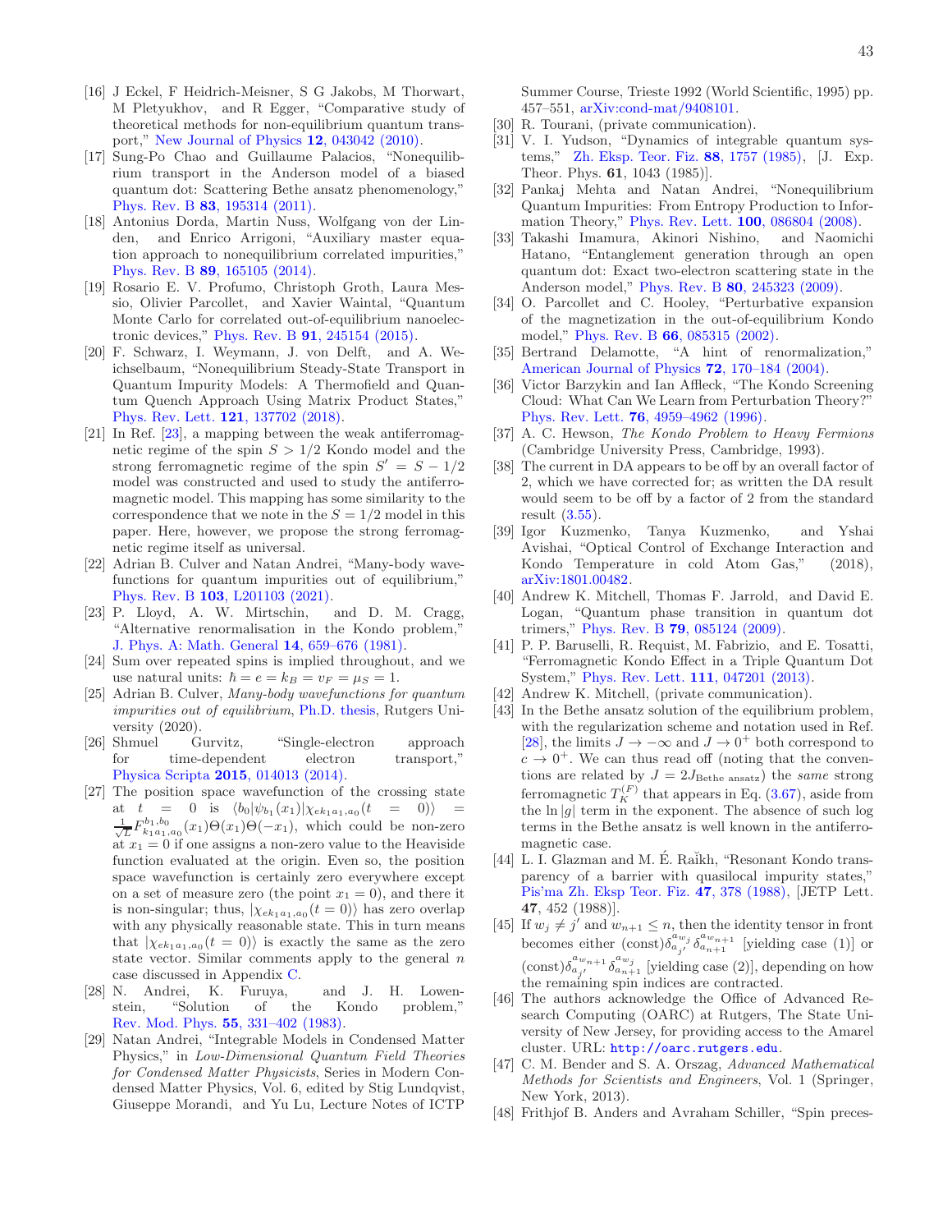- [16] J Eckel, F Heidrich-Meisner, S G Jakobs, M Thorwart, M Pletyukhov, and R Egger, "Comparative study of theoretical methods for non-equilibrium quantum transport," New Journal of Physics **12**, 043042 (2010).
- [17] Sung-Po Chao and Guillaume Palacios, "Nonequilibrium transport in the Anderson model of a biased quantum dot: Scattering Bethe ansatz phenomenology," Phys. Rev. B **83**, 195314 (2011).
- [18] Antonius Dorda, Martin Nuss, Wolfgang von der Linden, and Enrico Arrigoni, "Auxiliary master equation approach to nonequilibrium correlated impurities," Phys. Rev. B **89**, 165105 (2014).
- [19] Rosario E. V. Profumo, Christoph Groth, Laura Messio, Olivier Parcollet, and Xavier Waintal, "Quantum Monte Carlo for correlated out-of-equilibrium nanoelectronic devices," Phys. Rev. B **91**, 245154 (2015).
- [20] F. Schwarz, I. Weymann, J. von Delft, and A. Weichselbaum, "Nonequilibrium Steady-State Transport in Quantum Impurity Models: A Thermofield and Quantum Quench Approach Using Matrix Product States," Phys. Rev. Lett. **121**, 137702 (2018).
- [21] In Ref. [23], a mapping between the weak antiferromagnetic regime of the spin $S > 1/2$ Kondo model and the strong ferromagnetic regime of the spin $S' = S - 1/2$ model was constructed and used to study the antiferromagnetic model. This mapping has some similarity to the correspondence that we note in the $S = 1/2$ model in this paper. Here, however, we propose the strong ferromagnetic regime itself as universal.
- [22] Adrian B. Culver and Natan Andrei, "Many-body wavefunctions for quantum impurities out of equilibrium," Phys. Rev. B **103**, L201103 (2021).
- [23] P. Lloyd, A. W. Mirtschin, and D. M. Cragg, "Alternative renormalisation in the Kondo problem," J. Phys. A: Math. General **14**, 659–676 (1981).
- [24] Sum over repeated spins is implied throughout, and we use natural units: $\hbar = e = k_B = v_F = \mu_S = 1$.
- [25] Adrian B. Culver, *Many-body wavefunctions for quantum impurities out of equilibrium*, Ph.D. thesis, Rutgers University (2020).
- [26] Shmuel Gurvitz, "Single-electron approach for time-dependent electron transport," Physica Scripta **2015**, 014013 (2014).
- [27] The position space wavefunction of the crossing state at $t = 0$ is $\langle b_0 | \psi_{b_1}(x_1) | \chi_{ek_1 a_1, a_0}(t = 0) \rangle = \frac{1}{\sqrt{L}} F^{b_1, b_0}_{k_1 a_1, a_0}(x_1) \Theta(x_1) \Theta(-x_1)$, which could be non-zero at $x_1 = 0$ if one assigns a non-zero value to the Heaviside function evaluated at the origin. Even so, the position space wavefunction is certainly zero everywhere except on a set of measure zero (the point $x_1 = 0$), and there it is non-singular; thus, $|\chi_{ek_1 a_1, a_0}(t = 0)\rangle$ has zero overlap with any physically reasonable state. This in turn means that $|\chi_{ek_1 a_1, a_0}(t = 0)\rangle$ is exactly the same as the zero state vector. Similar comments apply to the general $n$ case discussed in Appendix C.
- [28] N. Andrei, K. Furuya, and J. H. Lowenstein, "Solution of the Kondo problem," Rev. Mod. Phys. **55**, 331–402 (1983).
- [29] Natan Andrei, "Integrable Models in Condensed Matter Physics," in *Low-Dimensional Quantum Field Theories for Condensed Matter Physicists*, Series in Modern Condensed Matter Physics, Vol. 6, edited by Stig Lundqvist, Giuseppe Morandi, and Yu Lu, Lecture Notes of ICTP Summer Course, Trieste 1992 (World Scientific, 1995) pp. 457–551, arXiv:cond-mat/9408101.
- [30] R. Tourani, (private communication).
- [31] V. I. Yudson, "Dynamics of integrable quantum systems," Zh. Eksp. Teor. Fiz. **88**, 1757 (1985), [J. Exp. Theor. Phys. **61**, 1043 (1985)].
- [32] Pankaj Mehta and Natan Andrei, "Nonequilibrium Quantum Impurities: From Entropy Production to Information Theory," Phys. Rev. Lett. **100**, 086804 (2008).
- [33] Takashi Imamura, Akinori Nishino, and Naomichi Hatano, "Entanglement generation through an open quantum dot: Exact two-electron scattering state in the Anderson model," Phys. Rev. B **80**, 245323 (2009).
- [34] O. Parcollet and C. Hooley, "Perturbative expansion of the magnetization in the out-of-equilibrium Kondo model," Phys. Rev. B **66**, 085315 (2002).
- [35] Bertrand Delamotte, "A hint of renormalization," American Journal of Physics **72**, 170–184 (2004).
- [36] Victor Barzykin and Ian Affleck, "The Kondo Screening Cloud: What Can We Learn from Perturbation Theory?" Phys. Rev. Lett. **76**, 4959–4962 (1996).
- [37] A. C. Hewson, *The Kondo Problem to Heavy Fermions* (Cambridge University Press, Cambridge, 1993).
- [38] The current in DA appears to be off by an overall factor of 2, which we have corrected for; as written the DA result would seem to be off by a factor of 2 from the standard result (3.55).
- [39] Igor Kuzmenko, Tanya Kuzmenko, and Yshai Avishai, "Optical Control of Exchange Interaction and Kondo Temperature in cold Atom Gas," (2018), arXiv:1801.00482.
- [40] Andrew K. Mitchell, Thomas F. Jarrold, and David E. Logan, "Quantum phase transition in quantum dot trimers," Phys. Rev. B **79**, 085124 (2009).
- [41] P. P. Baruselli, R. Requist, M. Fabrizio, and E. Tosatti, "Ferromagnetic Kondo Effect in a Triple Quantum Dot System," Phys. Rev. Lett. **111**, 047201 (2013).
- [42] Andrew K. Mitchell, (private communication).
- [43] In the Bethe ansatz solution of the equilibrium problem, with the regularization scheme and notation used in Ref. [28], the limits $J \to -\infty$ and $J \to 0^+$ both correspond to $c \to 0^+$. We can thus read off (noting that the conventions are related by $J = 2J_{\text{Bethe ansatz}}$) the *same* strong ferromagnetic $T_K^{(F)}$ that appears in Eq. (3.67), aside from the $\ln|g|$ term in the exponent. The absence of such log terms in the Bethe ansatz is well known in the antiferromagnetic case.
- [44] L. I. Glazman and M. É. Raĭkh, "Resonant Kondo transparency of a barrier with quasilocal impurity states," Pis'ma Zh. Eksp Teor. Fiz. **47**, 378 (1988), [JETP Lett. **47**, 452 (1988)].
- [45] If $w_j \neq j'$ and $w_{n+1} \leq n$, then the identity tensor in front becomes either $(\text{const})\delta^{a_{w_j}}_{a_{j'}} \delta^{a_{w_{n+1}}}_{a_{n+1}}$ [yielding case (1)] or $(\text{const})\delta^{a_{w_{n+1}}}_{a_{j'}} \delta^{a_{w_j}}_{a_{n+1}}$ [yielding case (2)], depending on how the remaining spin indices are contracted.
- [46] The authors acknowledge the Office of Advanced Research Computing (OARC) at Rutgers, The State University of New Jersey, for providing access to the Amarel cluster. URL: http://oarc.rutgers.edu.
- [47] C. M. Bender and S. A. Orszag, *Advanced Mathematical Methods for Scientists and Engineers*, Vol. 1 (Springer, New York, 2013).
- [48] Frithjof B. Anders and Avraham Schiller, "Spin preces-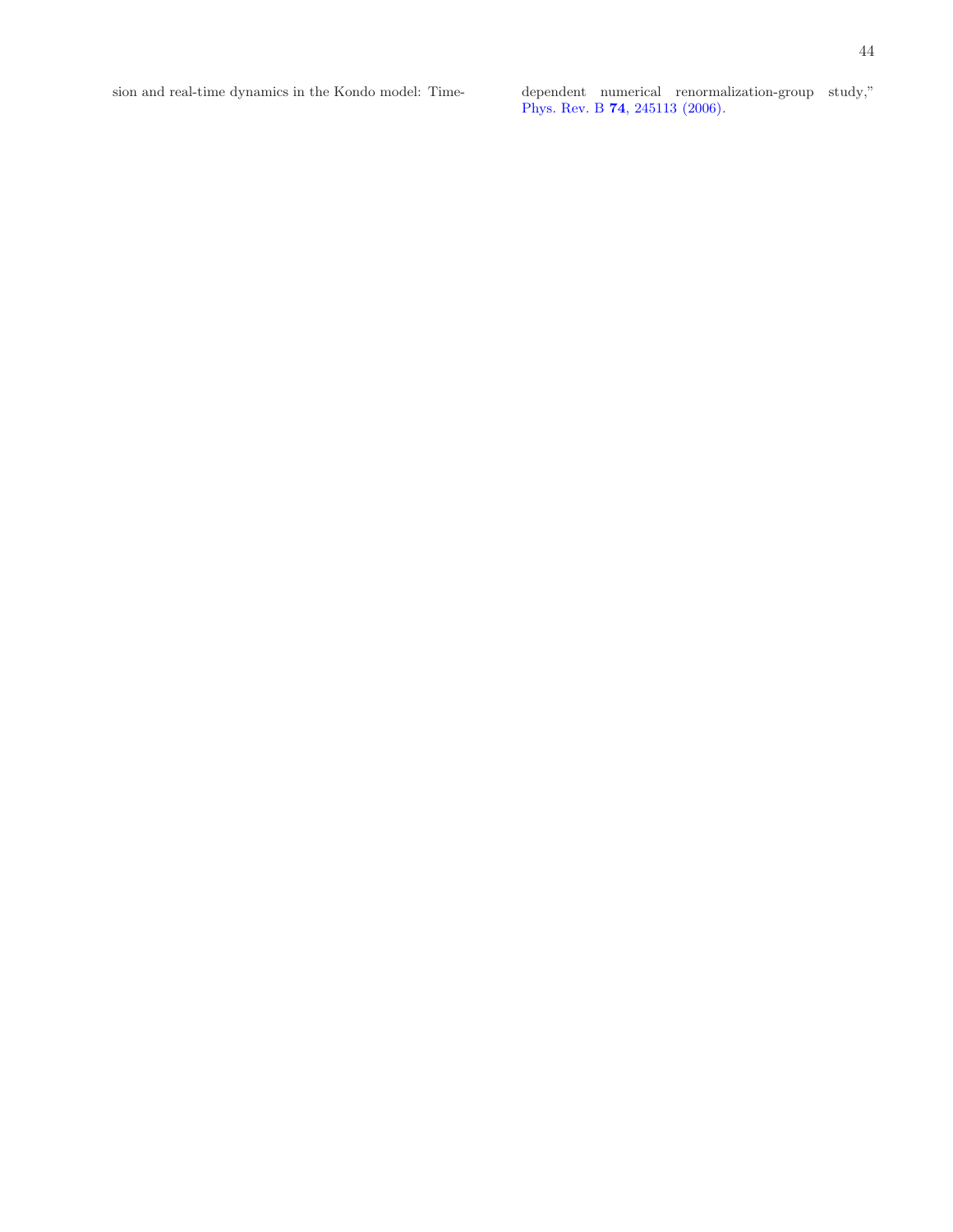sion and real-time dynamics in the Kondo model: Time-dependent numerical renormalization-group study," Phys. Rev. B **74**, 245113 (2006).